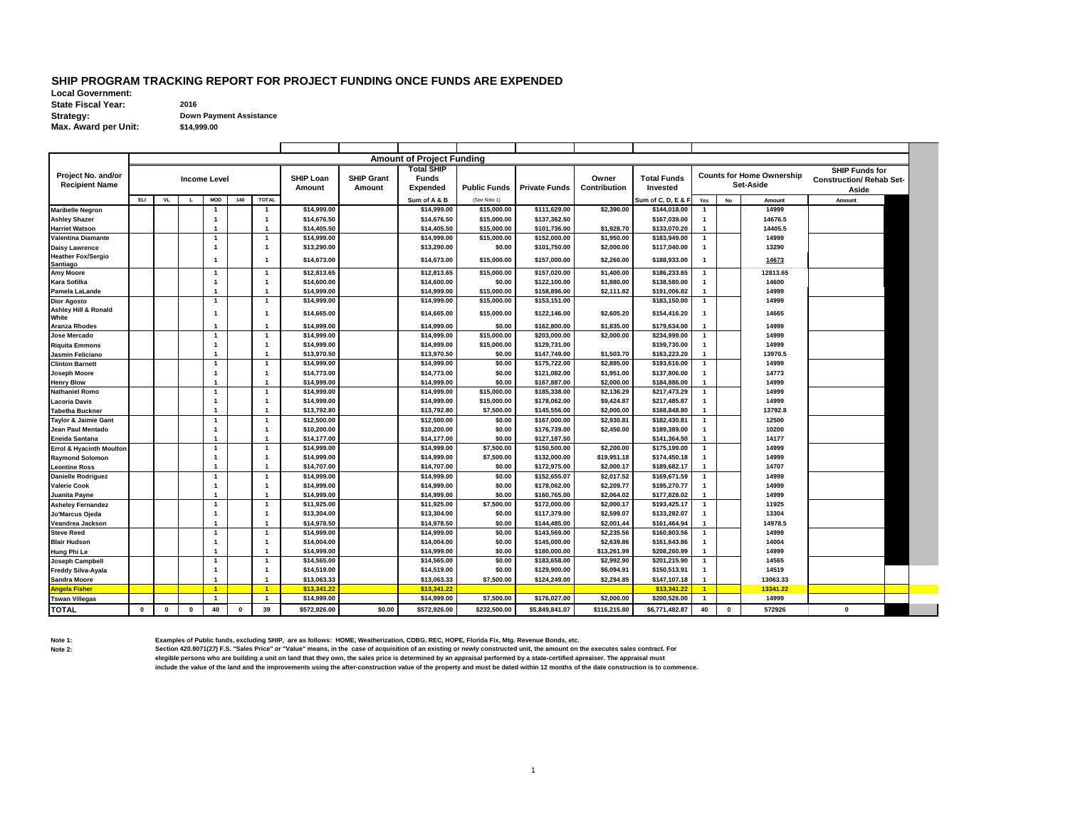# SHIP PROGRAM TRACKING REPORT FOR PROJECT FUNDING ONCE FUNDS ARE EXPENDED

**Local Government:**
**State Fiscal Year:** 2016
**Strategy:** Down Payment Assistance
**Max. Award per Unit:** $14,999.00

| Project No. and/or Recipient Name | Income Level | | | | | | Amount of Project Funding | | | | | | | | Counts for Home Ownership Set-Aside | | | SHIP Funds for Construction/ Rehab Set-Aside |
|---|---|---|---|---|---|---|---|---|---|---|---|---|---|---|---|---|---|---|
| | | | | | | | SHIP Loan Amount | SHIP Grant Amount | Total SHIP Funds Expended | Public Funds | Private Funds | Owner Contribution | Total Funds Invested | | | | | |
| | ELI | VL | L | MOD | 140 | TOTAL | | | Sum of A & B | (See Note 1) | | | Sum of C, D, E & F | | Yes | No | Amount | Amount |
| Maribelle Negron | | | | 1 | | 1 | $14,999.00 | | $14,999.00 | $15,000.00 | $111,629.00 | $2,390.00 | $144,018.00 | | 1 | | 14999 | |
| Ashley Shazer | | | | 1 | | 1 | $14,676.50 | | $14,676.50 | $15,000.00 | $137,362.50 | | $167,039.00 | | 1 | | 14676.5 | |
| Harriet Watson | | | | 1 | | 1 | $14,405.50 | | $14,405.50 | $15,000.00 | $101,736.00 | $1,928.70 | $133,070.20 | | 1 | | 14405.5 | |
| Valentina Diamante | | | | 1 | | 1 | $14,999.00 | | $14,999.00 | $15,000.00 | $152,000.00 | $1,950.00 | $183,949.00 | | 1 | | 14999 | |
| Daisy Lawrence | | | | 1 | | 1 | $13,290.00 | | $13,290.00 | $0.00 | $101,750.00 | $2,000.00 | $117,040.00 | | 1 | | 13290 | |
| Heather Fox/Sergio Santiago | | | | 1 | | 1 | $14,673.00 | | $14,673.00 | $15,000.00 | $157,000.00 | $2,260.00 | $188,933.00 | | 1 | | 14673 | |
| Amy Moore | | | | 1 | | 1 | $12,813.65 | | $12,813.65 | $15,000.00 | $157,020.00 | $1,400.00 | $186,233.65 | | 1 | | 12813.65 | |
| Kara Sofilka | | | | 1 | | 1 | $14,600.00 | | $14,600.00 | $0.00 | $122,100.00 | $1,880.00 | $138,580.00 | | 1 | | 14600 | |
| Pamela LaLande | | | | 1 | | 1 | $14,999.00 | | $14,999.00 | $15,000.00 | $158,896.00 | $2,111.82 | $191,006.82 | | 1 | | 14999 | |
| Dior Agosto | | | | 1 | | 1 | $14,999.00 | | $14,999.00 | $15,000.00 | $153,151.00 | | $183,150.00 | | 1 | | 14999 | |
| Ashley Hill & Ronald White | | | | 1 | | 1 | $14,665.00 | | $14,665.00 | $15,000.00 | $122,146.00 | $2,605.20 | $154,416.20 | | 1 | | 14665 | |
| Aranza Rhodes | | | | 1 | | 1 | $14,999.00 | | $14,999.00 | $0.00 | $162,800.00 | $1,835.00 | $179,634.00 | | 1 | | 14999 | |
| Jose Mercado | | | | 1 | | 1 | $14,999.00 | | $14,999.00 | $15,000.00 | $203,000.00 | $2,000.00 | $234,999.00 | | 1 | | 14999 | |
| Riquita Emmons | | | | 1 | | 1 | $14,999.00 | | $14,999.00 | $15,000.00 | $129,731.00 | | $159,730.00 | | 1 | | 14999 | |
| Jasmin Feliciano | | | | 1 | | 1 | $13,970.50 | | $13,970.50 | $0.00 | $147,749.00 | $1,503.70 | $163,223.20 | | 1 | | 13970.5 | |
| Clinton Barnett | | | | 1 | | 1 | $14,999.00 | | $14,999.00 | $0.00 | $175,722.00 | $2,895.00 | $193,616.00 | | 1 | | 14999 | |
| Joseph Moore | | | | 1 | | 1 | $14,773.00 | | $14,773.00 | $0.00 | $121,082.00 | $1,951.00 | $137,806.00 | | 1 | | 14773 | |
| Henry Blow | | | | 1 | | 1 | $14,999.00 | | $14,999.00 | $0.00 | $167,887.00 | $2,000.00 | $184,886.00 | | 1 | | 14999 | |
| Nathaniel Romo | | | | 1 | | 1 | $14,999.00 | | $14,999.00 | $15,000.00 | $185,338.00 | $2,136.29 | $217,473.29 | | 1 | | 14999 | |
| Lacoria Davis | | | | 1 | | 1 | $14,999.00 | | $14,999.00 | $15,000.00 | $178,062.00 | $9,424.87 | $217,485.87 | | 1 | | 14999 | |
| Tabetha Buckner | | | | 1 | | 1 | $13,792.80 | | $13,792.80 | $7,500.00 | $145,556.00 | $2,000.00 | $168,848.80 | | 1 | | 13792.8 | |
| Taylor & Jaimie Gant | | | | 1 | | 1 | $12,500.00 | | $12,500.00 | $0.00 | $167,000.00 | $2,930.81 | $182,430.81 | | 1 | | 12500 | |
| Jean Paul Mentado | | | | 1 | | 1 | $10,200.00 | | $10,200.00 | $0.00 | $176,739.00 | $2,450.00 | $189,389.00 | | 1 | | 10200 | |
| Eneida Santana | | | | 1 | | 1 | $14,177.00 | | $14,177.00 | $0.00 | $127,187.50 | | $141,364.50 | | 1 | | 14177 | |
| Errol & Hyacinth Moulton | | | | 1 | | 1 | $14,999.00 | | $14,999.00 | $7,500.00 | $150,500.00 | $2,200.00 | $175,199.00 | | 1 | | 14999 | |
| Raymond Solomon | | | | 1 | | 1 | $14,999.00 | | $14,999.00 | $7,500.00 | $132,000.00 | $19,951.18 | $174,450.18 | | 1 | | 14999 | |
| Leontine Ross | | | | 1 | | 1 | $14,707.00 | | $14,707.00 | $0.00 | $172,975.00 | $2,000.17 | $189,682.17 | | 1 | | 14707 | |
| Danielle Rodriguez | | | | 1 | | 1 | $14,999.00 | | $14,999.00 | $0.00 | $152,655.07 | $2,017.52 | $169,671.59 | | 1 | | 14999 | |
| Valerie Cook | | | | 1 | | 1 | $14,999.00 | | $14,999.00 | $0.00 | $178,062.00 | $2,209.77 | $195,270.77 | | 1 | | 14999 | |
| Juanita Payne | | | | 1 | | 1 | $14,999.00 | | $14,999.00 | $0.00 | $160,765.00 | $2,064.02 | $177,828.02 | | 1 | | 14999 | |
| Asheley Fernandez | | | | 1 | | 1 | $11,925.00 | | $11,925.00 | $7,500.00 | $172,000.00 | $2,000.17 | $193,425.17 | | 1 | | 11925 | |
| Jo'Marcus Ojeda | | | | 1 | | 1 | $13,304.00 | | $13,304.00 | $0.00 | $117,379.00 | $2,599.07 | $133,282.07 | | 1 | | 13304 | |
| Veandrea Jackson | | | | 1 | | 1 | $14,978.50 | | $14,978.50 | $0.00 | $144,485.00 | $2,001.44 | $161,464.94 | | 1 | | 14978.5 | |
| Steve Reed | | | | 1 | | 1 | $14,999.00 | | $14,999.00 | $0.00 | $143,569.00 | $2,235.56 | $160,803.56 | | 1 | | 14999 | |
| Blair Hudson | | | | 1 | | 1 | $14,004.00 | | $14,004.00 | $0.00 | $145,000.00 | $2,639.86 | $161,643.86 | | 1 | | 14004 | |
| Hung Phi Le | | | | 1 | | 1 | $14,999.00 | | $14,999.00 | $0.00 | $180,000.00 | $13,261.99 | $208,260.99 | | 1 | | 14999 | |
| Joseph Campbell | | | | 1 | | 1 | $14,565.00 | | $14,565.00 | $0.00 | $183,658.00 | $2,992.90 | $201,215.90 | | 1 | | 14565 | |
| Freddy Silva-Ayala | | | | 1 | | 1 | $14,519.00 | | $14,519.00 | $0.00 | $129,900.00 | $6,094.91 | $150,513.91 | | 1 | | 14519 | |
| Sandra Moore | | | | 1 | | 1 | $13,063.33 | | $13,063.33 | $7,500.00 | $124,249.00 | $2,294.85 | $147,107.18 | | 1 | | 13063.33 | |
| Angela Fisher | | | | 1 | | 1 | $13,341.22 | | $13,341.22 | | | | $13,341.22 | | 1 | | 13341.22 | |
| Tswan Villegas | | | | 1 | | 1 | $14,999.00 | | $14,999.00 | $7,500.00 | $176,027.00 | $2,000.00 | $200,526.00 | | 1 | | 14999 | |
| **TOTAL** | 0 | 0 | 0 | 40 | 0 | 39 | $572,926.00 | $0.00 | $572,926.00 | $232,500.00 | $5,849,841.07 | $116,215.80 | $6,771,482.87 | | 40 | 0 | 572926 | 0 |

**Note 1:** Examples of Public funds, excluding SHIP, are as follows: HOME, Weatherization, CDBG, REC, HOPE, Florida Fix, Mtg. Revenue Bonds, etc.

**Note 2:** Section 420.9071(27) F.S. "Sales Price" or "Value" means, in the case of acquisition of an existing or newly constructed unit, the amount on the executes sales contract. For elegible persons who are building a unit on land that they own, the sales price is determined by an appraisal performed by a state-certified apreaiser. The appraisal must include the value of the land and the improvements using the after-construction value of the property and must be dated within 12 months of the date construction is to commence.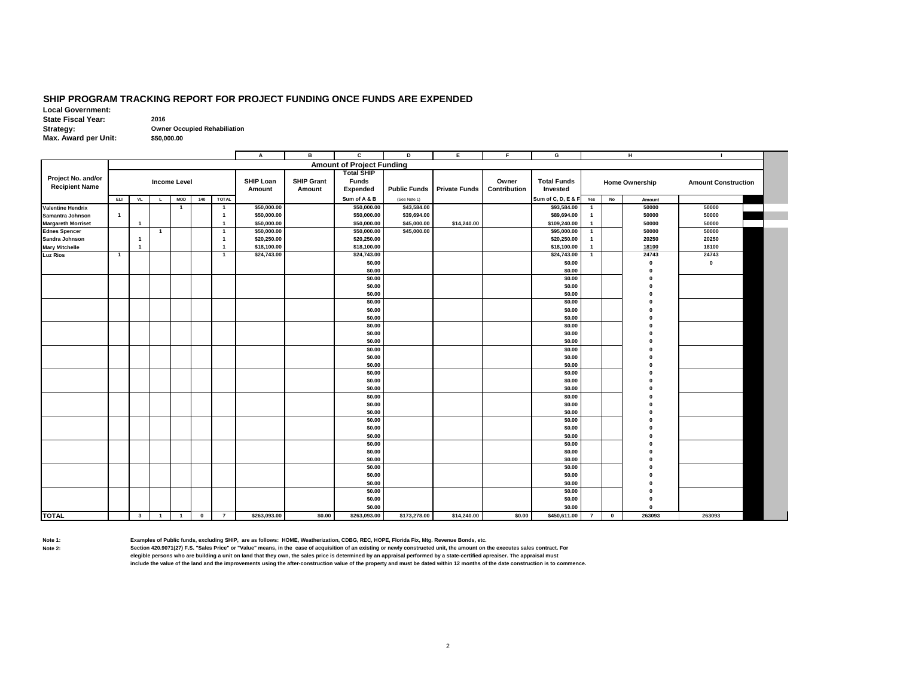## SHIP PROGRAM TRACKING REPORT FOR PROJECT FUNDING ONCE FUNDS ARE EXPENDED

**Local Government:**
**State Fiscal Year:** 2016
**Strategy:** Owner Occupied Rehabiliation
**Max. Award per Unit:** $50,000.00

| Project No. and/or Recipient Name | Income Level | | | | | | A | B | C | D | E | F | G | H | | | I |
|---|---|---|---|---|---|---|---|---|---|---|---|---|---|---|---|---|---|
| | | | | | | | **Amount of Project Funding** | | | | | | | | | | |
| | | | | | | | SHIP Loan Amount | SHIP Grant Amount | Total SHIP Funds Expended | Public Funds | Private Funds | Owner Contribution | Total Funds Invested | Home Ownership | | | Amount Construction |
| | ELI | VL | L | MOD | 140 | TOTAL | | | Sum of A & B | (See Note 1) | | | Sum of C, D, E & F | Yes | No | Amount | |
| Valentine Hendrix | | | | 1 | | 1 | $50,000.00 | | $50,000.00 | $43,584.00 | | | $93,584.00 | 1 | | 50000 | 50000 |
| Samantra Johnson | 1 | | | | | 1 | $50,000.00 | | $50,000.00 | $39,694.00 | | | $89,694.00 | 1 | | 50000 | 50000 |
| Margareth Morriset | | 1 | | | | 1 | $50,000.00 | | $50,000.00 | $45,000.00 | $14,240.00 | | $109,240.00 | 1 | | 50000 | 50000 |
| Ednes Spencer | | | 1 | | | 1 | $50,000.00 | | $50,000.00 | $45,000.00 | | | $95,000.00 | 1 | | 50000 | 50000 |
| Sandra Johnson | | 1 | | | | 1 | $20,250.00 | | $20,250.00 | | | | $20,250.00 | 1 | | 20250 | 20250 |
| Mary Mitchelle | | 1 | | | | 1 | $18,100.00 | | $18,100.00 | | | | $18,100.00 | 1 | | 18100 | 18100 |
| Luz Rios | 1 | | | | | 1 | $24,743.00 | | $24,743.00 | | | | $24,743.00 | 1 | | 24743 | 24743 |
| | | | | | | | | | $0.00 | | | | $0.00 | | | 0 | 0 |
| | | | | | | | | | $0.00 | | | | $0.00 | | | 0 | |
| | | | | | | | | | $0.00 | | | | $0.00 | | | 0 | |
| | | | | | | | | | $0.00 | | | | $0.00 | | | 0 | |
| | | | | | | | | | $0.00 | | | | $0.00 | | | 0 | |
| | | | | | | | | | $0.00 | | | | $0.00 | | | 0 | |
| | | | | | | | | | $0.00 | | | | $0.00 | | | 0 | |
| | | | | | | | | | $0.00 | | | | $0.00 | | | 0 | |
| | | | | | | | | | $0.00 | | | | $0.00 | | | 0 | |
| | | | | | | | | | $0.00 | | | | $0.00 | | | 0 | |
| | | | | | | | | | $0.00 | | | | $0.00 | | | 0 | |
| | | | | | | | | | $0.00 | | | | $0.00 | | | 0 | |
| | | | | | | | | | $0.00 | | | | $0.00 | | | 0 | |
| | | | | | | | | | $0.00 | | | | $0.00 | | | 0 | |
| | | | | | | | | | $0.00 | | | | $0.00 | | | 0 | |
| | | | | | | | | | $0.00 | | | | $0.00 | | | 0 | |
| | | | | | | | | | $0.00 | | | | $0.00 | | | 0 | |
| | | | | | | | | | $0.00 | | | | $0.00 | | | 0 | |
| | | | | | | | | | $0.00 | | | | $0.00 | | | 0 | |
| | | | | | | | | | $0.00 | | | | $0.00 | | | 0 | |
| | | | | | | | | | $0.00 | | | | $0.00 | | | 0 | |
| | | | | | | | | | $0.00 | | | | $0.00 | | | 0 | |
| | | | | | | | | | $0.00 | | | | $0.00 | | | 0 | |
| | | | | | | | | | $0.00 | | | | $0.00 | | | 0 | |
| | | | | | | | | | $0.00 | | | | $0.00 | | | 0 | |
| | | | | | | | | | $0.00 | | | | $0.00 | | | 0 | |
| | | | | | | | | | $0.00 | | | | $0.00 | | | 0 | |
| | | | | | | | | | $0.00 | | | | $0.00 | | | 0 | |
| | | | | | | | | | $0.00 | | | | $0.00 | | | 0 | |
| | | | | | | | | | $0.00 | | | | $0.00 | | | 0 | |
| **TOTAL** | | 3 | 1 | 1 | 0 | 7 | $263,093.00 | $0.00 | $263,093.00 | $173,278.00 | $14,240.00 | $0.00 | $450,611.00 | 7 | 0 | 263093 | 263093 |

**Note 1:** Examples of Public funds, excluding SHIP, are as follows: HOME, Weatherization, CDBG, REC, HOPE, Florida Fix, Mtg. Revenue Bonds, etc.

**Note 2:** Section 420.9071(27) F.S. "Sales Price" or "Value" means, in the case of acquisition of an existing or newly constructed unit, the amount on the executes sales contract. For elegible persons who are building a unit on land that they own, the sales price is determined by an appraisal performed by a state-certified apreaiser. The appraisal must include the value of the land and the improvements using the after-construction value of the property and must be dated within 12 months of the date construction is to commence.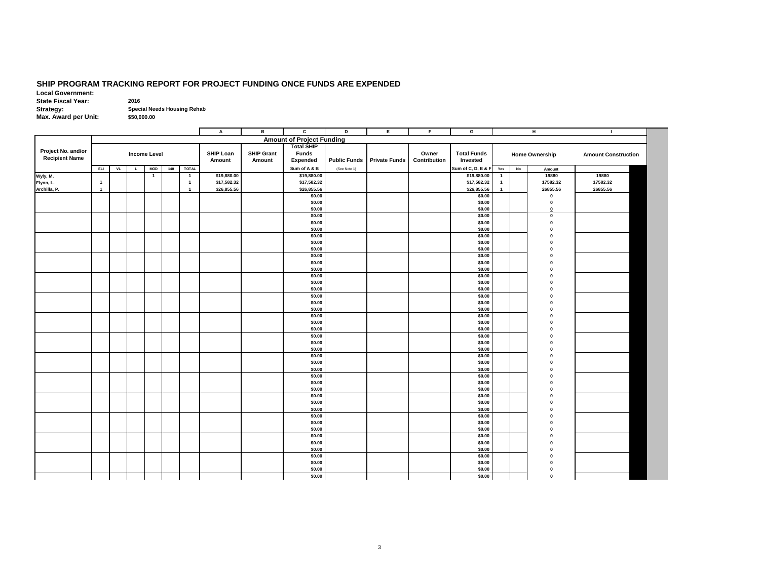## SHIP PROGRAM TRACKING REPORT FOR PROJECT FUNDING ONCE FUNDS ARE EXPENDED

**Local Government:**
**State Fiscal Year:** 2016
**Strategy:** Special Needs Housing Rehab
**Max. Award per Unit:** $50,000.00

| | | | | | | | A | B | C | D | E | F | G | H | | | I |
|---|---|---|---|---|---|---|---|---|---|---|---|---|---|---|---|---|---|
| | | | | | | | **Amount of Project Funding** | | | | | | | | | | |
| **Project No. and/or Recipient Name** | **Income Level** | | | | | | **SHIP Loan Amount** | **SHIP Grant Amount** | **Total SHIP Funds Expended** | **Public Funds** | **Private Funds** | **Owner Contribution** | **Total Funds Invested** | **Home Ownership** | | | **Amount Construction** |
| | ELI | VL | L | MOD | 140 | TOTAL | | | Sum of A & B | (See Note 1) | | | Sum of C, D, E & F | Yes | No | Amount | |
| Wyly, M. | | | | 1 | | 1 | $19,880.00 | | $19,880.00 | | | | $19,880.00 | 1 | | 19880 | 19880 |
| Flynn, L. | 1 | | | | | 1 | $17,582.32 | | $17,582.32 | | | | $17,582.32 | 1 | | 17582.32 | 17582.32 |
| Archilla, P. | 1 | | | | | 1 | $26,855.56 | | $26,855.56 | | | | $26,855.56 | 1 | | 26855.56 | 26855.56 |
| | | | | | | | | | $0.00 | | | | $0.00 | | | 0 | |
| | | | | | | | | | $0.00 | | | | $0.00 | | | 0 | |
| | | | | | | | | | $0.00 | | | | $0.00 | | | 0 | |
| | | | | | | | | | $0.00 | | | | $0.00 | | | 0 | |
| | | | | | | | | | $0.00 | | | | $0.00 | | | 0 | |
| | | | | | | | | | $0.00 | | | | $0.00 | | | 0 | |
| | | | | | | | | | $0.00 | | | | $0.00 | | | 0 | |
| | | | | | | | | | $0.00 | | | | $0.00 | | | 0 | |
| | | | | | | | | | $0.00 | | | | $0.00 | | | 0 | |
| | | | | | | | | | $0.00 | | | | $0.00 | | | 0 | |
| | | | | | | | | | $0.00 | | | | $0.00 | | | 0 | |
| | | | | | | | | | $0.00 | | | | $0.00 | | | 0 | |
| | | | | | | | | | $0.00 | | | | $0.00 | | | 0 | |
| | | | | | | | | | $0.00 | | | | $0.00 | | | 0 | |
| | | | | | | | | | $0.00 | | | | $0.00 | | | 0 | |
| | | | | | | | | | $0.00 | | | | $0.00 | | | 0 | |
| | | | | | | | | | $0.00 | | | | $0.00 | | | 0 | |
| | | | | | | | | | $0.00 | | | | $0.00 | | | 0 | |
| | | | | | | | | | $0.00 | | | | $0.00 | | | 0 | |
| | | | | | | | | | $0.00 | | | | $0.00 | | | 0 | |
| | | | | | | | | | $0.00 | | | | $0.00 | | | 0 | |
| | | | | | | | | | $0.00 | | | | $0.00 | | | 0 | |
| | | | | | | | | | $0.00 | | | | $0.00 | | | 0 | |
| | | | | | | | | | $0.00 | | | | $0.00 | | | 0 | |
| | | | | | | | | | $0.00 | | | | $0.00 | | | 0 | |
| | | | | | | | | | $0.00 | | | | $0.00 | | | 0 | |
| | | | | | | | | | $0.00 | | | | $0.00 | | | 0 | |
| | | | | | | | | | $0.00 | | | | $0.00 | | | 0 | |
| | | | | | | | | | $0.00 | | | | $0.00 | | | 0 | |
| | | | | | | | | | $0.00 | | | | $0.00 | | | 0 | |
| | | | | | | | | | $0.00 | | | | $0.00 | | | 0 | |
| | | | | | | | | | $0.00 | | | | $0.00 | | | 0 | |
| | | | | | | | | | $0.00 | | | | $0.00 | | | 0 | |
| | | | | | | | | | $0.00 | | | | $0.00 | | | 0 | |
| | | | | | | | | | $0.00 | | | | $0.00 | | | 0 | |
| | | | | | | | | | $0.00 | | | | $0.00 | | | 0 | |
| | | | | | | | | | $0.00 | | | | $0.00 | | | 0 | |
| | | | | | | | | | $0.00 | | | | $0.00 | | | 0 | |
| | | | | | | | | | $0.00 | | | | $0.00 | | | 0 | |
| | | | | | | | | | $0.00 | | | | $0.00 | | | 0 | |
| | | | | | | | | | $0.00 | | | | $0.00 | | | 0 | |
| | | | | | | | | | $0.00 | | | | $0.00 | | | 0 | |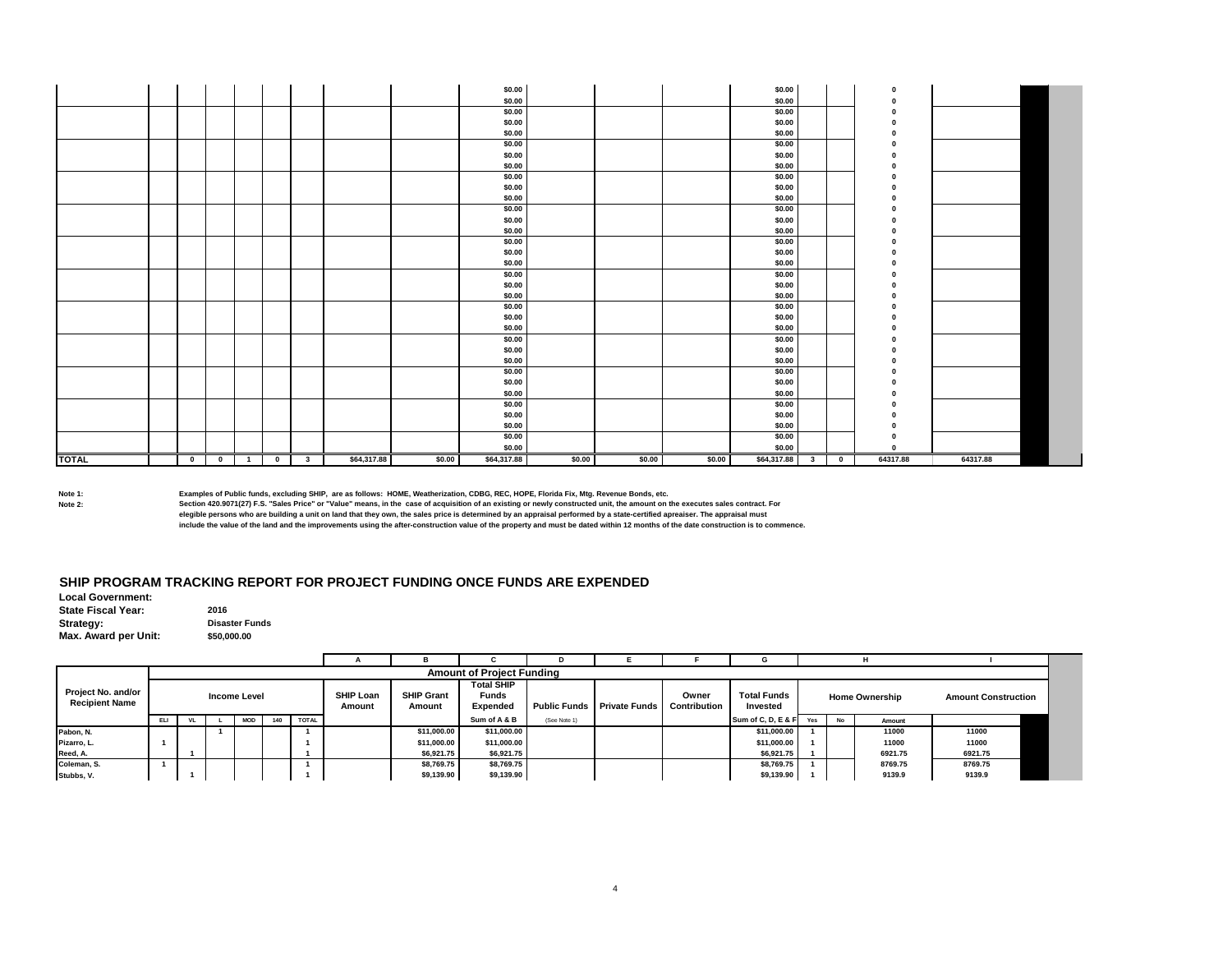| | | | | | | | | | | | | | | | | | |
|---|---|---|---|---|---|---|---|---|---|---|---|---|---|---|---|---|---|
| | | | | | | | | | $0.00 | | | | $0.00 | | | 0 | |
| | | | | | | | | | $0.00 | | | | $0.00 | | | 0 | |
| | | | | | | | | | $0.00 | | | | $0.00 | | | 0 | |
| | | | | | | | | | $0.00 | | | | $0.00 | | | 0 | |
| | | | | | | | | | $0.00 | | | | $0.00 | | | 0 | |
| | | | | | | | | | $0.00 | | | | $0.00 | | | 0 | |
| | | | | | | | | | $0.00 | | | | $0.00 | | | 0 | |
| | | | | | | | | | $0.00 | | | | $0.00 | | | 0 | |
| | | | | | | | | | $0.00 | | | | $0.00 | | | 0 | |
| | | | | | | | | | $0.00 | | | | $0.00 | | | 0 | |
| | | | | | | | | | $0.00 | | | | $0.00 | | | 0 | |
| | | | | | | | | | $0.00 | | | | $0.00 | | | 0 | |
| | | | | | | | | | $0.00 | | | | $0.00 | | | 0 | |
| | | | | | | | | | $0.00 | | | | $0.00 | | | 0 | |
| | | | | | | | | | $0.00 | | | | $0.00 | | | 0 | |
| | | | | | | | | | $0.00 | | | | $0.00 | | | 0 | |
| | | | | | | | | | $0.00 | | | | $0.00 | | | 0 | |
| | | | | | | | | | $0.00 | | | | $0.00 | | | 0 | |
| | | | | | | | | | $0.00 | | | | $0.00 | | | 0 | |
| | | | | | | | | | $0.00 | | | | $0.00 | | | 0 | |
| | | | | | | | | | $0.00 | | | | $0.00 | | | 0 | |
| | | | | | | | | | $0.00 | | | | $0.00 | | | 0 | |
| | | | | | | | | | $0.00 | | | | $0.00 | | | 0 | |
| | | | | | | | | | $0.00 | | | | $0.00 | | | 0 | |
| | | | | | | | | | $0.00 | | | | $0.00 | | | 0 | |
| | | | | | | | | | $0.00 | | | | $0.00 | | | 0 | |
| | | | | | | | | | $0.00 | | | | $0.00 | | | 0 | |
| | | | | | | | | | $0.00 | | | | $0.00 | | | 0 | |
| | | | | | | | | | $0.00 | | | | $0.00 | | | 0 | |
| | | | | | | | | | $0.00 | | | | $0.00 | | | 0 | |
| | | | | | | | | | $0.00 | | | | $0.00 | | | 0 | |
| | | | | | | | | | $0.00 | | | | $0.00 | | | 0 | |
| | | | | | | | | | $0.00 | | | | $0.00 | | | 0 | |
| | | | | | | | | | $0.00 | | | | $0.00 | | | 0 | |
| | | | | | | | | | $0.00 | | | | $0.00 | | | 0 | |
| **TOTAL** | | 0 | 0 | 1 | 0 | 3 | $64,317.88 | $0.00 | $64,317.88 | $0.00 | $0.00 | $0.00 | $64,317.88 | 3 | 0 | 64317.88 | 64317.88 |

**Note 1:** Examples of Public funds, excluding SHIP, are as follows: HOME, Weatherization, CDBG, REC, HOPE, Florida Fix, Mtg. Revenue Bonds, etc.

**Note 2:** Section 420.9071(27) F.S. "Sales Price" or "Value" means, in the case of acquisition of an existing or newly constructed unit, the amount on the executes sales contract. For elegible persons who are building a unit on land that they own, the sales price is determined by an appraisal performed by a state-certified apreaiser. The appraisal must include the value of the land and the improvements using the after-construction value of the property and must be dated within 12 months of the date construction is to commence.

## SHIP PROGRAM TRACKING REPORT FOR PROJECT FUNDING ONCE FUNDS ARE EXPENDED

**Local Government:**
**State Fiscal Year:** 2016
**Strategy:** Disaster Funds
**Max. Award per Unit:** $50,000.00

| | | | | | | | A | B | C | D | E | F | G | H | | | I |
|---|---|---|---|---|---|---|---|---|---|---|---|---|---|---|---|---|---|
| | **Amount of Project Funding** | | | | | | | | | | | | | | | | |
| **Project No. and/or Recipient Name** | **Income Level** | | | | | | **SHIP Loan Amount** | **SHIP Grant Amount** | **Total SHIP Funds Expended** | **Public Funds** | **Private Funds** | **Owner Contribution** | **Total Funds Invested** | **Home Ownership** | | | **Amount Construction** |
| | ELI | VL | L | MOD | 140 | TOTAL | | | Sum of A & B | (See Note 1) | | | Sum of C, D, E & F | Yes | No | Amount | |
| Pabon, N. | | | 1 | | | 1 | | $11,000.00 | $11,000.00 | | | | $11,000.00 | 1 | | 11000 | 11000 |
| Pizarro, L. | 1 | | | | | 1 | | $11,000.00 | $11,000.00 | | | | $11,000.00 | 1 | | 11000 | 11000 |
| Reed, A. | | 1 | | | | 1 | | $6,921.75 | $6,921.75 | | | | $6,921.75 | 1 | | 6921.75 | 6921.75 |
| Coleman, S. | 1 | | | | | 1 | | $8,769.75 | $8,769.75 | | | | $8,769.75 | 1 | | 8769.75 | 8769.75 |
| Stubbs, V. | | 1 | | | | 1 | | $9,139.90 | $9,139.90 | | | | $9,139.90 | 1 | | 9139.9 | 9139.9 |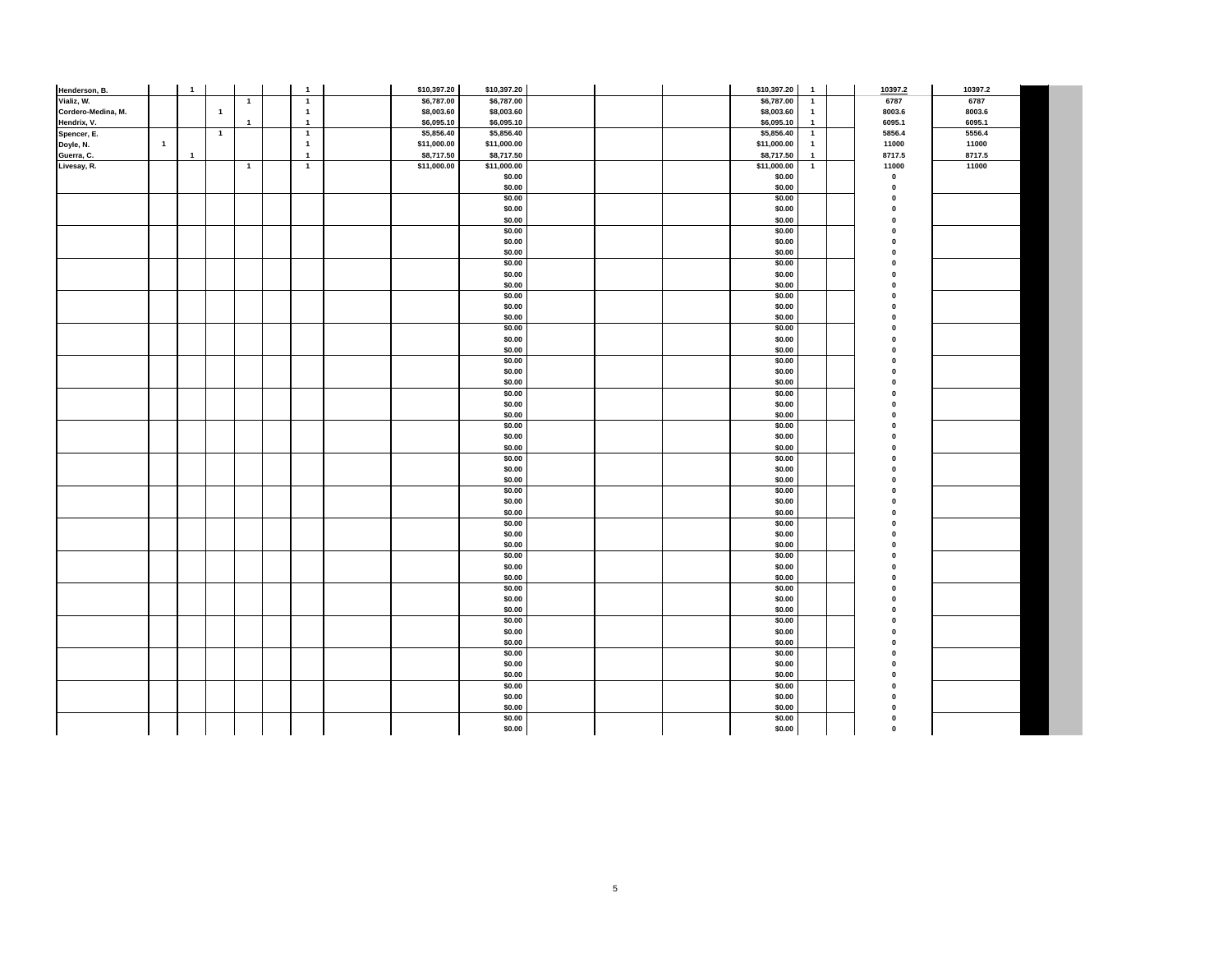| | | | | | | | | | | | | | | | | |
|---|---|---|---|---|---|---|---|---|---|---|---|---|---|---|---|---|
| Henderson, B. | | 1 | | | | 1 | | $10,397.20 | $10,397.20 | | | $10,397.20 | 1 | | 10397.2 | 10397.2 |
| Vializ, W. | | | | 1 | | 1 | | $6,787.00 | $6,787.00 | | | $6,787.00 | 1 | | 6787 | 6787 |
| Cordero-Medina, M. | | | 1 | | | 1 | | $8,003.60 | $8,003.60 | | | $8,003.60 | 1 | | 8003.6 | 8003.6 |
| Hendrix, V. | | | | 1 | | 1 | | $6,095.10 | $6,095.10 | | | $6,095.10 | 1 | | 6095.1 | 6095.1 |
| Spencer, E. | | | 1 | | | 1 | | $5,856.40 | $5,856.40 | | | $5,856.40 | 1 | | 5856.4 | 5556.4 |
| Doyle, N. | 1 | | | | | 1 | | $11,000.00 | $11,000.00 | | | $11,000.00 | 1 | | 11000 | 11000 |
| Guerra, C. | | 1 | | | | 1 | | $8,717.50 | $8,717.50 | | | $8,717.50 | 1 | | 8717.5 | 8717.5 |
| Livesay, R. | | | | 1 | | 1 | | $11,000.00 | $11,000.00 | | | $11,000.00 | 1 | | 11000 | 11000 |
| | | | | | | | | | $0.00 | | | $0.00 | | | 0 | |
| | | | | | | | | | $0.00 | | | $0.00 | | | 0 | |
| | | | | | | | | | $0.00 | | | $0.00 | | | 0 | |
| | | | | | | | | | $0.00 | | | $0.00 | | | 0 | |
| | | | | | | | | | $0.00 | | | $0.00 | | | 0 | |
| | | | | | | | | | $0.00 | | | $0.00 | | | 0 | |
| | | | | | | | | | $0.00 | | | $0.00 | | | 0 | |
| | | | | | | | | | $0.00 | | | $0.00 | | | 0 | |
| | | | | | | | | | $0.00 | | | $0.00 | | | 0 | |
| | | | | | | | | | $0.00 | | | $0.00 | | | 0 | |
| | | | | | | | | | $0.00 | | | $0.00 | | | 0 | |
| | | | | | | | | | $0.00 | | | $0.00 | | | 0 | |
| | | | | | | | | | $0.00 | | | $0.00 | | | 0 | |
| | | | | | | | | | $0.00 | | | $0.00 | | | 0 | |
| | | | | | | | | | $0.00 | | | $0.00 | | | 0 | |
| | | | | | | | | | $0.00 | | | $0.00 | | | 0 | |
| | | | | | | | | | $0.00 | | | $0.00 | | | 0 | |
| | | | | | | | | | $0.00 | | | $0.00 | | | 0 | |
| | | | | | | | | | $0.00 | | | $0.00 | | | 0 | |
| | | | | | | | | | $0.00 | | | $0.00 | | | 0 | |
| | | | | | | | | | $0.00 | | | $0.00 | | | 0 | |
| | | | | | | | | | $0.00 | | | $0.00 | | | 0 | |
| | | | | | | | | | $0.00 | | | $0.00 | | | 0 | |
| | | | | | | | | | $0.00 | | | $0.00 | | | 0 | |
| | | | | | | | | | $0.00 | | | $0.00 | | | 0 | |
| | | | | | | | | | $0.00 | | | $0.00 | | | 0 | |
| | | | | | | | | | $0.00 | | | $0.00 | | | 0 | |
| | | | | | | | | | $0.00 | | | $0.00 | | | 0 | |
| | | | | | | | | | $0.00 | | | $0.00 | | | 0 | |
| | | | | | | | | | $0.00 | | | $0.00 | | | 0 | |
| | | | | | | | | | $0.00 | | | $0.00 | | | 0 | |
| | | | | | | | | | $0.00 | | | $0.00 | | | 0 | |
| | | | | | | | | | $0.00 | | | $0.00 | | | 0 | |
| | | | | | | | | | $0.00 | | | $0.00 | | | 0 | |
| | | | | | | | | | $0.00 | | | $0.00 | | | 0 | |
| | | | | | | | | | $0.00 | | | $0.00 | | | 0 | |
| | | | | | | | | | $0.00 | | | $0.00 | | | 0 | |
| | | | | | | | | | $0.00 | | | $0.00 | | | 0 | |
| | | | | | | | | | $0.00 | | | $0.00 | | | 0 | |
| | | | | | | | | | $0.00 | | | $0.00 | | | 0 | |
| | | | | | | | | | $0.00 | | | $0.00 | | | 0 | |
| | | | | | | | | | $0.00 | | | $0.00 | | | 0 | |
| | | | | | | | | | $0.00 | | | $0.00 | | | 0 | |
| | | | | | | | | | $0.00 | | | $0.00 | | | 0 | |
| | | | | | | | | | $0.00 | | | $0.00 | | | 0 | |
| | | | | | | | | | $0.00 | | | $0.00 | | | 0 | |
| | | | | | | | | | $0.00 | | | $0.00 | | | 0 | |
| | | | | | | | | | $0.00 | | | $0.00 | | | 0 | |
| | | | | | | | | | $0.00 | | | $0.00 | | | 0 | |
| | | | | | | | | | $0.00 | | | $0.00 | | | 0 | |
| | | | | | | | | | $0.00 | | | $0.00 | | | 0 | |
| | | | | | | | | | $0.00 | | | $0.00 | | | 0 | |
| | | | | | | | | | $0.00 | | | $0.00 | | | 0 | |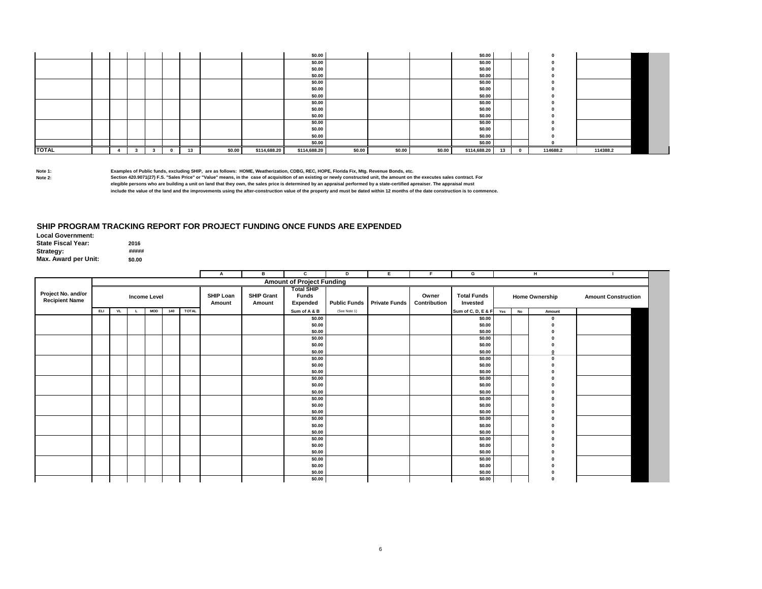| | | | | | | | | | $0.00 | | | | $0.00 | | | 0 | |
|---|---|---|---|---|---|---|---|---|---|---|---|---|---|---|---|---|---|
| | | | | | | | | | $0.00 | | | | $0.00 | | | 0 | |
| | | | | | | | | | $0.00 | | | | $0.00 | | | 0 | |
| | | | | | | | | | $0.00 | | | | $0.00 | | | 0 | |
| | | | | | | | | | $0.00 | | | | $0.00 | | | 0 | |
| | | | | | | | | | $0.00 | | | | $0.00 | | | 0 | |
| | | | | | | | | | $0.00 | | | | $0.00 | | | 0 | |
| | | | | | | | | | $0.00 | | | | $0.00 | | | 0 | |
| | | | | | | | | | $0.00 | | | | $0.00 | | | 0 | |
| | | | | | | | | | $0.00 | | | | $0.00 | | | 0 | |
| | | | | | | | | | $0.00 | | | | $0.00 | | | 0 | |
| | | | | | | | | | $0.00 | | | | $0.00 | | | 0 | |
| | | | | | | | | | $0.00 | | | | $0.00 | | | 0 | |
| | | | | | | | | | $0.00 | | | | $0.00 | | | 0 | |
| **TOTAL** | | 4 | 3 | 3 | 0 | 13 | $0.00 | $114,688.20 | $114,688.20 | $0.00 | $0.00 | $0.00 | $114,688.20 | 13 | 0 | 114688.2 | 114388.2 |

**Note 1:** Examples of Public funds, excluding SHIP, are as follows: HOME, Weatherization, CDBG, REC, HOPE, Florida Fix, Mtg. Revenue Bonds, etc.

**Note 2:** Section 420.9071(27) F.S. "Sales Price" or "Value" means, in the case of acquisition of an existing or newly constructed unit, the amount on the executes sales contract. For elegible persons who are building a unit on land that they own, the sales price is determined by an appraisal performed by a state-certified apreaiser. The appraisal must include the value of the land and the improvements using the after-construction value of the property and must be dated within 12 months of the date construction is to commence.

## SHIP PROGRAM TRACKING REPORT FOR PROJECT FUNDING ONCE FUNDS ARE EXPENDED

**Local Government:**
**State Fiscal Year:** 2016
**Strategy:** #####
**Max. Award per Unit:** $0.00

| | | | | | | | A | B | C | D | E | F | G | H | | | I |
|---|---|---|---|---|---|---|---|---|---|---|---|---|---|---|---|---|---|
| | Amount of Project Funding | | | | | | | | | | | | | | | | |
| Project No. and/or Recipient Name | Income Level | | | | | | SHIP Loan Amount | SHIP Grant Amount | Total SHIP Funds Expended | Public Funds | Private Funds | Owner Contribution | Total Funds Invested | Home Ownership | | | Amount Construction |
| | ELI | VL | L | MOD | 140 | TOTAL | | | Sum of A & B | (See Note 1) | | | Sum of C, D, E & F | Yes | No | Amount | |
| | | | | | | | | | $0.00 | | | | $0.00 | | | 0 | |
| | | | | | | | | | $0.00 | | | | $0.00 | | | 0 | |
| | | | | | | | | | $0.00 | | | | $0.00 | | | 0 | |
| | | | | | | | | | $0.00 | | | | $0.00 | | | 0 | |
| | | | | | | | | | $0.00 | | | | $0.00 | | | 0 | |
| | | | | | | | | | $0.00 | | | | $0.00 | | | 0 | |
| | | | | | | | | | $0.00 | | | | $0.00 | | | 0 | |
| | | | | | | | | | $0.00 | | | | $0.00 | | | 0 | |
| | | | | | | | | | $0.00 | | | | $0.00 | | | 0 | |
| | | | | | | | | | $0.00 | | | | $0.00 | | | 0 | |
| | | | | | | | | | $0.00 | | | | $0.00 | | | 0 | |
| | | | | | | | | | $0.00 | | | | $0.00 | | | 0 | |
| | | | | | | | | | $0.00 | | | | $0.00 | | | 0 | |
| | | | | | | | | | $0.00 | | | | $0.00 | | | 0 | |
| | | | | | | | | | $0.00 | | | | $0.00 | | | 0 | |
| | | | | | | | | | $0.00 | | | | $0.00 | | | 0 | |
| | | | | | | | | | $0.00 | | | | $0.00 | | | 0 | |
| | | | | | | | | | $0.00 | | | | $0.00 | | | 0 | |
| | | | | | | | | | $0.00 | | | | $0.00 | | | 0 | |
| | | | | | | | | | $0.00 | | | | $0.00 | | | 0 | |
| | | | | | | | | | $0.00 | | | | $0.00 | | | 0 | |
| | | | | | | | | | $0.00 | | | | $0.00 | | | 0 | |
| | | | | | | | | | $0.00 | | | | $0.00 | | | 0 | |
| | | | | | | | | | $0.00 | | | | $0.00 | | | 0 | |
| | | | | | | | | | $0.00 | | | | $0.00 | | | 0 | |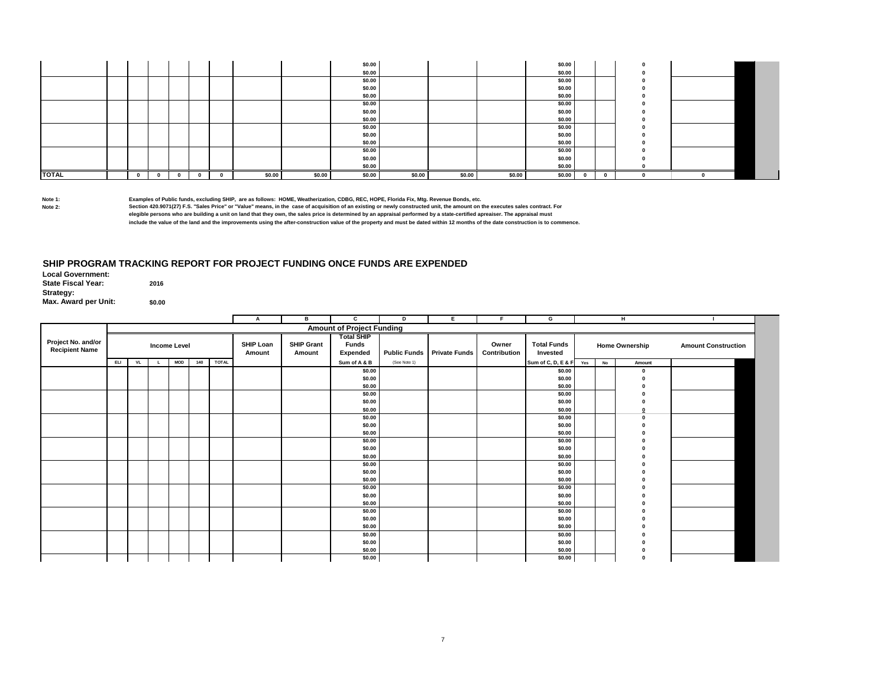| | | | | | | | | | $0.00 | | | | $0.00 | | | 0 | |
|---|---|---|---|---|---|---|---|---|---|---|---|---|---|---|---|---|---|
| | | | | | | | | | $0.00 | | | | $0.00 | | | 0 | |
| | | | | | | | | | $0.00 | | | | $0.00 | | | 0 | |
| | | | | | | | | | $0.00 | | | | $0.00 | | | 0 | |
| | | | | | | | | | $0.00 | | | | $0.00 | | | 0 | |
| | | | | | | | | | $0.00 | | | | $0.00 | | | 0 | |
| | | | | | | | | | $0.00 | | | | $0.00 | | | 0 | |
| | | | | | | | | | $0.00 | | | | $0.00 | | | 0 | |
| | | | | | | | | | $0.00 | | | | $0.00 | | | 0 | |
| | | | | | | | | | $0.00 | | | | $0.00 | | | 0 | |
| | | | | | | | | | $0.00 | | | | $0.00 | | | 0 | |
| | | | | | | | | | $0.00 | | | | $0.00 | | | 0 | |
| | | | | | | | | | $0.00 | | | | $0.00 | | | 0 | |
| | | | | | | | | | $0.00 | | | | $0.00 | | | 0 | |
| **TOTAL** | | 0 | 0 | 0 | 0 | 0 | $0.00 | $0.00 | $0.00 | $0.00 | $0.00 | $0.00 | $0.00 | 0 | 0 | 0 | 0 |

**Note 1:** Examples of Public funds, excluding SHIP, are as follows: HOME, Weatherization, CDBG, REC, HOPE, Florida Fix, Mtg. Revenue Bonds, etc.

**Note 2:** Section 420.9071(27) F.S. "Sales Price" or "Value" means, in the case of acquisition of an existing or newly constructed unit, the amount on the executes sales contract. For elegible persons who are building a unit on land that they own, the sales price is determined by an appraisal performed by a state-certified apreaiser. The appraisal must include the value of the land and the improvements using the after-construction value of the property and must be dated within 12 months of the date construction is to commence.

## SHIP PROGRAM TRACKING REPORT FOR PROJECT FUNDING ONCE FUNDS ARE EXPENDED

**Local Government:**
**State Fiscal Year:** 2016
**Strategy:**
**Max. Award per Unit:** $0.00

| | | | | | | | A | B | C | D | E | F | G | H | | | I |
|---|---|---|---|---|---|---|---|---|---|---|---|---|---|---|---|---|---|
| | Amount of Project Funding | | | | | | | | | | | | | | | | |
| Project No. and/or Recipient Name | Income Level | | | | | | SHIP Loan Amount | SHIP Grant Amount | Total SHIP Funds Expended | Public Funds | Private Funds | Owner Contribution | Total Funds Invested | Home Ownership | | | Amount Construction |
| | ELI | VL | L | MOD | 140 | TOTAL | | | Sum of A & B | (See Note 1) | | | Sum of C, D, E & F | Yes | No | Amount | |
| | | | | | | | | | $0.00 | | | | $0.00 | | | 0 | |
| | | | | | | | | | $0.00 | | | | $0.00 | | | 0 | |
| | | | | | | | | | $0.00 | | | | $0.00 | | | 0 | |
| | | | | | | | | | $0.00 | | | | $0.00 | | | 0 | |
| | | | | | | | | | $0.00 | | | | $0.00 | | | 0 | |
| | | | | | | | | | $0.00 | | | | $0.00 | | | 0 | |
| | | | | | | | | | $0.00 | | | | $0.00 | | | 0 | |
| | | | | | | | | | $0.00 | | | | $0.00 | | | 0 | |
| | | | | | | | | | $0.00 | | | | $0.00 | | | 0 | |
| | | | | | | | | | $0.00 | | | | $0.00 | | | 0 | |
| | | | | | | | | | $0.00 | | | | $0.00 | | | 0 | |
| | | | | | | | | | $0.00 | | | | $0.00 | | | 0 | |
| | | | | | | | | | $0.00 | | | | $0.00 | | | 0 | |
| | | | | | | | | | $0.00 | | | | $0.00 | | | 0 | |
| | | | | | | | | | $0.00 | | | | $0.00 | | | 0 | |
| | | | | | | | | | $0.00 | | | | $0.00 | | | 0 | |
| | | | | | | | | | $0.00 | | | | $0.00 | | | 0 | |
| | | | | | | | | | $0.00 | | | | $0.00 | | | 0 | |
| | | | | | | | | | $0.00 | | | | $0.00 | | | 0 | |
| | | | | | | | | | $0.00 | | | | $0.00 | | | 0 | |
| | | | | | | | | | $0.00 | | | | $0.00 | | | 0 | |
| | | | | | | | | | $0.00 | | | | $0.00 | | | 0 | |
| | | | | | | | | | $0.00 | | | | $0.00 | | | 0 | |
| | | | | | | | | | $0.00 | | | | $0.00 | | | 0 | |
| | | | | | | | | | $0.00 | | | | $0.00 | | | 0 | |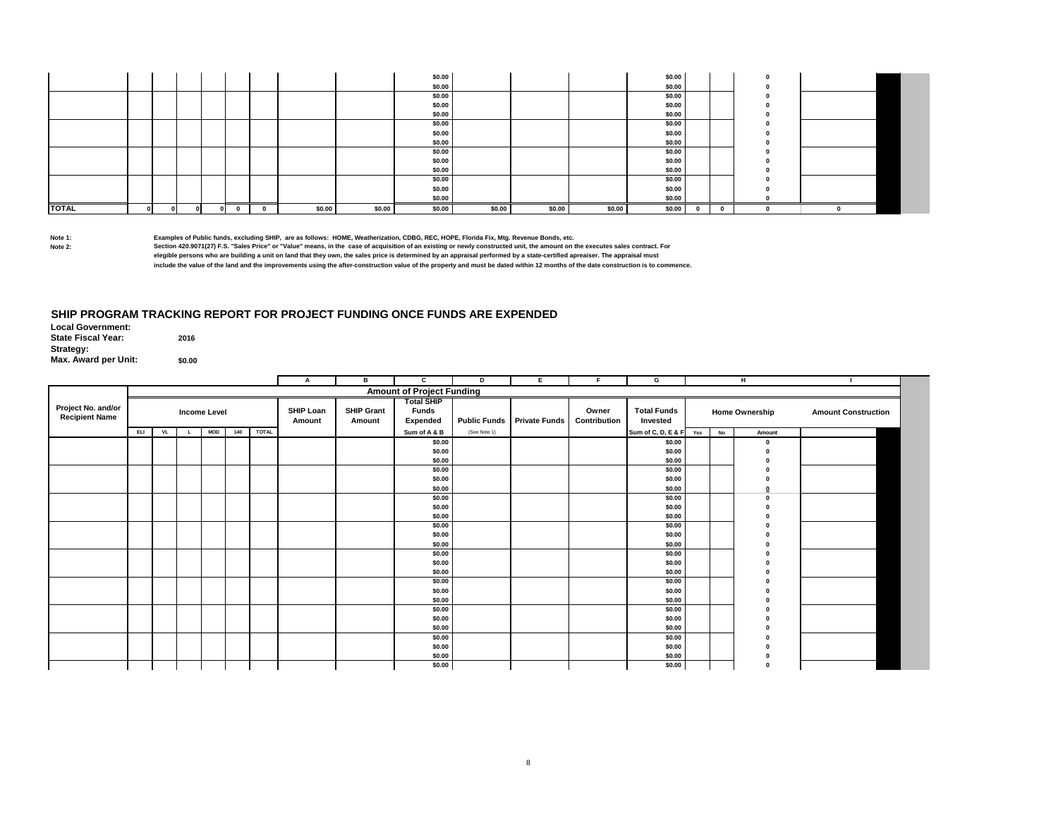|  | | | | | | | | | | | | | | | | | |
|---|---|---|---|---|---|---|---|---|---|---|---|---|---|---|---|---|---|
|  | | | | | | | | | $0.00 | | | | $0.00 | | | 0 | |
|  | | | | | | | | | $0.00 | | | | $0.00 | | | 0 | |
|  | | | | | | | | | $0.00 | | | | $0.00 | | | 0 | |
|  | | | | | | | | | $0.00 | | | | $0.00 | | | 0 | |
|  | | | | | | | | | $0.00 | | | | $0.00 | | | 0 | |
|  | | | | | | | | | $0.00 | | | | $0.00 | | | 0 | |
|  | | | | | | | | | $0.00 | | | | $0.00 | | | 0 | |
|  | | | | | | | | | $0.00 | | | | $0.00 | | | 0 | |
|  | | | | | | | | | $0.00 | | | | $0.00 | | | 0 | |
|  | | | | | | | | | $0.00 | | | | $0.00 | | | 0 | |
|  | | | | | | | | | $0.00 | | | | $0.00 | | | 0 | |
|  | | | | | | | | | $0.00 | | | | $0.00 | | | 0 | |
|  | | | | | | | | | $0.00 | | | | $0.00 | | | 0 | |
|  | | | | | | | | | $0.00 | | | | $0.00 | | | 0 | |
|  | | | | | | | | | $0.00 | | | | $0.00 | | | 0 | |
| **TOTAL** | 0 | 0 | 0 | 0 | 0 | 0 | $0.00 | $0.00 | $0.00 | $0.00 | $0.00 | $0.00 | $0.00 | 0 | 0 | 0 | 0 |

**Note 1:** Examples of Public funds, excluding SHIP, are as follows: HOME, Weatherization, CDBG, REC, HOPE, Florida Fix, Mtg. Revenue Bonds, etc.

**Note 2:** Section 420.9071(27) F.S. "Sales Price" or "Value" means, in the case of acquisition of an existing or newly constructed unit, the amount on the executes sales contract. For elegible persons who are building a unit on land that they own, the sales price is determined by an appraisal performed by a state-certified apreaiser. The appraisal must include the value of the land and the improvements using the after-construction value of the property and must be dated within 12 months of the date construction is to commence.

## SHIP PROGRAM TRACKING REPORT FOR PROJECT FUNDING ONCE FUNDS ARE EXPENDED

**Local Government:**
**State Fiscal Year:** 2016
**Strategy:**
**Max. Award per Unit:** $0.00

| | | | | | | | A | B | C | D | E | F | G | H | | | I |
|---|---|---|---|---|---|---|---|---|---|---|---|---|---|---|---|---|---|
| | Amount of Project Funding | | | | | | | | | | | | | | | | |
| Project No. and/or Recipient Name | Income Level | | | | | | SHIP Loan Amount | SHIP Grant Amount | Total SHIP Funds Expended | Public Funds | Private Funds | Owner Contribution | Total Funds Invested | Home Ownership | | | Amount Construction |
| | ELI | VL | L | MOD | 140 | TOTAL | | | Sum of A & B | (See Note 1) | | | Sum of C, D, E & F | Yes | No | Amount | |
| | | | | | | | | | $0.00 | | | | $0.00 | | | 0 | |
| | | | | | | | | | $0.00 | | | | $0.00 | | | 0 | |
| | | | | | | | | | $0.00 | | | | $0.00 | | | 0 | |
| | | | | | | | | | $0.00 | | | | $0.00 | | | 0 | |
| | | | | | | | | | $0.00 | | | | $0.00 | | | 0 | |
| | | | | | | | | | $0.00 | | | | $0.00 | | | 0 | |
| | | | | | | | | | $0.00 | | | | $0.00 | | | 0 | |
| | | | | | | | | | $0.00 | | | | $0.00 | | | 0 | |
| | | | | | | | | | $0.00 | | | | $0.00 | | | 0 | |
| | | | | | | | | | $0.00 | | | | $0.00 | | | 0 | |
| | | | | | | | | | $0.00 | | | | $0.00 | | | 0 | |
| | | | | | | | | | $0.00 | | | | $0.00 | | | 0 | |
| | | | | | | | | | $0.00 | | | | $0.00 | | | 0 | |
| | | | | | | | | | $0.00 | | | | $0.00 | | | 0 | |
| | | | | | | | | | $0.00 | | | | $0.00 | | | 0 | |
| | | | | | | | | | $0.00 | | | | $0.00 | | | 0 | |
| | | | | | | | | | $0.00 | | | | $0.00 | | | 0 | |
| | | | | | | | | | $0.00 | | | | $0.00 | | | 0 | |
| | | | | | | | | | $0.00 | | | | $0.00 | | | 0 | |
| | | | | | | | | | $0.00 | | | | $0.00 | | | 0 | |
| | | | | | | | | | $0.00 | | | | $0.00 | | | 0 | |
| | | | | | | | | | $0.00 | | | | $0.00 | | | 0 | |
| | | | | | | | | | $0.00 | | | | $0.00 | | | 0 | |
| | | | | | | | | | $0.00 | | | | $0.00 | | | 0 | |
| | | | | | | | | | $0.00 | | | | $0.00 | | | 0 | |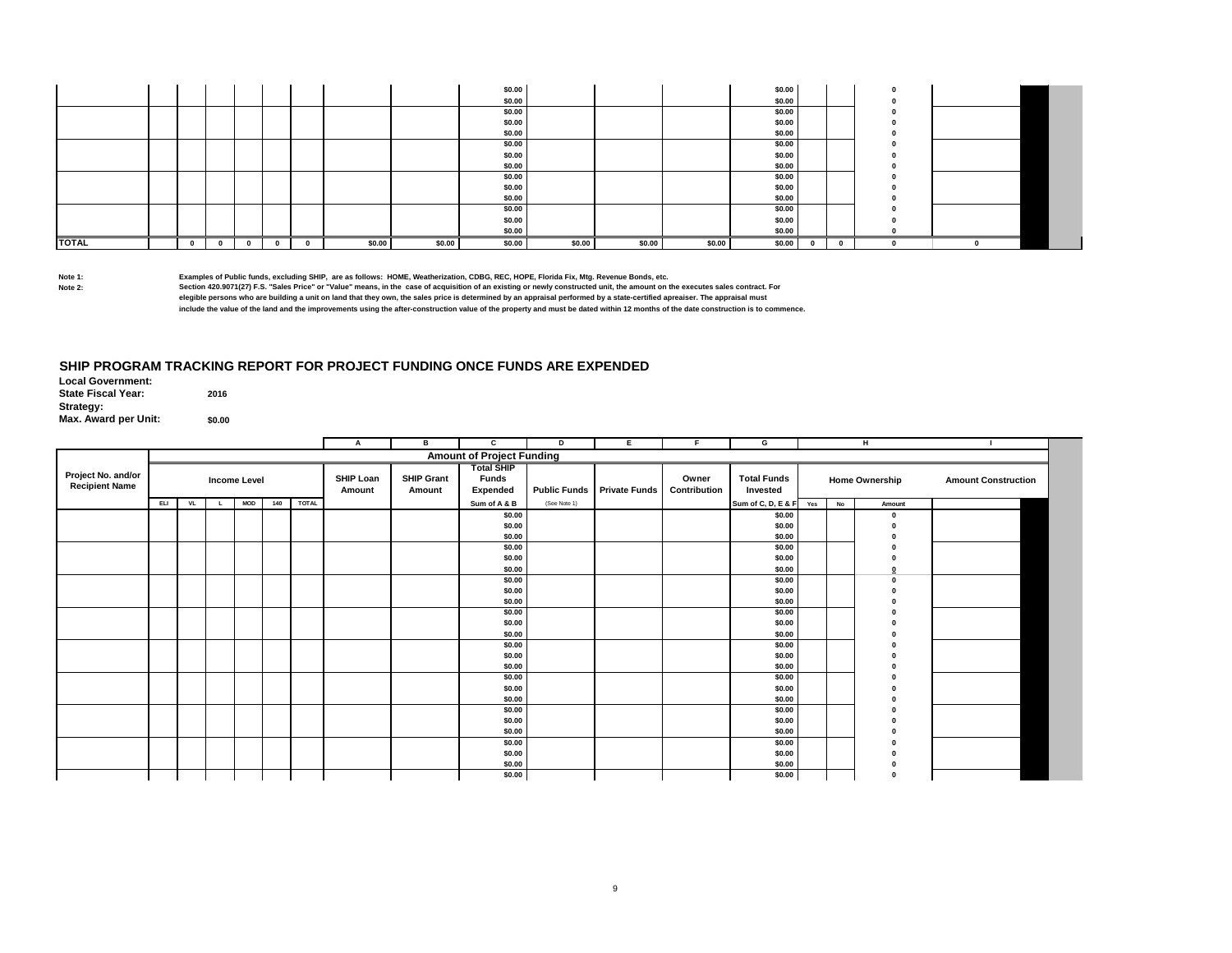| | | | | | | | | | | | | | | | | | |
|---|---|---|---|---|---|---|---|---|---|---|---|---|---|---|---|---|---|
| | | | | | | | | | $0.00 | | | | $0.00 | | | 0 | |
| | | | | | | | | | $0.00 | | | | $0.00 | | | 0 | |
| | | | | | | | | | $0.00 | | | | $0.00 | | | 0 | |
| | | | | | | | | | $0.00 | | | | $0.00 | | | 0 | |
| | | | | | | | | | $0.00 | | | | $0.00 | | | 0 | |
| | | | | | | | | | $0.00 | | | | $0.00 | | | 0 | |
| | | | | | | | | | $0.00 | | | | $0.00 | | | 0 | |
| | | | | | | | | | $0.00 | | | | $0.00 | | | 0 | |
| | | | | | | | | | $0.00 | | | | $0.00 | | | 0 | |
| | | | | | | | | | $0.00 | | | | $0.00 | | | 0 | |
| | | | | | | | | | $0.00 | | | | $0.00 | | | 0 | |
| | | | | | | | | | $0.00 | | | | $0.00 | | | 0 | |
| | | | | | | | | | $0.00 | | | | $0.00 | | | 0 | |
| | | | | | | | | | $0.00 | | | | $0.00 | | | 0 | |
| **TOTAL** | | 0 | 0 | 0 | 0 | 0 | $0.00 | $0.00 | $0.00 | $0.00 | $0.00 | $0.00 | $0.00 | 0 | 0 | 0 | 0 |

**Note 1:** Examples of Public funds, excluding SHIP, are as follows: HOME, Weatherization, CDBG, REC, HOPE, Florida Fix, Mtg. Revenue Bonds, etc.

**Note 2:** Section 420.9071(27) F.S. "Sales Price" or "Value" means, in the case of acquisition of an existing or newly constructed unit, the amount on the executes sales contract. For elegible persons who are building a unit on land that they own, the sales price is determined by an appraisal performed by a state-certified apreaiser. The appraisal must include the value of the land and the improvements using the after-construction value of the property and must be dated within 12 months of the date construction is to commence.

## SHIP PROGRAM TRACKING REPORT FOR PROJECT FUNDING ONCE FUNDS ARE EXPENDED

**Local Government:**
**State Fiscal Year:** 2016
**Strategy:**
**Max. Award per Unit:** $0.00

| Project No. and/or Recipient Name | Income Level | | | | | | A | B | C | D | E | F | G | H | | | I |
|---|---|---|---|---|---|---|---|---|---|---|---|---|---|---|---|---|---|
| | | | | | | | Amount of Project Funding | | | | | | | | | | |
| | | | | | | | SHIP Loan Amount | SHIP Grant Amount | Total SHIP Funds Expended | Public Funds | Private Funds | Owner Contribution | Total Funds Invested | Home Ownership | | | Amount Construction |
| | ELI | VL | L | MOD | 140 | TOTAL | | | Sum of A & B | (See Note 1) | | | Sum of C, D, E & F | Yes | No | Amount | |
| | | | | | | | | | $0.00 | | | | $0.00 | | | 0 | |
| | | | | | | | | | $0.00 | | | | $0.00 | | | 0 | |
| | | | | | | | | | $0.00 | | | | $0.00 | | | 0 | |
| | | | | | | | | | $0.00 | | | | $0.00 | | | 0 | |
| | | | | | | | | | $0.00 | | | | $0.00 | | | 0 | |
| | | | | | | | | | $0.00 | | | | $0.00 | | | 0 | |
| | | | | | | | | | $0.00 | | | | $0.00 | | | 0 | |
| | | | | | | | | | $0.00 | | | | $0.00 | | | 0 | |
| | | | | | | | | | $0.00 | | | | $0.00 | | | 0 | |
| | | | | | | | | | $0.00 | | | | $0.00 | | | 0 | |
| | | | | | | | | | $0.00 | | | | $0.00 | | | 0 | |
| | | | | | | | | | $0.00 | | | | $0.00 | | | 0 | |
| | | | | | | | | | $0.00 | | | | $0.00 | | | 0 | |
| | | | | | | | | | $0.00 | | | | $0.00 | | | 0 | |
| | | | | | | | | | $0.00 | | | | $0.00 | | | 0 | |
| | | | | | | | | | $0.00 | | | | $0.00 | | | 0 | |
| | | | | | | | | | $0.00 | | | | $0.00 | | | 0 | |
| | | | | | | | | | $0.00 | | | | $0.00 | | | 0 | |
| | | | | | | | | | $0.00 | | | | $0.00 | | | 0 | |
| | | | | | | | | | $0.00 | | | | $0.00 | | | 0 | |
| | | | | | | | | | $0.00 | | | | $0.00 | | | 0 | |
| | | | | | | | | | $0.00 | | | | $0.00 | | | 0 | |
| | | | | | | | | | $0.00 | | | | $0.00 | | | 0 | |
| | | | | | | | | | $0.00 | | | | $0.00 | | | 0 | |
| | | | | | | | | | $0.00 | | | | $0.00 | | | 0 | |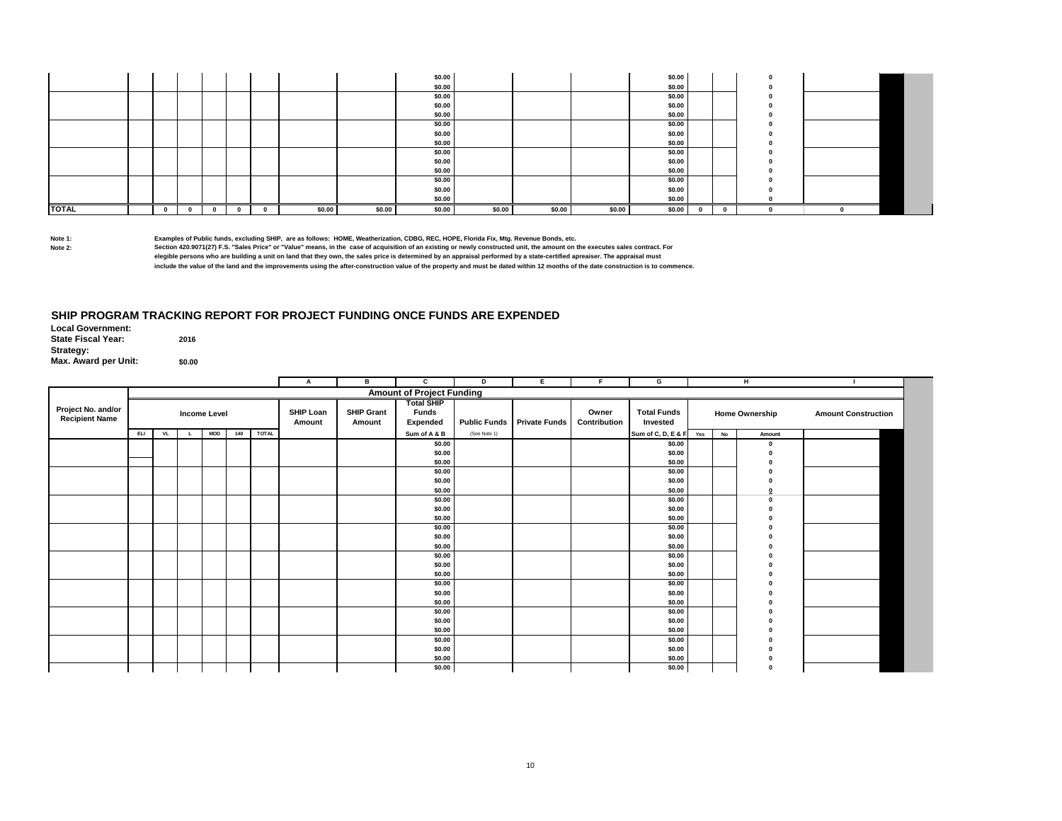| | | | | | | | | | | | | | | | | | |
|---|---|---|---|---|---|---|---|---|---|---|---|---|---|---|---|---|---|
| | | | | | | | | | $0.00 | | | | $0.00 | | | 0 | |
| | | | | | | | | | $0.00 | | | | $0.00 | | | 0 | |
| | | | | | | | | | $0.00 | | | | $0.00 | | | 0 | |
| | | | | | | | | | $0.00 | | | | $0.00 | | | 0 | |
| | | | | | | | | | $0.00 | | | | $0.00 | | | 0 | |
| | | | | | | | | | $0.00 | | | | $0.00 | | | 0 | |
| | | | | | | | | | $0.00 | | | | $0.00 | | | 0 | |
| | | | | | | | | | $0.00 | | | | $0.00 | | | 0 | |
| | | | | | | | | | $0.00 | | | | $0.00 | | | 0 | |
| | | | | | | | | | $0.00 | | | | $0.00 | | | 0 | |
| | | | | | | | | | $0.00 | | | | $0.00 | | | 0 | |
| | | | | | | | | | $0.00 | | | | $0.00 | | | 0 | |
| | | | | | | | | | $0.00 | | | | $0.00 | | | 0 | |
| | | | | | | | | | $0.00 | | | | $0.00 | | | 0 | |
| | | | | | | | | | $0.00 | | | | $0.00 | | | 0 | |
| **TOTAL** | | 0 | 0 | 0 | 0 | 0 | $0.00 | $0.00 | $0.00 | $0.00 | $0.00 | $0.00 | $0.00 | 0 | 0 | 0 | 0 |

**Note 1:** Examples of Public funds, excluding SHIP, are as follows: HOME, Weatherization, CDBG, REC, HOPE, Florida Fix, Mtg. Revenue Bonds, etc.

**Note 2:** Section 420.9071(27) F.S. "Sales Price" or "Value" means, in the case of acquisition of an existing or newly constructed unit, the amount on the executes sales contract. For elegible persons who are building a unit on land that they own, the sales price is determined by an appraisal performed by a state-certified apreaiser. The appraisal must include the value of the land and the improvements using the after-construction value of the property and must be dated within 12 months of the date construction is to commence.

## SHIP PROGRAM TRACKING REPORT FOR PROJECT FUNDING ONCE FUNDS ARE EXPENDED

**Local Government:**
**State Fiscal Year:** 2016
**Strategy:**
**Max. Award per Unit:** $0.00

| | | | | | | | A | B | C | D | E | F | G | H | | | I |
|---|---|---|---|---|---|---|---|---|---|---|---|---|---|---|---|---|---|
| | Amount of Project Funding | | | | | | | | | | | | | | | | |
| Project No. and/or Recipient Name | Income Level | | | | | | SHIP Loan Amount | SHIP Grant Amount | Total SHIP Funds Expended | Public Funds | Private Funds | Owner Contribution | Total Funds Invested | Home Ownership | | | Amount Construction |
| | ELI | VL | L | MOD | 140 | TOTAL | | | Sum of A & B | (See Note 1) | | | Sum of C, D, E & F | Yes | No | Amount | |
| | | | | | | | | | $0.00 | | | | $0.00 | | | 0 | |
| | | | | | | | | | $0.00 | | | | $0.00 | | | 0 | |
| | | | | | | | | | $0.00 | | | | $0.00 | | | 0 | |
| | | | | | | | | | $0.00 | | | | $0.00 | | | 0 | |
| | | | | | | | | | $0.00 | | | | $0.00 | | | 0 | |
| | | | | | | | | | $0.00 | | | | $0.00 | | | 0 | |
| | | | | | | | | | $0.00 | | | | $0.00 | | | 0 | |
| | | | | | | | | | $0.00 | | | | $0.00 | | | 0 | |
| | | | | | | | | | $0.00 | | | | $0.00 | | | 0 | |
| | | | | | | | | | $0.00 | | | | $0.00 | | | 0 | |
| | | | | | | | | | $0.00 | | | | $0.00 | | | 0 | |
| | | | | | | | | | $0.00 | | | | $0.00 | | | 0 | |
| | | | | | | | | | $0.00 | | | | $0.00 | | | 0 | |
| | | | | | | | | | $0.00 | | | | $0.00 | | | 0 | |
| | | | | | | | | | $0.00 | | | | $0.00 | | | 0 | |
| | | | | | | | | | $0.00 | | | | $0.00 | | | 0 | |
| | | | | | | | | | $0.00 | | | | $0.00 | | | 0 | |
| | | | | | | | | | $0.00 | | | | $0.00 | | | 0 | |
| | | | | | | | | | $0.00 | | | | $0.00 | | | 0 | |
| | | | | | | | | | $0.00 | | | | $0.00 | | | 0 | |
| | | | | | | | | | $0.00 | | | | $0.00 | | | 0 | |
| | | | | | | | | | $0.00 | | | | $0.00 | | | 0 | |
| | | | | | | | | | $0.00 | | | | $0.00 | | | 0 | |
| | | | | | | | | | $0.00 | | | | $0.00 | | | 0 | |
| | | | | | | | | | $0.00 | | | | $0.00 | | | 0 | |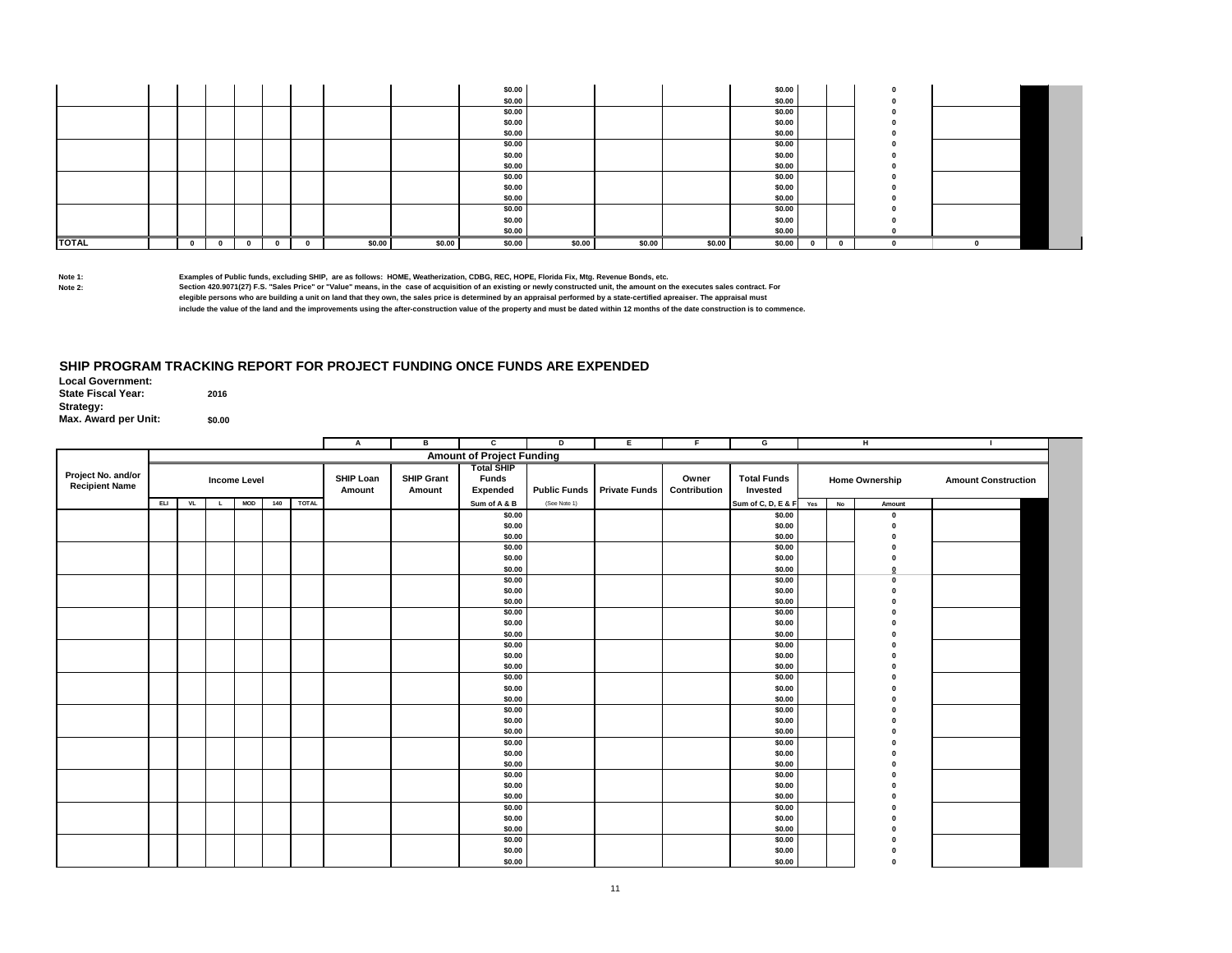| | | | | | | | | | $0.00 | | | | $0.00 | | | 0 | |
|---|---|---|---|---|---|---|---|---|---|---|---|---|---|---|---|---|---|
| | | | | | | | | | $0.00 | | | | $0.00 | | | 0 | |
| | | | | | | | | | $0.00 | | | | $0.00 | | | 0 | |
| | | | | | | | | | $0.00 | | | | $0.00 | | | 0 | |
| | | | | | | | | | $0.00 | | | | $0.00 | | | 0 | |
| | | | | | | | | | $0.00 | | | | $0.00 | | | 0 | |
| | | | | | | | | | $0.00 | | | | $0.00 | | | 0 | |
| | | | | | | | | | $0.00 | | | | $0.00 | | | 0 | |
| | | | | | | | | | $0.00 | | | | $0.00 | | | 0 | |
| | | | | | | | | | $0.00 | | | | $0.00 | | | 0 | |
| | | | | | | | | | $0.00 | | | | $0.00 | | | 0 | |
| | | | | | | | | | $0.00 | | | | $0.00 | | | 0 | |
| | | | | | | | | | $0.00 | | | | $0.00 | | | 0 | |
| | | | | | | | | | $0.00 | | | | $0.00 | | | 0 | |
| **TOTAL** | | 0 | 0 | 0 | 0 | 0 | $0.00 | $0.00 | $0.00 | $0.00 | $0.00 | $0.00 | $0.00 | 0 | 0 | 0 | 0 |

**Note 1:** Examples of Public funds, excluding SHIP, are as follows: HOME, Weatherization, CDBG, REC, HOPE, Florida Fix, Mtg. Revenue Bonds, etc.

**Note 2:** Section 420.9071(27) F.S. "Sales Price" or "Value" means, in the case of acquisition of an existing or newly constructed unit, the amount on the executes sales contract. For elegible persons who are building a unit on land that they own, the sales price is determined by an appraisal performed by a state-certified apreaiser. The appraisal must include the value of the land and the improvements using the after-construction value of the property and must be dated within 12 months of the date construction is to commence.

## SHIP PROGRAM TRACKING REPORT FOR PROJECT FUNDING ONCE FUNDS ARE EXPENDED

**Local Government:**
**State Fiscal Year:** 2016
**Strategy:**
**Max. Award per Unit:** $0.00

| | | | | | | | A | B | C | D | E | F | G | | | H | I |
|---|---|---|---|---|---|---|---|---|---|---|---|---|---|---|---|---|---|
| | Amount of Project Funding | | | | | | | | | | | | | | | | |
| Project No. and/or Recipient Name | Income Level | | | | | | SHIP Loan Amount | SHIP Grant Amount | Total SHIP Funds Expended | Public Funds | Private Funds | Owner Contribution | Total Funds Invested | Home Ownership | | | Amount Construction |
| | ELI | VL | L | MOD | 140 | TOTAL | | | Sum of A & B | (See Note 1) | | | Sum of C, D, E & F | Yes | No | Amount | |
| | | | | | | | | | $0.00 | | | | $0.00 | | | 0 | |
| | | | | | | | | | $0.00 | | | | $0.00 | | | 0 | |
| | | | | | | | | | $0.00 | | | | $0.00 | | | 0 | |
| | | | | | | | | | $0.00 | | | | $0.00 | | | 0 | |
| | | | | | | | | | $0.00 | | | | $0.00 | | | 0 | |
| | | | | | | | | | $0.00 | | | | $0.00 | | | 0 | |
| | | | | | | | | | $0.00 | | | | $0.00 | | | 0 | |
| | | | | | | | | | $0.00 | | | | $0.00 | | | 0 | |
| | | | | | | | | | $0.00 | | | | $0.00 | | | 0 | |
| | | | | | | | | | $0.00 | | | | $0.00 | | | 0 | |
| | | | | | | | | | $0.00 | | | | $0.00 | | | 0 | |
| | | | | | | | | | $0.00 | | | | $0.00 | | | 0 | |
| | | | | | | | | | $0.00 | | | | $0.00 | | | 0 | |
| | | | | | | | | | $0.00 | | | | $0.00 | | | 0 | |
| | | | | | | | | | $0.00 | | | | $0.00 | | | 0 | |
| | | | | | | | | | $0.00 | | | | $0.00 | | | 0 | |
| | | | | | | | | | $0.00 | | | | $0.00 | | | 0 | |
| | | | | | | | | | $0.00 | | | | $0.00 | | | 0 | |
| | | | | | | | | | $0.00 | | | | $0.00 | | | 0 | |
| | | | | | | | | | $0.00 | | | | $0.00 | | | 0 | |
| | | | | | | | | | $0.00 | | | | $0.00 | | | 0 | |
| | | | | | | | | | $0.00 | | | | $0.00 | | | 0 | |
| | | | | | | | | | $0.00 | | | | $0.00 | | | 0 | |
| | | | | | | | | | $0.00 | | | | $0.00 | | | 0 | |
| | | | | | | | | | $0.00 | | | | $0.00 | | | 0 | |
| | | | | | | | | | $0.00 | | | | $0.00 | | | 0 | |
| | | | | | | | | | $0.00 | | | | $0.00 | | | 0 | |
| | | | | | | | | | $0.00 | | | | $0.00 | | | 0 | |
| | | | | | | | | | $0.00 | | | | $0.00 | | | 0 | |
| | | | | | | | | | $0.00 | | | | $0.00 | | | 0 | |
| | | | | | | | | | $0.00 | | | | $0.00 | | | 0 | |
| | | | | | | | | | $0.00 | | | | $0.00 | | | 0 | |
| | | | | | | | | | $0.00 | | | | $0.00 | | | 0 | |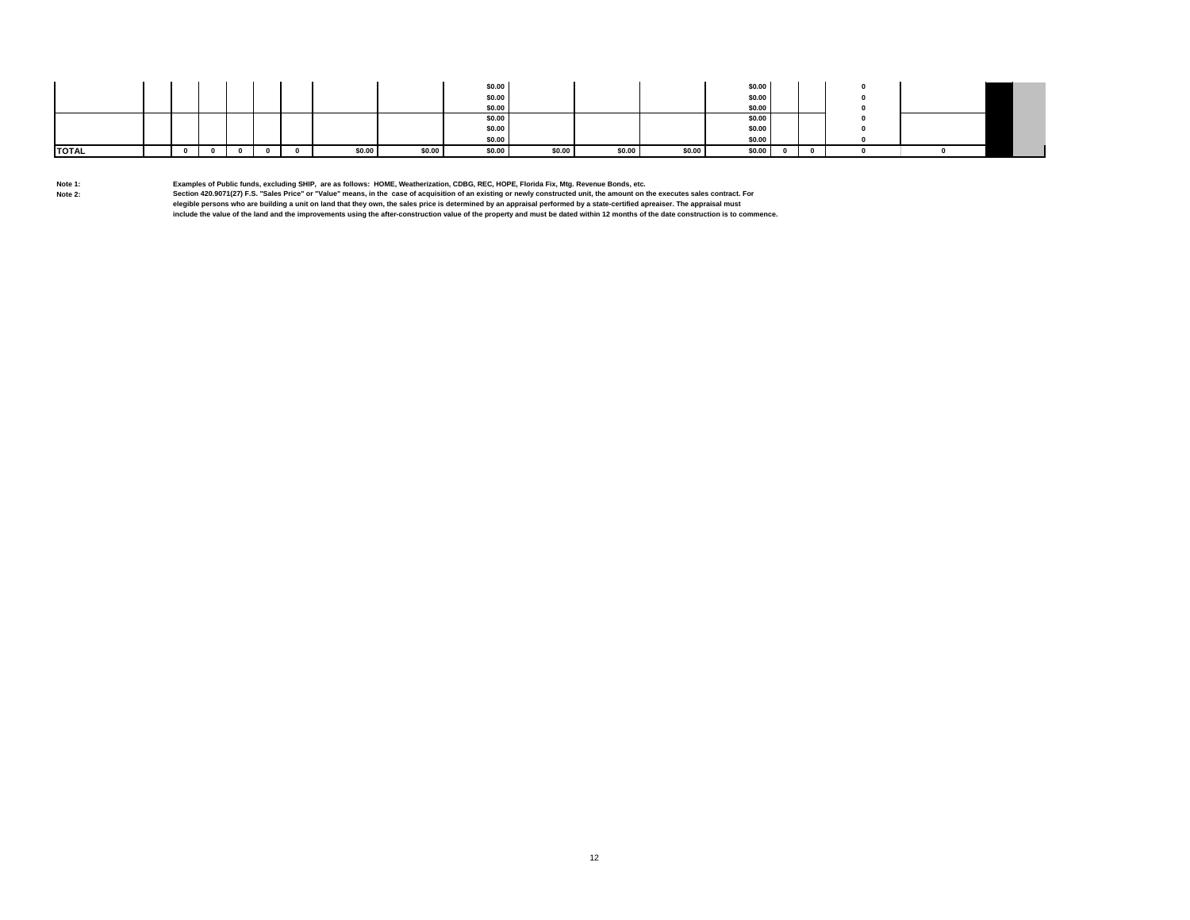| | | | | | | | | | | | | | | | | | | | |
|---|---|---|---|---|---|---|---|---|---|---|---|---|---|---|---|---|---|---|---|
| | | | | | | | | | $0.00 | | | | $0.00 | | | 0 | | | |
| | | | | | | | | | $0.00 | | | | $0.00 | | | 0 | | | |
| | | | | | | | | | $0.00 | | | | $0.00 | | | 0 | | | |
| | | | | | | | | | $0.00 | | | | $0.00 | | | 0 | | | |
| | | | | | | | | | $0.00 | | | | $0.00 | | | 0 | | | |
| | | | | | | | | | $0.00 | | | | $0.00 | | | 0 | | | |
| **TOTAL** | | 0 | 0 | 0 | 0 | 0 | $0.00 | $0.00 | $0.00 | $0.00 | $0.00 | $0.00 | $0.00 | 0 | 0 | 0 | 0 | | |

**Note 1:** Examples of Public funds, excluding SHIP, are as follows: HOME, Weatherization, CDBG, REC, HOPE, Florida Fix, Mtg. Revenue Bonds, etc.

**Note 2:** Section 420.9071(27) F.S. "Sales Price" or "Value" means, in the case of acquisition of an existing or newly constructed unit, the amount on the executes sales contract. For elegible persons who are building a unit on land that they own, the sales price is determined by an appraisal performed by a state-certified apreaiser. The appraisal must include the value of the land and the improvements using the after-construction value of the property and must be dated within 12 months of the date construction is to commence.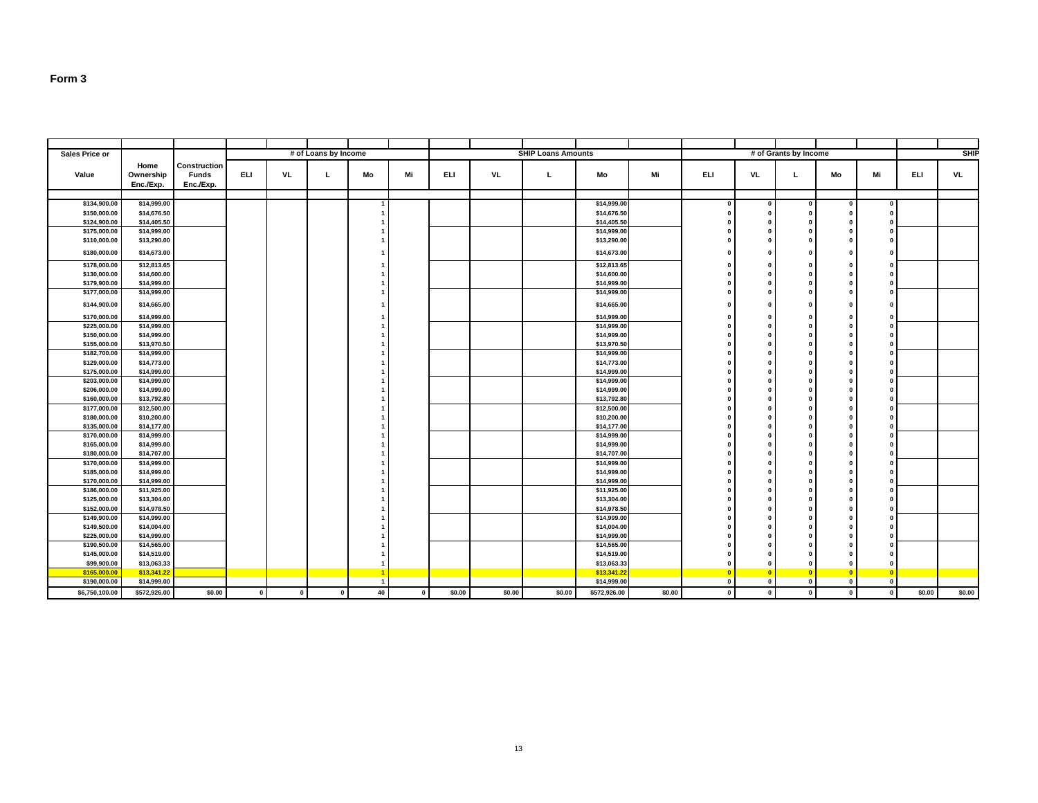# Form 3

| Sales Price or | | | # of Loans by Income | | | | | SHIP Loans Amounts | | | | | # of Grants by Income | | | | | SHIP | |
|---|---|---|---|---|---|---|---|---|---|---|---|---|---|---|---|---|---|---|---|
| Value | Home Ownership Enc./Exp. | Construction Funds Enc./Exp. | ELI | VL | L | Mo | Mi | ELI | VL | L | Mo | Mi | ELI | VL | L | Mo | Mi | ELI | VL |
| $134,900.00 | $14,999.00 | | | | | 1 | | | | | $14,999.00 | | 0 | 0 | 0 | 0 | 0 | | |
| $150,000.00 | $14,676.50 | | | | | 1 | | | | | $14,676.50 | | 0 | 0 | 0 | 0 | 0 | | |
| $124,900.00 | $14,405.50 | | | | | 1 | | | | | $14,405.50 | | 0 | 0 | 0 | 0 | 0 | | |
| $175,000.00 | $14,999.00 | | | | | 1 | | | | | $14,999.00 | | 0 | 0 | 0 | 0 | 0 | | |
| $110,000.00 | $13,290.00 | | | | | 1 | | | | | $13,290.00 | | 0 | 0 | 0 | 0 | 0 | | |
| $180,000.00 | $14,673.00 | | | | | 1 | | | | | $14,673.00 | | 0 | 0 | 0 | 0 | 0 | | |
| $178,000.00 | $12,813.65 | | | | | 1 | | | | | $12,813.65 | | 0 | 0 | 0 | 0 | 0 | | |
| $130,000.00 | $14,600.00 | | | | | 1 | | | | | $14,600.00 | | 0 | 0 | 0 | 0 | 0 | | |
| $179,900.00 | $14,999.00 | | | | | 1 | | | | | $14,999.00 | | 0 | 0 | 0 | 0 | 0 | | |
| $177,000.00 | $14,999.00 | | | | | 1 | | | | | $14,999.00 | | 0 | 0 | 0 | 0 | 0 | | |
| $144,900.00 | $14,665.00 | | | | | 1 | | | | | $14,665.00 | | 0 | 0 | 0 | 0 | 0 | | |
| $170,000.00 | $14,999.00 | | | | | 1 | | | | | $14,999.00 | | 0 | 0 | 0 | 0 | 0 | | |
| $225,000.00 | $14,999.00 | | | | | 1 | | | | | $14,999.00 | | 0 | 0 | 0 | 0 | 0 | | |
| $150,000.00 | $14,999.00 | | | | | 1 | | | | | $14,999.00 | | 0 | 0 | 0 | 0 | 0 | | |
| $155,000.00 | $13,970.50 | | | | | 1 | | | | | $13,970.50 | | 0 | 0 | 0 | 0 | 0 | | |
| $182,700.00 | $14,999.00 | | | | | 1 | | | | | $14,999.00 | | 0 | 0 | 0 | 0 | 0 | | |
| $129,000.00 | $14,773.00 | | | | | 1 | | | | | $14,773.00 | | 0 | 0 | 0 | 0 | 0 | | |
| $175,000.00 | $14,999.00 | | | | | 1 | | | | | $14,999.00 | | 0 | 0 | 0 | 0 | 0 | | |
| $203,000.00 | $14,999.00 | | | | | 1 | | | | | $14,999.00 | | 0 | 0 | 0 | 0 | 0 | | |
| $206,000.00 | $14,999.00 | | | | | 1 | | | | | $14,999.00 | | 0 | 0 | 0 | 0 | 0 | | |
| $160,000.00 | $13,792.80 | | | | | 1 | | | | | $13,792.80 | | 0 | 0 | 0 | 0 | 0 | | |
| $177,000.00 | $12,500.00 | | | | | 1 | | | | | $12,500.00 | | 0 | 0 | 0 | 0 | 0 | | |
| $180,000.00 | $10,200.00 | | | | | 1 | | | | | $10,200.00 | | 0 | 0 | 0 | 0 | 0 | | |
| $135,000.00 | $14,177.00 | | | | | 1 | | | | | $14,177.00 | | 0 | 0 | 0 | 0 | 0 | | |
| $170,000.00 | $14,999.00 | | | | | 1 | | | | | $14,999.00 | | 0 | 0 | 0 | 0 | 0 | | |
| $165,000.00 | $14,999.00 | | | | | 1 | | | | | $14,999.00 | | 0 | 0 | 0 | 0 | 0 | | |
| $180,000.00 | $14,707.00 | | | | | 1 | | | | | $14,707.00 | | 0 | 0 | 0 | 0 | 0 | | |
| $170,000.00 | $14,999.00 | | | | | 1 | | | | | $14,999.00 | | 0 | 0 | 0 | 0 | 0 | | |
| $185,000.00 | $14,999.00 | | | | | 1 | | | | | $14,999.00 | | 0 | 0 | 0 | 0 | 0 | | |
| $170,000.00 | $14,999.00 | | | | | 1 | | | | | $14,999.00 | | 0 | 0 | 0 | 0 | 0 | | |
| $186,000.00 | $11,925.00 | | | | | 1 | | | | | $11,925.00 | | 0 | 0 | 0 | 0 | 0 | | |
| $125,000.00 | $13,304.00 | | | | | 1 | | | | | $13,304.00 | | 0 | 0 | 0 | 0 | 0 | | |
| $152,000.00 | $14,978.50 | | | | | 1 | | | | | $14,978.50 | | 0 | 0 | 0 | 0 | 0 | | |
| $149,900.00 | $14,999.00 | | | | | 1 | | | | | $14,999.00 | | 0 | 0 | 0 | 0 | 0 | | |
| $149,500.00 | $14,004.00 | | | | | 1 | | | | | $14,004.00 | | 0 | 0 | 0 | 0 | 0 | | |
| $225,000.00 | $14,999.00 | | | | | 1 | | | | | $14,999.00 | | 0 | 0 | 0 | 0 | 0 | | |
| $190,500.00 | $14,565.00 | | | | | 1 | | | | | $14,565.00 | | 0 | 0 | 0 | 0 | 0 | | |
| $145,000.00 | $14,519.00 | | | | | 1 | | | | | $14,519.00 | | 0 | 0 | 0 | 0 | 0 | | |
| $99,900.00 | $13,063.33 | | | | | 1 | | | | | $13,063.33 | | 0 | 0 | 0 | 0 | 0 | | |
| $165,000.00 | $13,341.22 | | | | | 1 | | | | | $13,341.22 | | 0 | 0 | 0 | 0 | 0 | | |
| $190,000.00 | $14,999.00 | | | | | 1 | | | | | $14,999.00 | | 0 | 0 | 0 | 0 | 0 | | |
| $6,750,100.00 | $572,926.00 | $0.00 | 0 | 0 | 0 | 40 | 0 | $0.00 | $0.00 | $0.00 | $572,926.00 | $0.00 | 0 | 0 | 0 | 0 | 0 | $0.00 | $0.00 |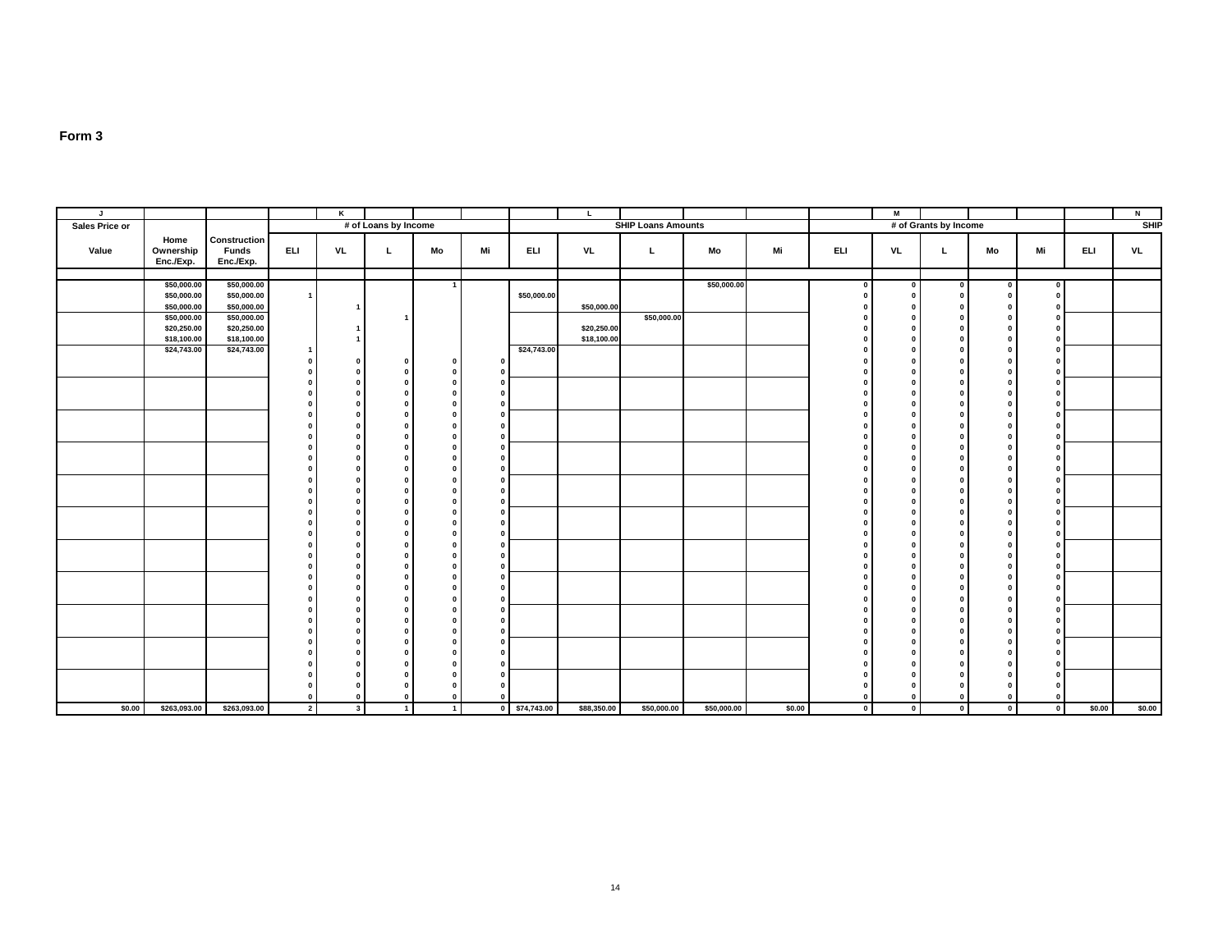**Form 3**

| J | | | | K | | | | | | L | | | | | | M | | | | | N |
|---|---|---|---|---|---|---|---|---|---|---|---|---|---|---|---|---|---|---|---|---|---|
| Sales Price or | | | # of Loans by Income | | | | | SHIP Loans Amounts | | | | | # of Grants by Income | | | | | | | | SHIP |
| Value | Home Ownership Enc./Exp. | Construction Funds Enc./Exp. | ELI | VL | L | Mo | Mi | ELI | VL | L | Mo | Mi | ELI | VL | L | Mo | Mi | ELI | VL | | |
| | $50,000.00 | $50,000.00 | | | | 1 | | | | | $50,000.00 | | 0 | 0 | 0 | 0 | 0 | | | | |
| | $50,000.00 | $50,000.00 | 1 | | | | | $50,000.00 | | | | | 0 | 0 | 0 | 0 | 0 | | | | |
| | $50,000.00 | $50,000.00 | | 1 | | | | | $50,000.00 | | | | 0 | 0 | 0 | 0 | 0 | | | | |
| | $50,000.00 | $50,000.00 | | | 1 | | | | | $50,000.00 | | | 0 | 0 | 0 | 0 | 0 | | | | |
| | $20,250.00 | $20,250.00 | | 1 | | | | | $20,250.00 | | | | 0 | 0 | 0 | 0 | 0 | | | | |
| | $18,100.00 | $18,100.00 | | 1 | | | | | $18,100.00 | | | | 0 | 0 | 0 | 0 | 0 | | | | |
| | $24,743.00 | $24,743.00 | 1 | | | | | $24,743.00 | | | | | 0 | 0 | 0 | 0 | 0 | | | | |
| | | | 0 | 0 | 0 | 0 | 0 | | | | | | 0 | 0 | 0 | 0 | 0 | | | | |
| | | | 0 | 0 | 0 | 0 | 0 | | | | | | 0 | 0 | 0 | 0 | 0 | | | | |
| | | | 0 | 0 | 0 | 0 | 0 | | | | | | 0 | 0 | 0 | 0 | 0 | | | | |
| | | | 0 | 0 | 0 | 0 | 0 | | | | | | 0 | 0 | 0 | 0 | 0 | | | | |
| | | | 0 | 0 | 0 | 0 | 0 | | | | | | 0 | 0 | 0 | 0 | 0 | | | | |
| | | | 0 | 0 | 0 | 0 | 0 | | | | | | 0 | 0 | 0 | 0 | 0 | | | | |
| | | | 0 | 0 | 0 | 0 | 0 | | | | | | 0 | 0 | 0 | 0 | 0 | | | | |
| | | | 0 | 0 | 0 | 0 | 0 | | | | | | 0 | 0 | 0 | 0 | 0 | | | | |
| | | | 0 | 0 | 0 | 0 | 0 | | | | | | 0 | 0 | 0 | 0 | 0 | | | | |
| | | | 0 | 0 | 0 | 0 | 0 | | | | | | 0 | 0 | 0 | 0 | 0 | | | | |
| | | | 0 | 0 | 0 | 0 | 0 | | | | | | 0 | 0 | 0 | 0 | 0 | | | | |
| | | | 0 | 0 | 0 | 0 | 0 | | | | | | 0 | 0 | 0 | 0 | 0 | | | | |
| | | | 0 | 0 | 0 | 0 | 0 | | | | | | 0 | 0 | 0 | 0 | 0 | | | | |
| | | | 0 | 0 | 0 | 0 | 0 | | | | | | 0 | 0 | 0 | 0 | 0 | | | | |
| | | | 0 | 0 | 0 | 0 | 0 | | | | | | 0 | 0 | 0 | 0 | 0 | | | | |
| | | | 0 | 0 | 0 | 0 | 0 | | | | | | 0 | 0 | 0 | 0 | 0 | | | | |
| | | | 0 | 0 | 0 | 0 | 0 | | | | | | 0 | 0 | 0 | 0 | 0 | | | | |
| | | | 0 | 0 | 0 | 0 | 0 | | | | | | 0 | 0 | 0 | 0 | 0 | | | | |
| | | | 0 | 0 | 0 | 0 | 0 | | | | | | 0 | 0 | 0 | 0 | 0 | | | | |
| | | | 0 | 0 | 0 | 0 | 0 | | | | | | 0 | 0 | 0 | 0 | 0 | | | | |
| | | | 0 | 0 | 0 | 0 | 0 | | | | | | 0 | 0 | 0 | 0 | 0 | | | | |
| | | | 0 | 0 | 0 | 0 | 0 | | | | | | 0 | 0 | 0 | 0 | 0 | | | | |
| | | | 0 | 0 | 0 | 0 | 0 | | | | | | 0 | 0 | 0 | 0 | 0 | | | | |
| | | | 0 | 0 | 0 | 0 | 0 | | | | | | 0 | 0 | 0 | 0 | 0 | | | | |
| | | | 0 | 0 | 0 | 0 | 0 | | | | | | 0 | 0 | 0 | 0 | 0 | | | | |
| | | | 0 | 0 | 0 | 0 | 0 | | | | | | 0 | 0 | 0 | 0 | 0 | | | | |
| | | | 0 | 0 | 0 | 0 | 0 | | | | | | 0 | 0 | 0 | 0 | 0 | | | | |
| | | | 0 | 0 | 0 | 0 | 0 | | | | | | 0 | 0 | 0 | 0 | 0 | | | | |
| | | | 0 | 0 | 0 | 0 | 0 | | | | | | 0 | 0 | 0 | 0 | 0 | | | | |
| | | | 0 | 0 | 0 | 0 | 0 | | | | | | 0 | 0 | 0 | 0 | 0 | | | | |
| | | | 0 | 0 | 0 | 0 | 0 | | | | | | 0 | 0 | 0 | 0 | 0 | | | | |
| | | | 0 | 0 | 0 | 0 | 0 | | | | | | 0 | 0 | 0 | 0 | 0 | | | | |
| | | | 0 | 0 | 0 | 0 | 0 | | | | | | 0 | 0 | 0 | 0 | 0 | | | | |
| | | | 0 | 0 | 0 | 0 | 0 | | | | | | 0 | 0 | 0 | 0 | 0 | | | | |
| | | | 0 | 0 | 0 | 0 | 0 | | | | | | 0 | 0 | 0 | 0 | 0 | | | | |
| $0.00 | $263,093.00 | $263,093.00 | 2 | 3 | 1 | 1 | 0 | $74,743.00 | $88,350.00 | $50,000.00 | $50,000.00 | $0.00 | 0 | 0 | 0 | 0 | 0 | $0.00 | $0.00 | | |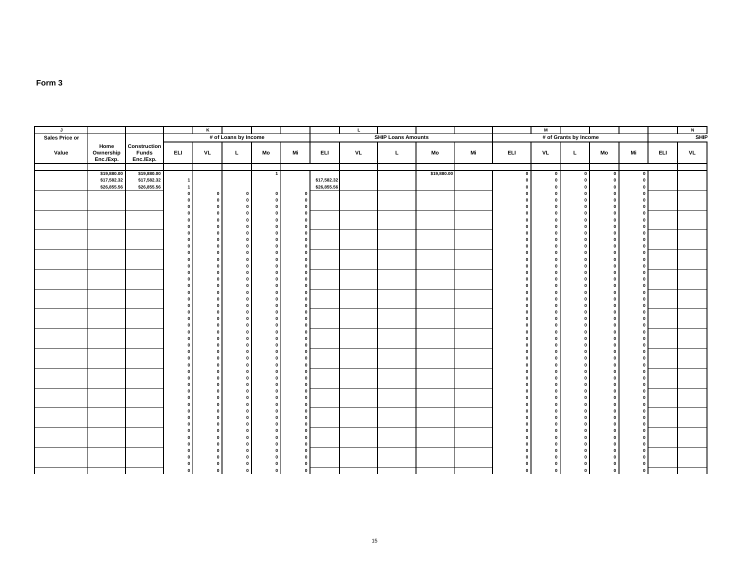# Form 3

| J | | | | K | | | | | L | | | | | M | | | | | | N |
|---|---|---|---|---|---|---|---|---|---|---|---|---|---|---|---|---|---|---|---|---|---|
| Sales Price or | | | # of Loans by Income | | | | | SHIP Loans Amounts | | | | | # of Grants by Income | | | | | SHIP | |
| Value | Home Ownership Enc./Exp. | Construction Funds Enc./Exp. | ELI | VL | L | Mo | Mi | ELI | VL | L | Mo | Mi | ELI | VL | L | Mo | Mi | ELI | VL |
| | $19,880.00 | $19,880.00 | | | | 1 | | | | | $19,880.00 | | 0 | 0 | 0 | 0 | 0 | | |
| | $17,582.32 | $17,582.32 | 1 | | | | | $17,582.32 | | | | | 0 | 0 | 0 | 0 | 0 | | |
| | $26,855.56 | $26,855.56 | 1 | | | | | $26,855.56 | | | | | 0 | 0 | 0 | 0 | 0 | | |
| | | | 0 | 0 | 0 | 0 | 0 | | | | | | 0 | 0 | 0 | 0 | 0 | | |
| | | | 0 | 0 | 0 | 0 | 0 | | | | | | 0 | 0 | 0 | 0 | 0 | | |
| | | | 0 | 0 | 0 | 0 | 0 | | | | | | 0 | 0 | 0 | 0 | 0 | | |
| | | | 0 | 0 | 0 | 0 | 0 | | | | | | 0 | 0 | 0 | 0 | 0 | | |
| | | | 0 | 0 | 0 | 0 | 0 | | | | | | 0 | 0 | 0 | 0 | 0 | | |
| | | | 0 | 0 | 0 | 0 | 0 | | | | | | 0 | 0 | 0 | 0 | 0 | | |
| | | | 0 | 0 | 0 | 0 | 0 | | | | | | 0 | 0 | 0 | 0 | 0 | | |
| | | | 0 | 0 | 0 | 0 | 0 | | | | | | 0 | 0 | 0 | 0 | 0 | | |
| | | | 0 | 0 | 0 | 0 | 0 | | | | | | 0 | 0 | 0 | 0 | 0 | | |
| | | | 0 | 0 | 0 | 0 | 0 | | | | | | 0 | 0 | 0 | 0 | 0 | | |
| | | | 0 | 0 | 0 | 0 | 0 | | | | | | 0 | 0 | 0 | 0 | 0 | | |
| | | | 0 | 0 | 0 | 0 | 0 | | | | | | 0 | 0 | 0 | 0 | 0 | | |
| | | | 0 | 0 | 0 | 0 | 0 | | | | | | 0 | 0 | 0 | 0 | 0 | | |
| | | | 0 | 0 | 0 | 0 | 0 | | | | | | 0 | 0 | 0 | 0 | 0 | | |
| | | | 0 | 0 | 0 | 0 | 0 | | | | | | 0 | 0 | 0 | 0 | 0 | | |
| | | | 0 | 0 | 0 | 0 | 0 | | | | | | 0 | 0 | 0 | 0 | 0 | | |
| | | | 0 | 0 | 0 | 0 | 0 | | | | | | 0 | 0 | 0 | 0 | 0 | | |
| | | | 0 | 0 | 0 | 0 | 0 | | | | | | 0 | 0 | 0 | 0 | 0 | | |
| | | | 0 | 0 | 0 | 0 | 0 | | | | | | 0 | 0 | 0 | 0 | 0 | | |
| | | | 0 | 0 | 0 | 0 | 0 | | | | | | 0 | 0 | 0 | 0 | 0 | | |
| | | | 0 | 0 | 0 | 0 | 0 | | | | | | 0 | 0 | 0 | 0 | 0 | | |
| | | | 0 | 0 | 0 | 0 | 0 | | | | | | 0 | 0 | 0 | 0 | 0 | | |
| | | | 0 | 0 | 0 | 0 | 0 | | | | | | 0 | 0 | 0 | 0 | 0 | | |
| | | | 0 | 0 | 0 | 0 | 0 | | | | | | 0 | 0 | 0 | 0 | 0 | | |
| | | | 0 | 0 | 0 | 0 | 0 | | | | | | 0 | 0 | 0 | 0 | 0 | | |
| | | | 0 | 0 | 0 | 0 | 0 | | | | | | 0 | 0 | 0 | 0 | 0 | | |
| | | | 0 | 0 | 0 | 0 | 0 | | | | | | 0 | 0 | 0 | 0 | 0 | | |
| | | | 0 | 0 | 0 | 0 | 0 | | | | | | 0 | 0 | 0 | 0 | 0 | | |
| | | | 0 | 0 | 0 | 0 | 0 | | | | | | 0 | 0 | 0 | 0 | 0 | | |
| | | | 0 | 0 | 0 | 0 | 0 | | | | | | 0 | 0 | 0 | 0 | 0 | | |
| | | | 0 | 0 | 0 | 0 | 0 | | | | | | 0 | 0 | 0 | 0 | 0 | | |
| | | | 0 | 0 | 0 | 0 | 0 | | | | | | 0 | 0 | 0 | 0 | 0 | | |
| | | | 0 | 0 | 0 | 0 | 0 | | | | | | 0 | 0 | 0 | 0 | 0 | | |
| | | | 0 | 0 | 0 | 0 | 0 | | | | | | 0 | 0 | 0 | 0 | 0 | | |
| | | | 0 | 0 | 0 | 0 | 0 | | | | | | 0 | 0 | 0 | 0 | 0 | | |
| | | | 0 | 0 | 0 | 0 | 0 | | | | | | 0 | 0 | 0 | 0 | 0 | | |
| | | | 0 | 0 | 0 | 0 | 0 | | | | | | 0 | 0 | 0 | 0 | 0 | | |
| | | | 0 | 0 | 0 | 0 | 0 | | | | | | 0 | 0 | 0 | 0 | 0 | | |
| | | | 0 | 0 | 0 | 0 | 0 | | | | | | 0 | 0 | 0 | 0 | 0 | | |
| | | | 0 | 0 | 0 | 0 | 0 | | | | | | 0 | 0 | 0 | 0 | 0 | | |
| | | | 0 | 0 | 0 | 0 | 0 | | | | | | 0 | 0 | 0 | 0 | 0 | | |
| | | | 0 | 0 | 0 | 0 | 0 | | | | | | 0 | 0 | 0 | 0 | 0 | | |
| | | | 0 | 0 | 0 | 0 | 0 | | | | | | 0 | 0 | 0 | 0 | 0 | | |
| | | | 0 | 0 | 0 | 0 | 0 | | | | | | 0 | 0 | 0 | 0 | 0 | | |
| | | | 0 | 0 | 0 | 0 | 0 | | | | | | 0 | 0 | 0 | 0 | 0 | | |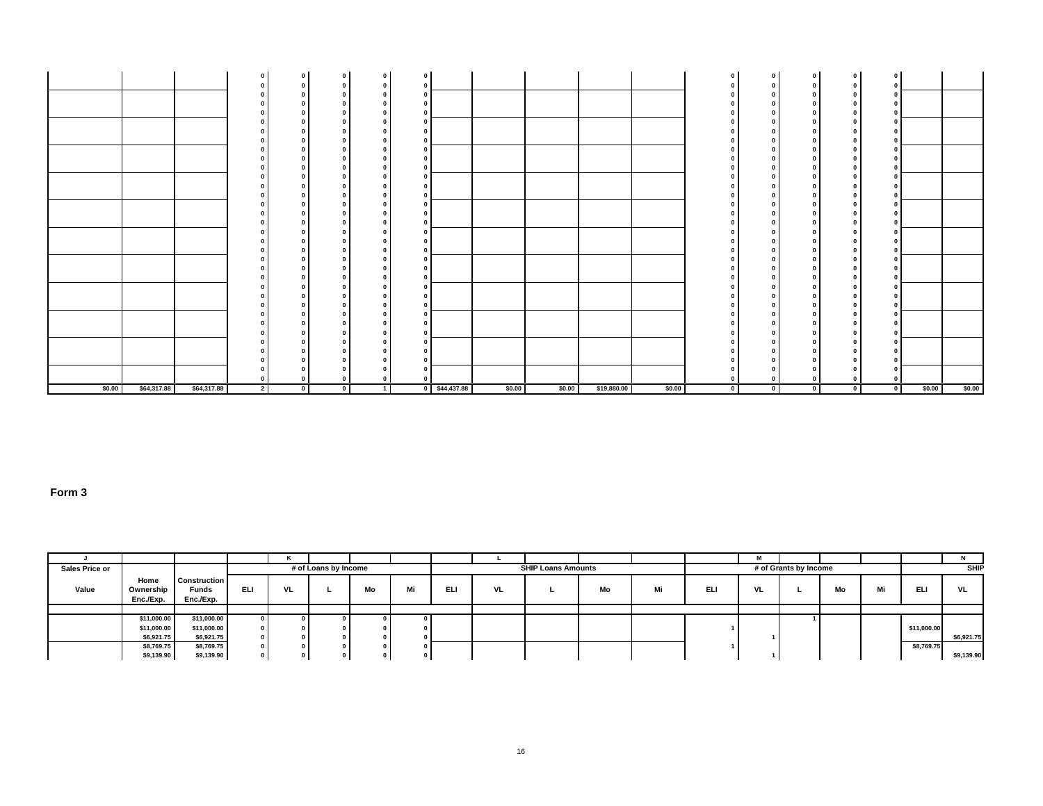| | | | | | | | | | | | | | | | | | | | |
|---|---|---|---|---|---|---|---|---|---|---|---|---|---|---|---|---|---|---|---|
| | | | 0 | 0 | 0 | 0 | 0 | | | | | | 0 | 0 | 0 | 0 | 0 | | |
| | | | 0 | 0 | 0 | 0 | 0 | | | | | | 0 | 0 | 0 | 0 | 0 | | |
| | | | 0 | 0 | 0 | 0 | 0 | | | | | | 0 | 0 | 0 | 0 | 0 | | |
| | | | 0 | 0 | 0 | 0 | 0 | | | | | | 0 | 0 | 0 | 0 | 0 | | |
| | | | 0 | 0 | 0 | 0 | 0 | | | | | | 0 | 0 | 0 | 0 | 0 | | |
| | | | 0 | 0 | 0 | 0 | 0 | | | | | | 0 | 0 | 0 | 0 | 0 | | |
| | | | 0 | 0 | 0 | 0 | 0 | | | | | | 0 | 0 | 0 | 0 | 0 | | |
| | | | 0 | 0 | 0 | 0 | 0 | | | | | | 0 | 0 | 0 | 0 | 0 | | |
| | | | 0 | 0 | 0 | 0 | 0 | | | | | | 0 | 0 | 0 | 0 | 0 | | |
| | | | 0 | 0 | 0 | 0 | 0 | | | | | | 0 | 0 | 0 | 0 | 0 | | |
| | | | 0 | 0 | 0 | 0 | 0 | | | | | | 0 | 0 | 0 | 0 | 0 | | |
| | | | 0 | 0 | 0 | 0 | 0 | | | | | | 0 | 0 | 0 | 0 | 0 | | |
| | | | 0 | 0 | 0 | 0 | 0 | | | | | | 0 | 0 | 0 | 0 | 0 | | |
| | | | 0 | 0 | 0 | 0 | 0 | | | | | | 0 | 0 | 0 | 0 | 0 | | |
| | | | 0 | 0 | 0 | 0 | 0 | | | | | | 0 | 0 | 0 | 0 | 0 | | |
| | | | 0 | 0 | 0 | 0 | 0 | | | | | | 0 | 0 | 0 | 0 | 0 | | |
| | | | 0 | 0 | 0 | 0 | 0 | | | | | | 0 | 0 | 0 | 0 | 0 | | |
| | | | 0 | 0 | 0 | 0 | 0 | | | | | | 0 | 0 | 0 | 0 | 0 | | |
| | | | 0 | 0 | 0 | 0 | 0 | | | | | | 0 | 0 | 0 | 0 | 0 | | |
| | | | 0 | 0 | 0 | 0 | 0 | | | | | | 0 | 0 | 0 | 0 | 0 | | |
| | | | 0 | 0 | 0 | 0 | 0 | | | | | | 0 | 0 | 0 | 0 | 0 | | |
| | | | 0 | 0 | 0 | 0 | 0 | | | | | | 0 | 0 | 0 | 0 | 0 | | |
| | | | 0 | 0 | 0 | 0 | 0 | | | | | | 0 | 0 | 0 | 0 | 0 | | |
| | | | 0 | 0 | 0 | 0 | 0 | | | | | | 0 | 0 | 0 | 0 | 0 | | |
| | | | 0 | 0 | 0 | 0 | 0 | | | | | | 0 | 0 | 0 | 0 | 0 | | |
| | | | 0 | 0 | 0 | 0 | 0 | | | | | | 0 | 0 | 0 | 0 | 0 | | |
| | | | 0 | 0 | 0 | 0 | 0 | | | | | | 0 | 0 | 0 | 0 | 0 | | |
| | | | 0 | 0 | 0 | 0 | 0 | | | | | | 0 | 0 | 0 | 0 | 0 | | |
| | | | 0 | 0 | 0 | 0 | 0 | | | | | | 0 | 0 | 0 | 0 | 0 | | |
| | | | 0 | 0 | 0 | 0 | 0 | | | | | | 0 | 0 | 0 | 0 | 0 | | |
| | | | 0 | 0 | 0 | 0 | 0 | | | | | | 0 | 0 | 0 | 0 | 0 | | |
| | | | 0 | 0 | 0 | 0 | 0 | | | | | | 0 | 0 | 0 | 0 | 0 | | |
| | | | 0 | 0 | 0 | 0 | 0 | | | | | | 0 | 0 | 0 | 0 | 0 | | |
| | | | 0 | 0 | 0 | 0 | 0 | | | | | | 0 | 0 | 0 | 0 | 0 | | |
| $0.00 | $64,317.88 | $64,317.88 | 2 | 0 | 0 | 1 | 0 | $44,437.88 | $0.00 | $0.00 | $19,880.00 | $0.00 | 0 | 0 | 0 | 0 | 0 | $0.00 | $0.00 |

**Form 3**

| J | | | | K | | | | | L | | | | | M | | | | | N |
|---|---|---|---|---|---|---|---|---|---|---|---|---|---|---|---|---|---|---|---|
| Sales Price or | | | # of Loans by Income | | | | | SHIP Loans Amounts | | | | | # of Grants by Income | | | | | SHIP | |
| Value | Home Ownership Enc./Exp. | Construction Funds Enc./Exp. | ELI | VL | L | Mo | Mi | ELI | VL | L | Mo | Mi | ELI | VL | L | Mo | Mi | ELI | VL |
| | | | | | | | | | | | | | | | | | | | |
| | $11,000.00 | $11,000.00 | 0 | 0 | 0 | 0 | 0 | | | | | | | | 1 | | | | |
| | $11,000.00 | $11,000.00 | 0 | 0 | 0 | 0 | 0 | | | | | | 1 | | | | | $11,000.00 | |
| | $6,921.75 | $6,921.75 | 0 | 0 | 0 | 0 | 0 | | | | | | | 1 | | | | | $6,921.75 |
| | $8,769.75 | $8,769.75 | 0 | 0 | 0 | 0 | 0 | | | | | | 1 | | | | | $8,769.75 | |
| | $9,139.90 | $9,139.90 | 0 | 0 | 0 | 0 | 0 | | | | | | | 1 | | | | | $9,139.90 |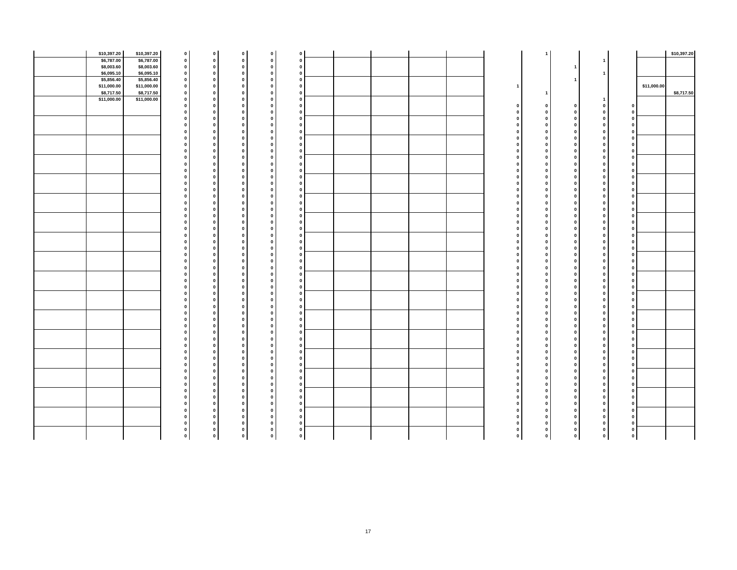| | | | | | | | | | | | | | | | | | | |
|---|---|---|---|---|---|---|---|---|---|---|---|---|---|---|---|---|---|---|
| | $10,397.20 | $10,397.20 | 0 | 0 | 0 | 0 | 0 | | | | | | | 1 | | | | $10,397.20 |
| | $6,787.00 | $6,787.00 | 0 | 0 | 0 | 0 | 0 | | | | | | | | | 1 | | |
| | $8,003.60 | $8,003.60 | 0 | 0 | 0 | 0 | 0 | | | | | | | | 1 | | | |
| | $6,095.10 | $6,095.10 | 0 | 0 | 0 | 0 | 0 | | | | | | | | | 1 | | |
| | $5,856.40 | $5,856.40 | 0 | 0 | 0 | 0 | 0 | | | | | | | | 1 | | | |
| | $11,000.00 | $11,000.00 | 0 | 0 | 0 | 0 | 0 | | | | | | 1 | | | | $11,000.00 | |
| | $8,717.50 | $8,717.50 | 0 | 0 | 0 | 0 | 0 | | | | | | | 1 | | | | $8,717.50 |
| | $11,000.00 | $11,000.00 | 0 | 0 | 0 | 0 | 0 | | | | | | | | | 1 | | |
| | | | 0 | 0 | 0 | 0 | 0 | | | | | | 0 | 0 | 0 | 0 | 0 | | |
| | | | 0 | 0 | 0 | 0 | 0 | | | | | | 0 | 0 | 0 | 0 | 0 | | |
| | | | 0 | 0 | 0 | 0 | 0 | | | | | | 0 | 0 | 0 | 0 | 0 | | |
| | | | 0 | 0 | 0 | 0 | 0 | | | | | | 0 | 0 | 0 | 0 | 0 | | |
| | | | 0 | 0 | 0 | 0 | 0 | | | | | | 0 | 0 | 0 | 0 | 0 | | |
| | | | 0 | 0 | 0 | 0 | 0 | | | | | | 0 | 0 | 0 | 0 | 0 | | |
| | | | 0 | 0 | 0 | 0 | 0 | | | | | | 0 | 0 | 0 | 0 | 0 | | |
| | | | 0 | 0 | 0 | 0 | 0 | | | | | | 0 | 0 | 0 | 0 | 0 | | |
| | | | 0 | 0 | 0 | 0 | 0 | | | | | | 0 | 0 | 0 | 0 | 0 | | |
| | | | 0 | 0 | 0 | 0 | 0 | | | | | | 0 | 0 | 0 | 0 | 0 | | |
| | | | 0 | 0 | 0 | 0 | 0 | | | | | | 0 | 0 | 0 | 0 | 0 | | |
| | | | 0 | 0 | 0 | 0 | 0 | | | | | | 0 | 0 | 0 | 0 | 0 | | |
| | | | 0 | 0 | 0 | 0 | 0 | | | | | | 0 | 0 | 0 | 0 | 0 | | |
| | | | 0 | 0 | 0 | 0 | 0 | | | | | | 0 | 0 | 0 | 0 | 0 | | |
| | | | 0 | 0 | 0 | 0 | 0 | | | | | | 0 | 0 | 0 | 0 | 0 | | |
| | | | 0 | 0 | 0 | 0 | 0 | | | | | | 0 | 0 | 0 | 0 | 0 | | |
| | | | 0 | 0 | 0 | 0 | 0 | | | | | | 0 | 0 | 0 | 0 | 0 | | |
| | | | 0 | 0 | 0 | 0 | 0 | | | | | | 0 | 0 | 0 | 0 | 0 | | |
| | | | 0 | 0 | 0 | 0 | 0 | | | | | | 0 | 0 | 0 | 0 | 0 | | |
| | | | 0 | 0 | 0 | 0 | 0 | | | | | | 0 | 0 | 0 | 0 | 0 | | |
| | | | 0 | 0 | 0 | 0 | 0 | | | | | | 0 | 0 | 0 | 0 | 0 | | |
| | | | 0 | 0 | 0 | 0 | 0 | | | | | | 0 | 0 | 0 | 0 | 0 | | |
| | | | 0 | 0 | 0 | 0 | 0 | | | | | | 0 | 0 | 0 | 0 | 0 | | |
| | | | 0 | 0 | 0 | 0 | 0 | | | | | | 0 | 0 | 0 | 0 | 0 | | |
| | | | 0 | 0 | 0 | 0 | 0 | | | | | | 0 | 0 | 0 | 0 | 0 | | |
| | | | 0 | 0 | 0 | 0 | 0 | | | | | | 0 | 0 | 0 | 0 | 0 | | |
| | | | 0 | 0 | 0 | 0 | 0 | | | | | | 0 | 0 | 0 | 0 | 0 | | |
| | | | 0 | 0 | 0 | 0 | 0 | | | | | | 0 | 0 | 0 | 0 | 0 | | |
| | | | 0 | 0 | 0 | 0 | 0 | | | | | | 0 | 0 | 0 | 0 | 0 | | |
| | | | 0 | 0 | 0 | 0 | 0 | | | | | | 0 | 0 | 0 | 0 | 0 | | |
| | | | 0 | 0 | 0 | 0 | 0 | | | | | | 0 | 0 | 0 | 0 | 0 | | |
| | | | 0 | 0 | 0 | 0 | 0 | | | | | | 0 | 0 | 0 | 0 | 0 | | |
| | | | 0 | 0 | 0 | 0 | 0 | | | | | | 0 | 0 | 0 | 0 | 0 | | |
| | | | 0 | 0 | 0 | 0 | 0 | | | | | | 0 | 0 | 0 | 0 | 0 | | |
| | | | 0 | 0 | 0 | 0 | 0 | | | | | | 0 | 0 | 0 | 0 | 0 | | |
| | | | 0 | 0 | 0 | 0 | 0 | | | | | | 0 | 0 | 0 | 0 | 0 | | |
| | | | 0 | 0 | 0 | 0 | 0 | | | | | | 0 | 0 | 0 | 0 | 0 | | |
| | | | 0 | 0 | 0 | 0 | 0 | | | | | | 0 | 0 | 0 | 0 | 0 | | |
| | | | 0 | 0 | 0 | 0 | 0 | | | | | | 0 | 0 | 0 | 0 | 0 | | |
| | | | 0 | 0 | 0 | 0 | 0 | | | | | | 0 | 0 | 0 | 0 | 0 | | |
| | | | 0 | 0 | 0 | 0 | 0 | | | | | | 0 | 0 | 0 | 0 | 0 | | |
| | | | 0 | 0 | 0 | 0 | 0 | | | | | | 0 | 0 | 0 | 0 | 0 | | |
| | | | 0 | 0 | 0 | 0 | 0 | | | | | | 0 | 0 | 0 | 0 | 0 | | |
| | | | 0 | 0 | 0 | 0 | 0 | | | | | | 0 | 0 | 0 | 0 | 0 | | |
| | | | 0 | 0 | 0 | 0 | 0 | | | | | | 0 | 0 | 0 | 0 | 0 | | |
| | | | 0 | 0 | 0 | 0 | 0 | | | | | | 0 | 0 | 0 | 0 | 0 | | |
| | | | 0 | 0 | 0 | 0 | 0 | | | | | | 0 | 0 | 0 | 0 | 0 | | |
| | | | 0 | 0 | 0 | 0 | 0 | | | | | | 0 | 0 | 0 | 0 | 0 | | |
| | | | 0 | 0 | 0 | 0 | 0 | | | | | | 0 | 0 | 0 | 0 | 0 | | |
| | | | 0 | 0 | 0 | 0 | 0 | | | | | | 0 | 0 | 0 | 0 | 0 | | |
| | | | 0 | 0 | 0 | 0 | 0 | | | | | | 0 | 0 | 0 | 0 | 0 | | |
| | | | 0 | 0 | 0 | 0 | 0 | | | | | | 0 | 0 | 0 | 0 | 0 | | |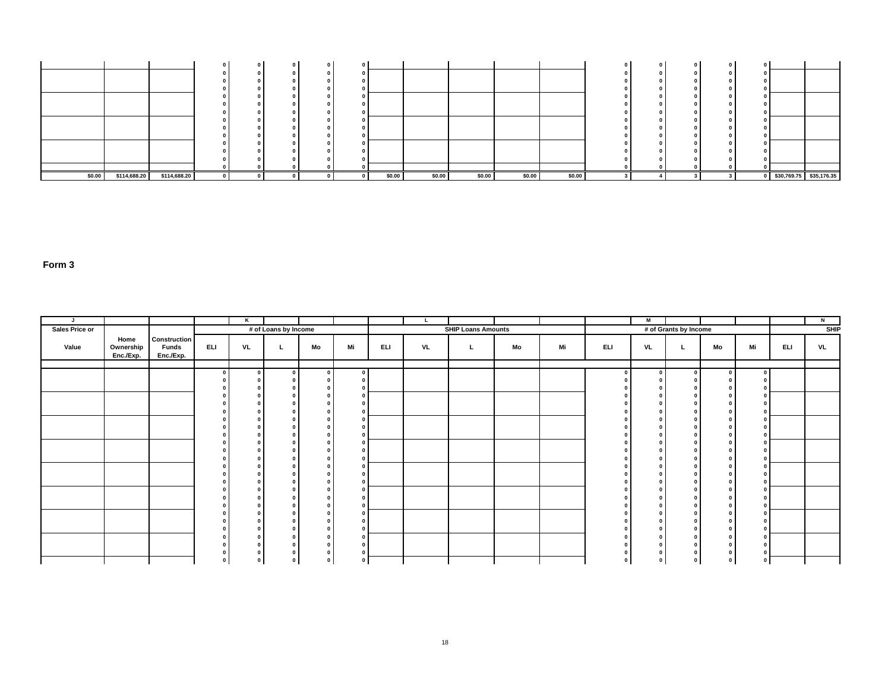| | | | | | | | | | | | | | | | | | | | |
|---|---|---|---|---|---|---|---|---|---|---|---|---|---|---|---|---|---|---|---|
| | | | 0 | 0 | 0 | 0 | 0 | | | | | | 0 | 0 | 0 | 0 | 0 | | |
| | | | 0 | 0 | 0 | 0 | 0 | | | | | | 0 | 0 | 0 | 0 | 0 | | |
| | | | 0 | 0 | 0 | 0 | 0 | | | | | | 0 | 0 | 0 | 0 | 0 | | |
| | | | 0 | 0 | 0 | 0 | 0 | | | | | | 0 | 0 | 0 | 0 | 0 | | |
| | | | 0 | 0 | 0 | 0 | 0 | | | | | | 0 | 0 | 0 | 0 | 0 | | |
| | | | 0 | 0 | 0 | 0 | 0 | | | | | | 0 | 0 | 0 | 0 | 0 | | |
| | | | 0 | 0 | 0 | 0 | 0 | | | | | | 0 | 0 | 0 | 0 | 0 | | |
| | | | 0 | 0 | 0 | 0 | 0 | | | | | | 0 | 0 | 0 | 0 | 0 | | |
| | | | 0 | 0 | 0 | 0 | 0 | | | | | | 0 | 0 | 0 | 0 | 0 | | |
| | | | 0 | 0 | 0 | 0 | 0 | | | | | | 0 | 0 | 0 | 0 | 0 | | |
| | | | 0 | 0 | 0 | 0 | 0 | | | | | | 0 | 0 | 0 | 0 | 0 | | |
| | | | 0 | 0 | 0 | 0 | 0 | | | | | | 0 | 0 | 0 | 0 | 0 | | |
| | | | 0 | 0 | 0 | 0 | 0 | | | | | | 0 | 0 | 0 | 0 | 0 | | |
| | | | 0 | 0 | 0 | 0 | 0 | | | | | | 0 | 0 | 0 | 0 | 0 | | |
| $0.00 | $114,688.20 | $114,688.20 | 0 | 0 | 0 | 0 | 0 | $0.00 | $0.00 | $0.00 | $0.00 | $0.00 | 3 | 4 | 3 | 3 | 0 | $30,769.75 | $35,176.35 |

**Form 3**

| J | | | | K | | | | | | L | | | | | | M | | | | | N |
|---|---|---|---|---|---|---|---|---|---|---|---|---|---|---|---|---|---|---|---|---|---|
| Sales Price or | | | # of Loans by Income | | | | | SHIP Loans Amounts | | | | | # of Grants by Income | | | | | SHIP | |
| Value | Home Ownership Enc./Exp. | Construction Funds Enc./Exp. | ELI | VL | L | Mo | Mi | ELI | VL | L | Mo | Mi | ELI | VL | L | Mo | Mi | ELI | VL |
| | | | | | | | | | | | | | | | | | | | |
| | | | 0 | 0 | 0 | 0 | 0 | | | | | | 0 | 0 | 0 | 0 | 0 | | |
| | | | 0 | 0 | 0 | 0 | 0 | | | | | | 0 | 0 | 0 | 0 | 0 | | |
| | | | 0 | 0 | 0 | 0 | 0 | | | | | | 0 | 0 | 0 | 0 | 0 | | |
| | | | 0 | 0 | 0 | 0 | 0 | | | | | | 0 | 0 | 0 | 0 | 0 | | |
| | | | 0 | 0 | 0 | 0 | 0 | | | | | | 0 | 0 | 0 | 0 | 0 | | |
| | | | 0 | 0 | 0 | 0 | 0 | | | | | | 0 | 0 | 0 | 0 | 0 | | |
| | | | 0 | 0 | 0 | 0 | 0 | | | | | | 0 | 0 | 0 | 0 | 0 | | |
| | | | 0 | 0 | 0 | 0 | 0 | | | | | | 0 | 0 | 0 | 0 | 0 | | |
| | | | 0 | 0 | 0 | 0 | 0 | | | | | | 0 | 0 | 0 | 0 | 0 | | |
| | | | 0 | 0 | 0 | 0 | 0 | | | | | | 0 | 0 | 0 | 0 | 0 | | |
| | | | 0 | 0 | 0 | 0 | 0 | | | | | | 0 | 0 | 0 | 0 | 0 | | |
| | | | 0 | 0 | 0 | 0 | 0 | | | | | | 0 | 0 | 0 | 0 | 0 | | |
| | | | 0 | 0 | 0 | 0 | 0 | | | | | | 0 | 0 | 0 | 0 | 0 | | |
| | | | 0 | 0 | 0 | 0 | 0 | | | | | | 0 | 0 | 0 | 0 | 0 | | |
| | | | 0 | 0 | 0 | 0 | 0 | | | | | | 0 | 0 | 0 | 0 | 0 | | |
| | | | 0 | 0 | 0 | 0 | 0 | | | | | | 0 | 0 | 0 | 0 | 0 | | |
| | | | 0 | 0 | 0 | 0 | 0 | | | | | | 0 | 0 | 0 | 0 | 0 | | |
| | | | 0 | 0 | 0 | 0 | 0 | | | | | | 0 | 0 | 0 | 0 | 0 | | |
| | | | 0 | 0 | 0 | 0 | 0 | | | | | | 0 | 0 | 0 | 0 | 0 | | |
| | | | 0 | 0 | 0 | 0 | 0 | | | | | | 0 | 0 | 0 | 0 | 0 | | |
| | | | 0 | 0 | 0 | 0 | 0 | | | | | | 0 | 0 | 0 | 0 | 0 | | |
| | | | 0 | 0 | 0 | 0 | 0 | | | | | | 0 | 0 | 0 | 0 | 0 | | |
| | | | 0 | 0 | 0 | 0 | 0 | | | | | | 0 | 0 | 0 | 0 | 0 | | |
| | | | 0 | 0 | 0 | 0 | 0 | | | | | | 0 | 0 | 0 | 0 | 0 | | |
| | | | 0 | 0 | 0 | 0 | 0 | | | | | | 0 | 0 | 0 | 0 | 0 | | |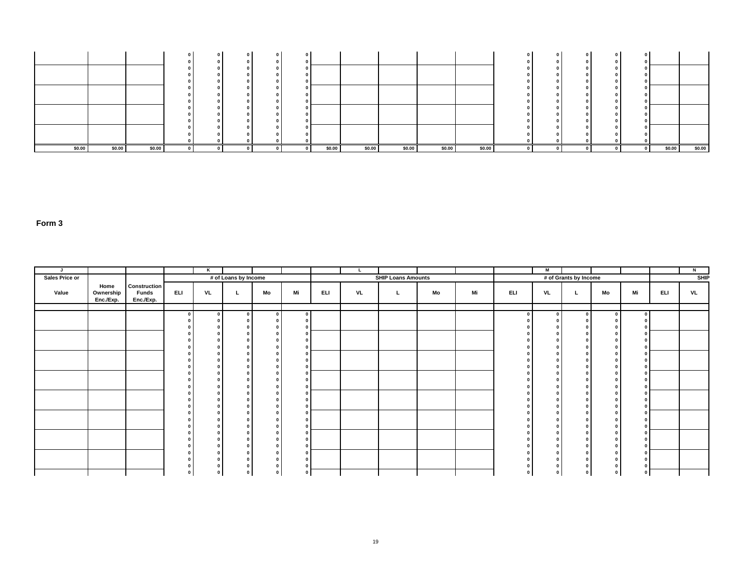| | | | | | | | | | | | | | | | | | | | | |
|---|---|---|---|---|---|---|---|---|---|---|---|---|---|---|---|---|---|---|---|---|
| | | | 0 | 0 | 0 | 0 | 0 | | | | | | 0 | 0 | 0 | 0 | 0 | | |
| | | | 0 | 0 | 0 | 0 | 0 | | | | | | 0 | 0 | 0 | 0 | 0 | | |
| | | | 0 | 0 | 0 | 0 | 0 | | | | | | 0 | 0 | 0 | 0 | 0 | | |
| | | | 0 | 0 | 0 | 0 | 0 | | | | | | 0 | 0 | 0 | 0 | 0 | | |
| | | | 0 | 0 | 0 | 0 | 0 | | | | | | 0 | 0 | 0 | 0 | 0 | | |
| | | | 0 | 0 | 0 | 0 | 0 | | | | | | 0 | 0 | 0 | 0 | 0 | | |
| | | | 0 | 0 | 0 | 0 | 0 | | | | | | 0 | 0 | 0 | 0 | 0 | | |
| | | | 0 | 0 | 0 | 0 | 0 | | | | | | 0 | 0 | 0 | 0 | 0 | | |
| | | | 0 | 0 | 0 | 0 | 0 | | | | | | 0 | 0 | 0 | 0 | 0 | | |
| | | | 0 | 0 | 0 | 0 | 0 | | | | | | 0 | 0 | 0 | 0 | 0 | | |
| | | | 0 | 0 | 0 | 0 | 0 | | | | | | 0 | 0 | 0 | 0 | 0 | | |
| | | | 0 | 0 | 0 | 0 | 0 | | | | | | 0 | 0 | 0 | 0 | 0 | | |
| | | | 0 | 0 | 0 | 0 | 0 | | | | | | 0 | 0 | 0 | 0 | 0 | | |
| | | | 0 | 0 | 0 | 0 | 0 | | | | | | 0 | 0 | 0 | 0 | 0 | | |
| $0.00 | $0.00 | $0.00 | 0 | 0 | 0 | 0 | 0 | $0.00 | $0.00 | $0.00 | $0.00 | $0.00 | 0 | 0 | 0 | 0 | 0 | $0.00 | $0.00 |

**Form 3**

| J | | | | K | | | | | L | | | | | M | | | | | N |
|---|---|---|---|---|---|---|---|---|---|---|---|---|---|---|---|---|---|---|---|
| Sales Price or | | | # of Loans by Income | | | | | SHIP Loans Amounts | | | | | # of Grants by Income | | | | | SHIP | |
| Value | Home Ownership Enc./Exp. | Construction Funds Enc./Exp. | ELI | VL | L | Mo | Mi | ELI | VL | L | Mo | Mi | ELI | VL | L | Mo | Mi | ELI | VL |
| | | | | | | | | | | | | | | | | | | | |
| | | | 0 | 0 | 0 | 0 | 0 | | | | | | 0 | 0 | 0 | 0 | 0 | | |
| | | | 0 | 0 | 0 | 0 | 0 | | | | | | 0 | 0 | 0 | 0 | 0 | | |
| | | | 0 | 0 | 0 | 0 | 0 | | | | | | 0 | 0 | 0 | 0 | 0 | | |
| | | | 0 | 0 | 0 | 0 | 0 | | | | | | 0 | 0 | 0 | 0 | 0 | | |
| | | | 0 | 0 | 0 | 0 | 0 | | | | | | 0 | 0 | 0 | 0 | 0 | | |
| | | | 0 | 0 | 0 | 0 | 0 | | | | | | 0 | 0 | 0 | 0 | 0 | | |
| | | | 0 | 0 | 0 | 0 | 0 | | | | | | 0 | 0 | 0 | 0 | 0 | | |
| | | | 0 | 0 | 0 | 0 | 0 | | | | | | 0 | 0 | 0 | 0 | 0 | | |
| | | | 0 | 0 | 0 | 0 | 0 | | | | | | 0 | 0 | 0 | 0 | 0 | | |
| | | | 0 | 0 | 0 | 0 | 0 | | | | | | 0 | 0 | 0 | 0 | 0 | | |
| | | | 0 | 0 | 0 | 0 | 0 | | | | | | 0 | 0 | 0 | 0 | 0 | | |
| | | | 0 | 0 | 0 | 0 | 0 | | | | | | 0 | 0 | 0 | 0 | 0 | | |
| | | | 0 | 0 | 0 | 0 | 0 | | | | | | 0 | 0 | 0 | 0 | 0 | | |
| | | | 0 | 0 | 0 | 0 | 0 | | | | | | 0 | 0 | 0 | 0 | 0 | | |
| | | | 0 | 0 | 0 | 0 | 0 | | | | | | 0 | 0 | 0 | 0 | 0 | | |
| | | | 0 | 0 | 0 | 0 | 0 | | | | | | 0 | 0 | 0 | 0 | 0 | | |
| | | | 0 | 0 | 0 | 0 | 0 | | | | | | 0 | 0 | 0 | 0 | 0 | | |
| | | | 0 | 0 | 0 | 0 | 0 | | | | | | 0 | 0 | 0 | 0 | 0 | | |
| | | | 0 | 0 | 0 | 0 | 0 | | | | | | 0 | 0 | 0 | 0 | 0 | | |
| | | | 0 | 0 | 0 | 0 | 0 | | | | | | 0 | 0 | 0 | 0 | 0 | | |
| | | | 0 | 0 | 0 | 0 | 0 | | | | | | 0 | 0 | 0 | 0 | 0 | | |
| | | | 0 | 0 | 0 | 0 | 0 | | | | | | 0 | 0 | 0 | 0 | 0 | | |
| | | | 0 | 0 | 0 | 0 | 0 | | | | | | 0 | 0 | 0 | 0 | 0 | | |
| | | | 0 | 0 | 0 | 0 | 0 | | | | | | 0 | 0 | 0 | 0 | 0 | | |
| | | | 0 | 0 | 0 | 0 | 0 | | | | | | 0 | 0 | 0 | 0 | 0 | | |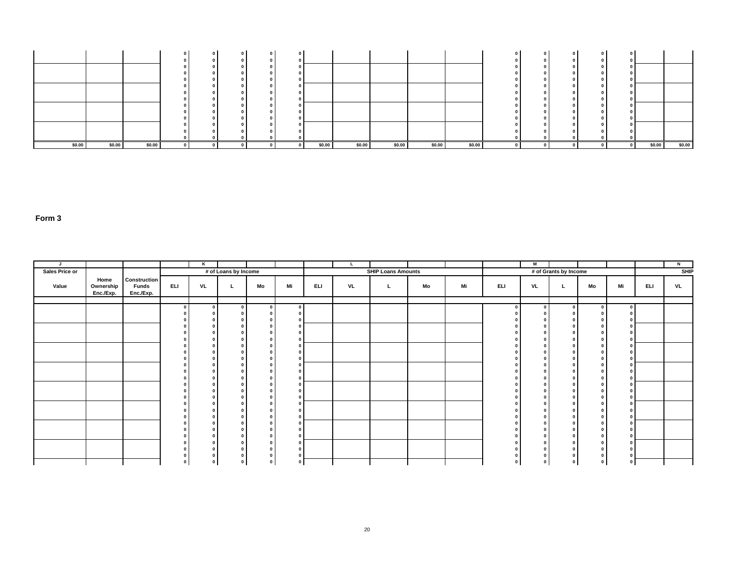| Sales Price or Value | Home Ownership Enc./Exp. | Construction Funds Enc./Exp. | ELI | VL | L | Mo | Mi | ELI | VL | L | Mo | Mi | ELI | VL | L | Mo | Mi | ELI | VL |
|---|---|---|---|---|---|---|---|---|---|---|---|---|---|---|---|---|---|---|---|
| | | | 0 | 0 | 0 | 0 | 0 | | | | | | 0 | 0 | 0 | 0 | 0 | | |
| | | | 0 | 0 | 0 | 0 | 0 | | | | | | 0 | 0 | 0 | 0 | 0 | | |
| | | | 0 | 0 | 0 | 0 | 0 | | | | | | 0 | 0 | 0 | 0 | 0 | | |
| | | | 0 | 0 | 0 | 0 | 0 | | | | | | 0 | 0 | 0 | 0 | 0 | | |
| | | | 0 | 0 | 0 | 0 | 0 | | | | | | 0 | 0 | 0 | 0 | 0 | | |
| | | | 0 | 0 | 0 | 0 | 0 | | | | | | 0 | 0 | 0 | 0 | 0 | | |
| | | | 0 | 0 | 0 | 0 | 0 | | | | | | 0 | 0 | 0 | 0 | 0 | | |
| | | | 0 | 0 | 0 | 0 | 0 | | | | | | 0 | 0 | 0 | 0 | 0 | | |
| | | | 0 | 0 | 0 | 0 | 0 | | | | | | 0 | 0 | 0 | 0 | 0 | | |
| | | | 0 | 0 | 0 | 0 | 0 | | | | | | 0 | 0 | 0 | 0 | 0 | | |
| | | | 0 | 0 | 0 | 0 | 0 | | | | | | 0 | 0 | 0 | 0 | 0 | | |
| | | | 0 | 0 | 0 | 0 | 0 | | | | | | 0 | 0 | 0 | 0 | 0 | | |
| | | | 0 | 0 | 0 | 0 | 0 | | | | | | 0 | 0 | 0 | 0 | 0 | | |
| | | | 0 | 0 | 0 | 0 | 0 | | | | | | 0 | 0 | 0 | 0 | 0 | | |
| | | | 0 | 0 | 0 | 0 | 0 | | | | | | 0 | 0 | 0 | 0 | 0 | | |
| $0.00 | $0.00 | $0.00 | 0 | 0 | 0 | 0 | 0 | $0.00 | $0.00 | $0.00 | $0.00 | $0.00 | 0 | 0 | 0 | 0 | 0 | $0.00 | $0.00 |

**Form 3**

| J | | | | K | | | | | L | | | | | M | | | | | N |
|---|---|---|---|---|---|---|---|---|---|---|---|---|---|---|---|---|---|---|---|
| Sales Price or | | | # of Loans by Income | | | | | SHIP Loans Amounts | | | | | # of Grants by Income | | | | | SHIP | |
| Value | Home Ownership Enc./Exp. | Construction Funds Enc./Exp. | ELI | VL | L | Mo | Mi | ELI | VL | L | Mo | Mi | ELI | VL | L | Mo | Mi | ELI | VL |
| | | | | | | | | | | | | | | | | | | | |
| | | | 0 | 0 | 0 | 0 | 0 | | | | | | 0 | 0 | 0 | 0 | 0 | | |
| | | | 0 | 0 | 0 | 0 | 0 | | | | | | 0 | 0 | 0 | 0 | 0 | | |
| | | | 0 | 0 | 0 | 0 | 0 | | | | | | 0 | 0 | 0 | 0 | 0 | | |
| | | | 0 | 0 | 0 | 0 | 0 | | | | | | 0 | 0 | 0 | 0 | 0 | | |
| | | | 0 | 0 | 0 | 0 | 0 | | | | | | 0 | 0 | 0 | 0 | 0 | | |
| | | | 0 | 0 | 0 | 0 | 0 | | | | | | 0 | 0 | 0 | 0 | 0 | | |
| | | | 0 | 0 | 0 | 0 | 0 | | | | | | 0 | 0 | 0 | 0 | 0 | | |
| | | | 0 | 0 | 0 | 0 | 0 | | | | | | 0 | 0 | 0 | 0 | 0 | | |
| | | | 0 | 0 | 0 | 0 | 0 | | | | | | 0 | 0 | 0 | 0 | 0 | | |
| | | | 0 | 0 | 0 | 0 | 0 | | | | | | 0 | 0 | 0 | 0 | 0 | | |
| | | | 0 | 0 | 0 | 0 | 0 | | | | | | 0 | 0 | 0 | 0 | 0 | | |
| | | | 0 | 0 | 0 | 0 | 0 | | | | | | 0 | 0 | 0 | 0 | 0 | | |
| | | | 0 | 0 | 0 | 0 | 0 | | | | | | 0 | 0 | 0 | 0 | 0 | | |
| | | | 0 | 0 | 0 | 0 | 0 | | | | | | 0 | 0 | 0 | 0 | 0 | | |
| | | | 0 | 0 | 0 | 0 | 0 | | | | | | 0 | 0 | 0 | 0 | 0 | | |
| | | | 0 | 0 | 0 | 0 | 0 | | | | | | 0 | 0 | 0 | 0 | 0 | | |
| | | | 0 | 0 | 0 | 0 | 0 | | | | | | 0 | 0 | 0 | 0 | 0 | | |
| | | | 0 | 0 | 0 | 0 | 0 | | | | | | 0 | 0 | 0 | 0 | 0 | | |
| | | | 0 | 0 | 0 | 0 | 0 | | | | | | 0 | 0 | 0 | 0 | 0 | | |
| | | | 0 | 0 | 0 | 0 | 0 | | | | | | 0 | 0 | 0 | 0 | 0 | | |
| | | | 0 | 0 | 0 | 0 | 0 | | | | | | 0 | 0 | 0 | 0 | 0 | | |
| | | | 0 | 0 | 0 | 0 | 0 | | | | | | 0 | 0 | 0 | 0 | 0 | | |
| | | | 0 | 0 | 0 | 0 | 0 | | | | | | 0 | 0 | 0 | 0 | 0 | | |
| | | | 0 | 0 | 0 | 0 | 0 | | | | | | 0 | 0 | 0 | 0 | 0 | | |
| | | | 0 | 0 | 0 | 0 | 0 | | | | | | 0 | 0 | 0 | 0 | 0 | | |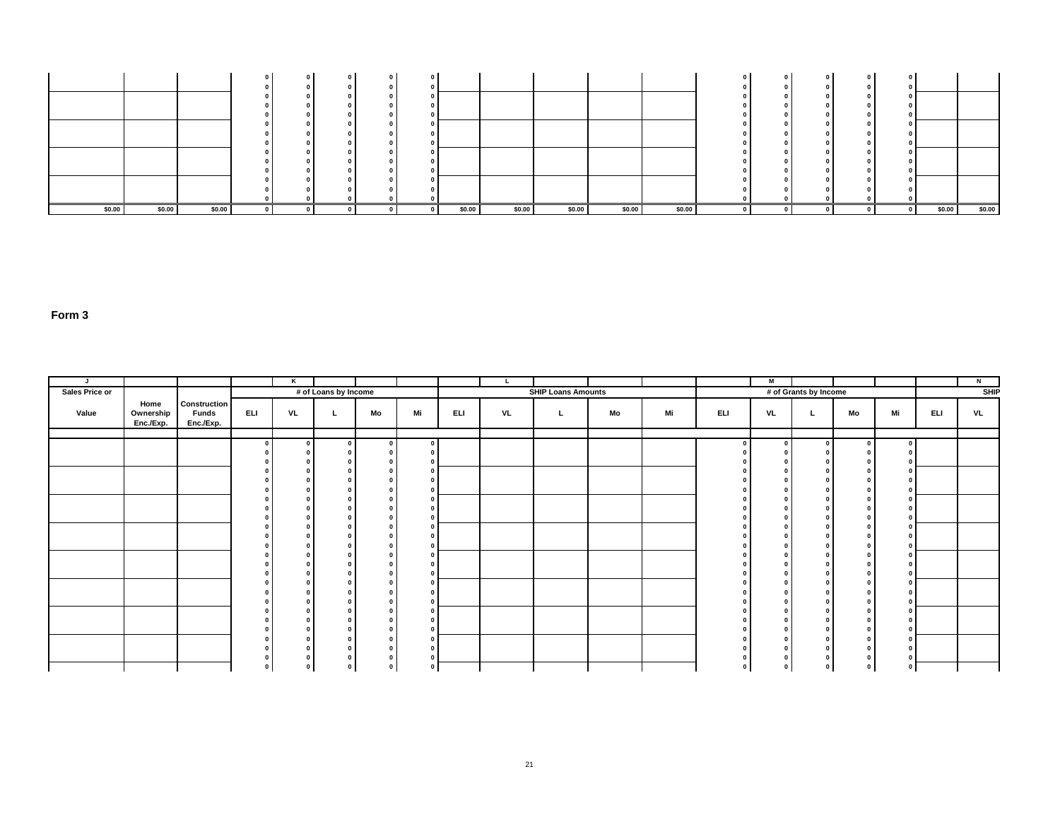| | | | 0 | 0 | 0 | 0 | 0 | | | | | | 0 | 0 | 0 | 0 | 0 | | |
|---|---|---|---|---|---|---|---|---|---|---|---|---|---|---|---|---|---|---|---|
| | | | 0 | 0 | 0 | 0 | 0 | | | | | | 0 | 0 | 0 | 0 | 0 | | |
| | | | 0 | 0 | 0 | 0 | 0 | | | | | | 0 | 0 | 0 | 0 | 0 | | |
| | | | 0 | 0 | 0 | 0 | 0 | | | | | | 0 | 0 | 0 | 0 | 0 | | |
| | | | 0 | 0 | 0 | 0 | 0 | | | | | | 0 | 0 | 0 | 0 | 0 | | |
| | | | 0 | 0 | 0 | 0 | 0 | | | | | | 0 | 0 | 0 | 0 | 0 | | |
| | | | 0 | 0 | 0 | 0 | 0 | | | | | | 0 | 0 | 0 | 0 | 0 | | |
| | | | 0 | 0 | 0 | 0 | 0 | | | | | | 0 | 0 | 0 | 0 | 0 | | |
| | | | 0 | 0 | 0 | 0 | 0 | | | | | | 0 | 0 | 0 | 0 | 0 | | |
| | | | 0 | 0 | 0 | 0 | 0 | | | | | | 0 | 0 | 0 | 0 | 0 | | |
| | | | 0 | 0 | 0 | 0 | 0 | | | | | | 0 | 0 | 0 | 0 | 0 | | |
| | | | 0 | 0 | 0 | 0 | 0 | | | | | | 0 | 0 | 0 | 0 | 0 | | |
| | | | 0 | 0 | 0 | 0 | 0 | | | | | | 0 | 0 | 0 | 0 | 0 | | |
| | | | 0 | 0 | 0 | 0 | 0 | | | | | | 0 | 0 | 0 | 0 | 0 | | |
| $0.00 | $0.00 | $0.00 | 0 | 0 | 0 | 0 | 0 | $0.00 | $0.00 | $0.00 | $0.00 | $0.00 | 0 | 0 | 0 | 0 | 0 | $0.00 | $0.00 |

**Form 3**

| J | | | | K | | | | | | L | | | | | M | | | | | N |
|---|---|---|---|---|---|---|---|---|---|---|---|---|---|---|---|---|---|---|---|---|
| Sales Price or | | | # of Loans by Income | | | | | SHIP Loans Amounts | | | | | # of Grants by Income | | | | | SHIP | |
| Value | Home Ownership Enc./Exp. | Construction Funds Enc./Exp. | ELI | VL | L | Mo | Mi | ELI | VL | L | Mo | Mi | ELI | VL | L | Mo | Mi | ELI | VL |
| | | | | | | | | | | | | | | | | | | | |
| | | | 0 | 0 | 0 | 0 | 0 | | | | | | 0 | 0 | 0 | 0 | 0 | | |
| | | | 0 | 0 | 0 | 0 | 0 | | | | | | 0 | 0 | 0 | 0 | 0 | | |
| | | | 0 | 0 | 0 | 0 | 0 | | | | | | 0 | 0 | 0 | 0 | 0 | | |
| | | | 0 | 0 | 0 | 0 | 0 | | | | | | 0 | 0 | 0 | 0 | 0 | | |
| | | | 0 | 0 | 0 | 0 | 0 | | | | | | 0 | 0 | 0 | 0 | 0 | | |
| | | | 0 | 0 | 0 | 0 | 0 | | | | | | 0 | 0 | 0 | 0 | 0 | | |
| | | | 0 | 0 | 0 | 0 | 0 | | | | | | 0 | 0 | 0 | 0 | 0 | | |
| | | | 0 | 0 | 0 | 0 | 0 | | | | | | 0 | 0 | 0 | 0 | 0 | | |
| | | | 0 | 0 | 0 | 0 | 0 | | | | | | 0 | 0 | 0 | 0 | 0 | | |
| | | | 0 | 0 | 0 | 0 | 0 | | | | | | 0 | 0 | 0 | 0 | 0 | | |
| | | | 0 | 0 | 0 | 0 | 0 | | | | | | 0 | 0 | 0 | 0 | 0 | | |
| | | | 0 | 0 | 0 | 0 | 0 | | | | | | 0 | 0 | 0 | 0 | 0 | | |
| | | | 0 | 0 | 0 | 0 | 0 | | | | | | 0 | 0 | 0 | 0 | 0 | | |
| | | | 0 | 0 | 0 | 0 | 0 | | | | | | 0 | 0 | 0 | 0 | 0 | | |
| | | | 0 | 0 | 0 | 0 | 0 | | | | | | 0 | 0 | 0 | 0 | 0 | | |
| | | | 0 | 0 | 0 | 0 | 0 | | | | | | 0 | 0 | 0 | 0 | 0 | | |
| | | | 0 | 0 | 0 | 0 | 0 | | | | | | 0 | 0 | 0 | 0 | 0 | | |
| | | | 0 | 0 | 0 | 0 | 0 | | | | | | 0 | 0 | 0 | 0 | 0 | | |
| | | | 0 | 0 | 0 | 0 | 0 | | | | | | 0 | 0 | 0 | 0 | 0 | | |
| | | | 0 | 0 | 0 | 0 | 0 | | | | | | 0 | 0 | 0 | 0 | 0 | | |
| | | | 0 | 0 | 0 | 0 | 0 | | | | | | 0 | 0 | 0 | 0 | 0 | | |
| | | | 0 | 0 | 0 | 0 | 0 | | | | | | 0 | 0 | 0 | 0 | 0 | | |
| | | | 0 | 0 | 0 | 0 | 0 | | | | | | 0 | 0 | 0 | 0 | 0 | | |
| | | | 0 | 0 | 0 | 0 | 0 | | | | | | 0 | 0 | 0 | 0 | 0 | | |
| | | | 0 | 0 | 0 | 0 | 0 | | | | | | 0 | 0 | 0 | 0 | 0 | | |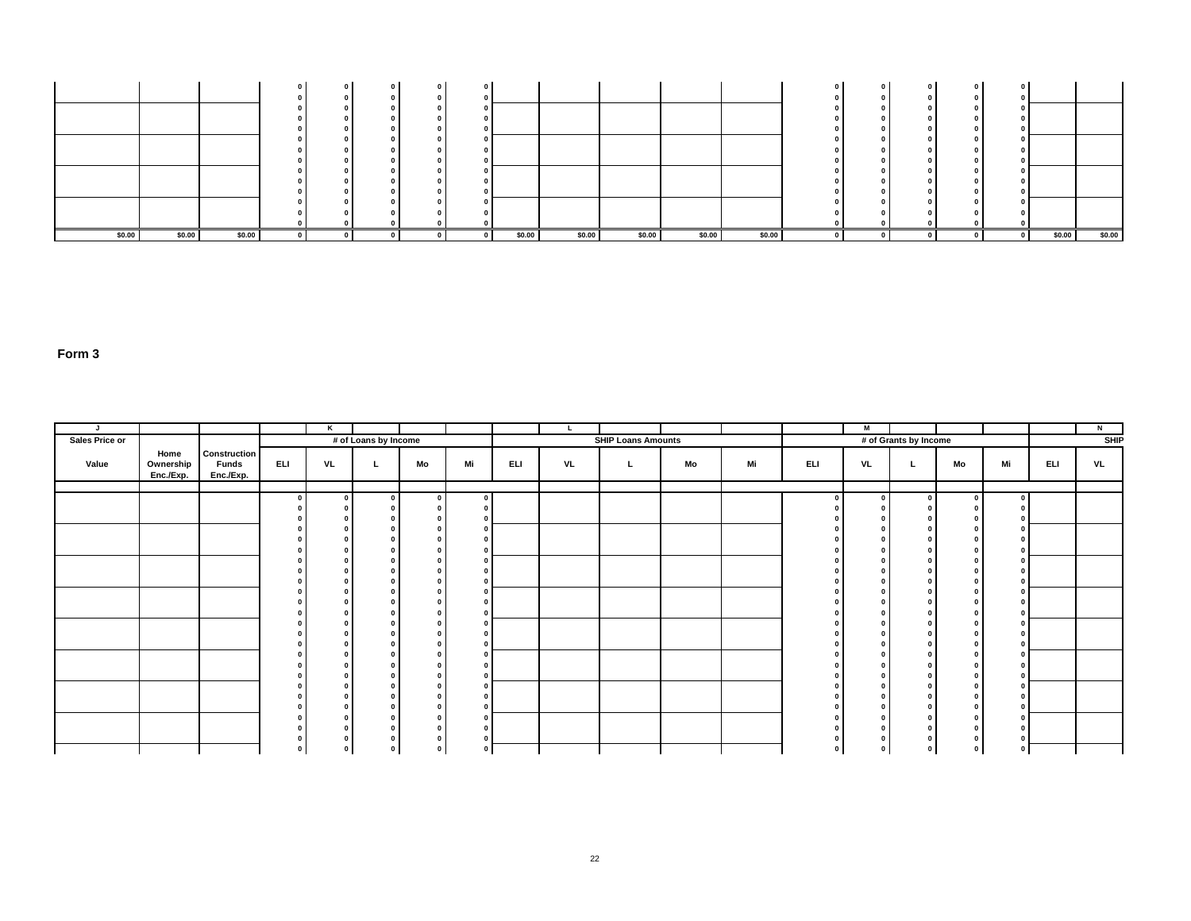| | | | | | | | | | | | | | | | | | | | |
|---|---|---|---|---|---|---|---|---|---|---|---|---|---|---|---|---|---|---|---|
| | | | 0 | 0 | 0 | 0 | 0 | | | | | | 0 | 0 | 0 | 0 | 0 | | |
| | | | 0 | 0 | 0 | 0 | 0 | | | | | | 0 | 0 | 0 | 0 | 0 | | |
| | | | 0 | 0 | 0 | 0 | 0 | | | | | | 0 | 0 | 0 | 0 | 0 | | |
| | | | 0 | 0 | 0 | 0 | 0 | | | | | | 0 | 0 | 0 | 0 | 0 | | |
| | | | 0 | 0 | 0 | 0 | 0 | | | | | | 0 | 0 | 0 | 0 | 0 | | |
| | | | 0 | 0 | 0 | 0 | 0 | | | | | | 0 | 0 | 0 | 0 | 0 | | |
| | | | 0 | 0 | 0 | 0 | 0 | | | | | | 0 | 0 | 0 | 0 | 0 | | |
| | | | 0 | 0 | 0 | 0 | 0 | | | | | | 0 | 0 | 0 | 0 | 0 | | |
| | | | 0 | 0 | 0 | 0 | 0 | | | | | | 0 | 0 | 0 | 0 | 0 | | |
| | | | 0 | 0 | 0 | 0 | 0 | | | | | | 0 | 0 | 0 | 0 | 0 | | |
| | | | 0 | 0 | 0 | 0 | 0 | | | | | | 0 | 0 | 0 | 0 | 0 | | |
| | | | 0 | 0 | 0 | 0 | 0 | | | | | | 0 | 0 | 0 | 0 | 0 | | |
| | | | 0 | 0 | 0 | 0 | 0 | | | | | | 0 | 0 | 0 | 0 | 0 | | |
| | | | 0 | 0 | 0 | 0 | 0 | | | | | | 0 | 0 | 0 | 0 | 0 | | |
| $0.00 | $0.00 | $0.00 | 0 | 0 | 0 | 0 | 0 | $0.00 | $0.00 | $0.00 | $0.00 | $0.00 | 0 | 0 | 0 | 0 | 0 | $0.00 | $0.00 |

**Form 3**

| J | | | | K | | | | | | L | | | | | M | | | | | N |
|---|---|---|---|---|---|---|---|---|---|---|---|---|---|---|---|---|---|---|---|---|
| Sales Price or | | | # of Loans by Income | | | | | SHIP Loans Amounts | | | | | # of Grants by Income | | | | | SHIP | |
| Value | Home Ownership Enc./Exp. | Construction Funds Enc./Exp. | ELI | VL | L | Mo | Mi | ELI | VL | L | Mo | Mi | ELI | VL | L | Mo | Mi | ELI | VL |
| | | | | | | | | | | | | | | | | | | | |
| | | | 0 | 0 | 0 | 0 | 0 | | | | | | 0 | 0 | 0 | 0 | 0 | | |
| | | | 0 | 0 | 0 | 0 | 0 | | | | | | 0 | 0 | 0 | 0 | 0 | | |
| | | | 0 | 0 | 0 | 0 | 0 | | | | | | 0 | 0 | 0 | 0 | 0 | | |
| | | | 0 | 0 | 0 | 0 | 0 | | | | | | 0 | 0 | 0 | 0 | 0 | | |
| | | | 0 | 0 | 0 | 0 | 0 | | | | | | 0 | 0 | 0 | 0 | 0 | | |
| | | | 0 | 0 | 0 | 0 | 0 | | | | | | 0 | 0 | 0 | 0 | 0 | | |
| | | | 0 | 0 | 0 | 0 | 0 | | | | | | 0 | 0 | 0 | 0 | 0 | | |
| | | | 0 | 0 | 0 | 0 | 0 | | | | | | 0 | 0 | 0 | 0 | 0 | | |
| | | | 0 | 0 | 0 | 0 | 0 | | | | | | 0 | 0 | 0 | 0 | 0 | | |
| | | | 0 | 0 | 0 | 0 | 0 | | | | | | 0 | 0 | 0 | 0 | 0 | | |
| | | | 0 | 0 | 0 | 0 | 0 | | | | | | 0 | 0 | 0 | 0 | 0 | | |
| | | | 0 | 0 | 0 | 0 | 0 | | | | | | 0 | 0 | 0 | 0 | 0 | | |
| | | | 0 | 0 | 0 | 0 | 0 | | | | | | 0 | 0 | 0 | 0 | 0 | | |
| | | | 0 | 0 | 0 | 0 | 0 | | | | | | 0 | 0 | 0 | 0 | 0 | | |
| | | | 0 | 0 | 0 | 0 | 0 | | | | | | 0 | 0 | 0 | 0 | 0 | | |
| | | | 0 | 0 | 0 | 0 | 0 | | | | | | 0 | 0 | 0 | 0 | 0 | | |
| | | | 0 | 0 | 0 | 0 | 0 | | | | | | 0 | 0 | 0 | 0 | 0 | | |
| | | | 0 | 0 | 0 | 0 | 0 | | | | | | 0 | 0 | 0 | 0 | 0 | | |
| | | | 0 | 0 | 0 | 0 | 0 | | | | | | 0 | 0 | 0 | 0 | 0 | | |
| | | | 0 | 0 | 0 | 0 | 0 | | | | | | 0 | 0 | 0 | 0 | 0 | | |
| | | | 0 | 0 | 0 | 0 | 0 | | | | | | 0 | 0 | 0 | 0 | 0 | | |
| | | | 0 | 0 | 0 | 0 | 0 | | | | | | 0 | 0 | 0 | 0 | 0 | | |
| | | | 0 | 0 | 0 | 0 | 0 | | | | | | 0 | 0 | 0 | 0 | 0 | | |
| | | | 0 | 0 | 0 | 0 | 0 | | | | | | 0 | 0 | 0 | 0 | 0 | | |
| | | | 0 | 0 | 0 | 0 | 0 | | | | | | 0 | 0 | 0 | 0 | 0 | | |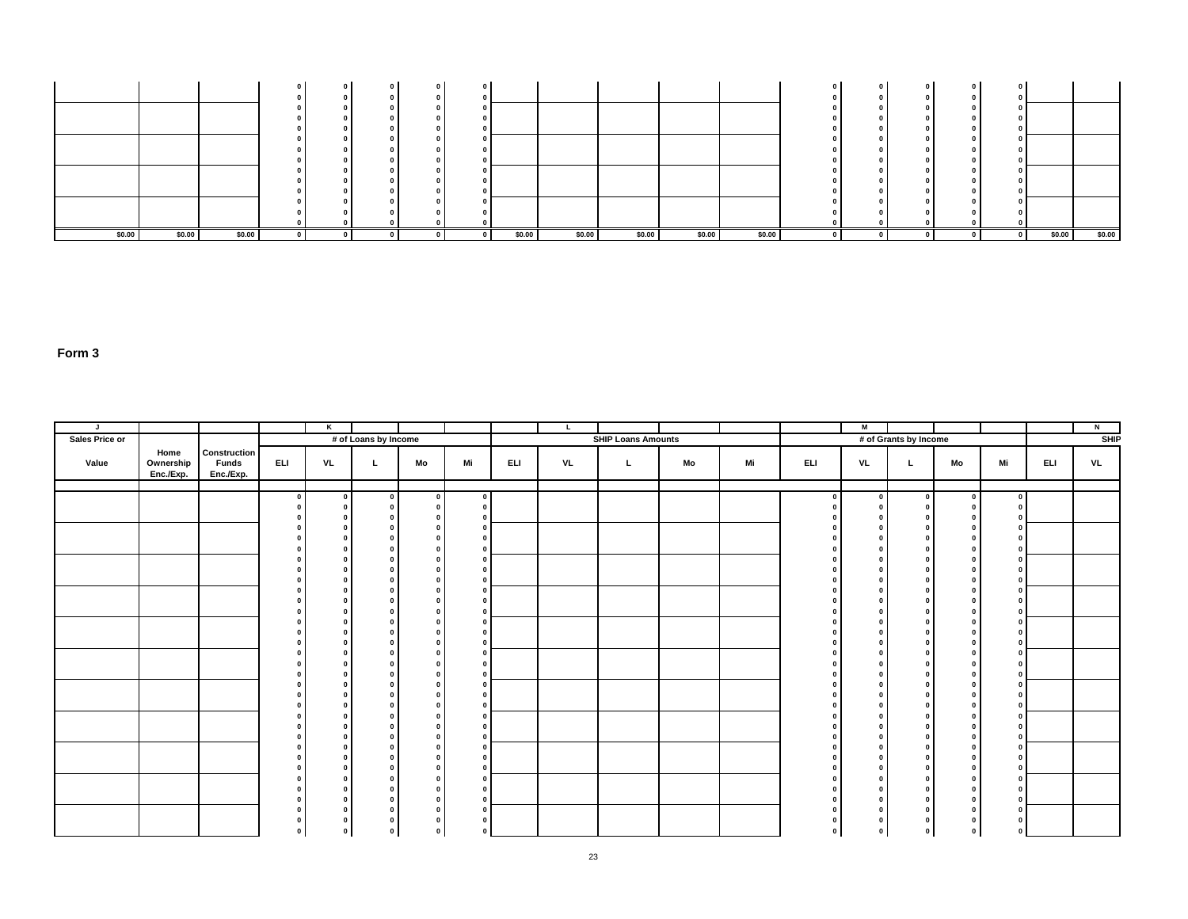| | | | 0 | 0 | 0 | 0 | 0 | | | | | | 0 | 0 | 0 | 0 | 0 | | |
|---|---|---|---|---|---|---|---|---|---|---|---|---|---|---|---|---|---|---|---|
| | | | 0 | 0 | 0 | 0 | 0 | | | | | | 0 | 0 | 0 | 0 | 0 | | |
| | | | 0 | 0 | 0 | 0 | 0 | | | | | | 0 | 0 | 0 | 0 | 0 | | |
| | | | 0 | 0 | 0 | 0 | 0 | | | | | | 0 | 0 | 0 | 0 | 0 | | |
| | | | 0 | 0 | 0 | 0 | 0 | | | | | | 0 | 0 | 0 | 0 | 0 | | |
| | | | 0 | 0 | 0 | 0 | 0 | | | | | | 0 | 0 | 0 | 0 | 0 | | |
| | | | 0 | 0 | 0 | 0 | 0 | | | | | | 0 | 0 | 0 | 0 | 0 | | |
| | | | 0 | 0 | 0 | 0 | 0 | | | | | | 0 | 0 | 0 | 0 | 0 | | |
| | | | 0 | 0 | 0 | 0 | 0 | | | | | | 0 | 0 | 0 | 0 | 0 | | |
| | | | 0 | 0 | 0 | 0 | 0 | | | | | | 0 | 0 | 0 | 0 | 0 | | |
| | | | 0 | 0 | 0 | 0 | 0 | | | | | | 0 | 0 | 0 | 0 | 0 | | |
| | | | 0 | 0 | 0 | 0 | 0 | | | | | | 0 | 0 | 0 | 0 | 0 | | |
| | | | 0 | 0 | 0 | 0 | 0 | | | | | | 0 | 0 | 0 | 0 | 0 | | |
| | | | 0 | 0 | 0 | 0 | 0 | | | | | | 0 | 0 | 0 | 0 | 0 | | |
| $0.00 | $0.00 | $0.00 | 0 | 0 | 0 | 0 | 0 | $0.00 | $0.00 | $0.00 | $0.00 | $0.00 | 0 | 0 | 0 | 0 | 0 | $0.00 | $0.00 |

**Form 3**

| J | | | | K | | | | | L | | | | | M | | | | | N |
|---|---|---|---|---|---|---|---|---|---|---|---|---|---|---|---|---|---|---|---|
| Sales Price or | | | # of Loans by Income | | | | | SHIP Loans Amounts | | | | | # of Grants by Income | | | | | SHIP | |
| Value | Home Ownership Enc./Exp. | Construction Funds Enc./Exp. | ELI | VL | L | Mo | Mi | ELI | VL | L | Mo | Mi | ELI | VL | L | Mo | Mi | ELI | VL |
| | | | | | | | | | | | | | | | | | | | |
| | | | 0 | 0 | 0 | 0 | 0 | | | | | | 0 | 0 | 0 | 0 | 0 | | |
| | | | 0 | 0 | 0 | 0 | 0 | | | | | | 0 | 0 | 0 | 0 | 0 | | |
| | | | 0 | 0 | 0 | 0 | 0 | | | | | | 0 | 0 | 0 | 0 | 0 | | |
| | | | 0 | 0 | 0 | 0 | 0 | | | | | | 0 | 0 | 0 | 0 | 0 | | |
| | | | 0 | 0 | 0 | 0 | 0 | | | | | | 0 | 0 | 0 | 0 | 0 | | |
| | | | 0 | 0 | 0 | 0 | 0 | | | | | | 0 | 0 | 0 | 0 | 0 | | |
| | | | 0 | 0 | 0 | 0 | 0 | | | | | | 0 | 0 | 0 | 0 | 0 | | |
| | | | 0 | 0 | 0 | 0 | 0 | | | | | | 0 | 0 | 0 | 0 | 0 | | |
| | | | 0 | 0 | 0 | 0 | 0 | | | | | | 0 | 0 | 0 | 0 | 0 | | |
| | | | 0 | 0 | 0 | 0 | 0 | | | | | | 0 | 0 | 0 | 0 | 0 | | |
| | | | 0 | 0 | 0 | 0 | 0 | | | | | | 0 | 0 | 0 | 0 | 0 | | |
| | | | 0 | 0 | 0 | 0 | 0 | | | | | | 0 | 0 | 0 | 0 | 0 | | |
| | | | 0 | 0 | 0 | 0 | 0 | | | | | | 0 | 0 | 0 | 0 | 0 | | |
| | | | 0 | 0 | 0 | 0 | 0 | | | | | | 0 | 0 | 0 | 0 | 0 | | |
| | | | 0 | 0 | 0 | 0 | 0 | | | | | | 0 | 0 | 0 | 0 | 0 | | |
| | | | 0 | 0 | 0 | 0 | 0 | | | | | | 0 | 0 | 0 | 0 | 0 | | |
| | | | 0 | 0 | 0 | 0 | 0 | | | | | | 0 | 0 | 0 | 0 | 0 | | |
| | | | 0 | 0 | 0 | 0 | 0 | | | | | | 0 | 0 | 0 | 0 | 0 | | |
| | | | 0 | 0 | 0 | 0 | 0 | | | | | | 0 | 0 | 0 | 0 | 0 | | |
| | | | 0 | 0 | 0 | 0 | 0 | | | | | | 0 | 0 | 0 | 0 | 0 | | |
| | | | 0 | 0 | 0 | 0 | 0 | | | | | | 0 | 0 | 0 | 0 | 0 | | |
| | | | 0 | 0 | 0 | 0 | 0 | | | | | | 0 | 0 | 0 | 0 | 0 | | |
| | | | 0 | 0 | 0 | 0 | 0 | | | | | | 0 | 0 | 0 | 0 | 0 | | |
| | | | 0 | 0 | 0 | 0 | 0 | | | | | | 0 | 0 | 0 | 0 | 0 | | |
| | | | 0 | 0 | 0 | 0 | 0 | | | | | | 0 | 0 | 0 | 0 | 0 | | |
| | | | 0 | 0 | 0 | 0 | 0 | | | | | | 0 | 0 | 0 | 0 | 0 | | |
| | | | 0 | 0 | 0 | 0 | 0 | | | | | | 0 | 0 | 0 | 0 | 0 | | |
| | | | 0 | 0 | 0 | 0 | 0 | | | | | | 0 | 0 | 0 | 0 | 0 | | |
| | | | 0 | 0 | 0 | 0 | 0 | | | | | | 0 | 0 | 0 | 0 | 0 | | |
| | | | 0 | 0 | 0 | 0 | 0 | | | | | | 0 | 0 | 0 | 0 | 0 | | |
| | | | 0 | 0 | 0 | 0 | 0 | | | | | | 0 | 0 | 0 | 0 | 0 | | |
| | | | 0 | 0 | 0 | 0 | 0 | | | | | | 0 | 0 | 0 | 0 | 0 | | |
| | | | 0 | 0 | 0 | 0 | 0 | | | | | | 0 | 0 | 0 | 0 | 0 | | |
| | | | 0 | 0 | 0 | 0 | 0 | | | | | | 0 | 0 | 0 | 0 | 0 | | |
| | | | 0 | 0 | 0 | 0 | 0 | | | | | | 0 | 0 | 0 | 0 | 0 | | |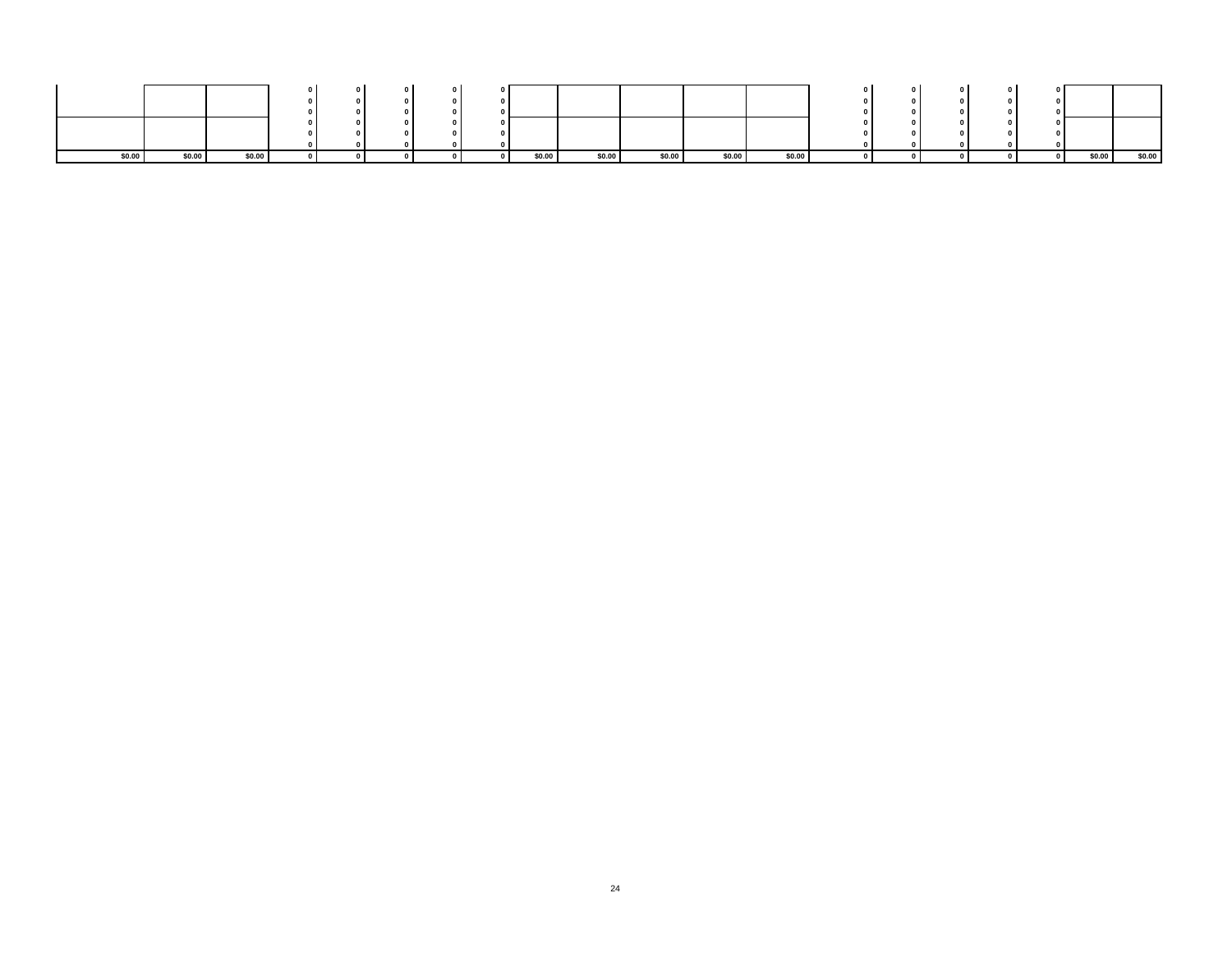| | | | | | | | | | | | | | | | | | | | |
|---|---|---|---|---|---|---|---|---|---|---|---|---|---|---|---|---|---|---|---|
| | | | 0 | 0 | 0 | 0 | 0 | | | | | | 0 | 0 | 0 | 0 | 0 | | |
| | | | 0 | 0 | 0 | 0 | 0 | | | | | | 0 | 0 | 0 | 0 | 0 | | |
| | | | 0 | 0 | 0 | 0 | 0 | | | | | | 0 | 0 | 0 | 0 | 0 | | |
| | | | 0 | 0 | 0 | 0 | 0 | | | | | | 0 | 0 | 0 | 0 | 0 | | |
| | | | 0 | 0 | 0 | 0 | 0 | | | | | | 0 | 0 | 0 | 0 | 0 | | |
| | | | 0 | 0 | 0 | 0 | 0 | | | | | | 0 | 0 | 0 | 0 | 0 | | |
| **$0.00** | **$0.00** | **$0.00** | **0** | **0** | **0** | **0** | **0** | **$0.00** | **$0.00** | **$0.00** | **$0.00** | **$0.00** | **0** | **0** | **0** | **0** | **0** | **$0.00** | **$0.00** |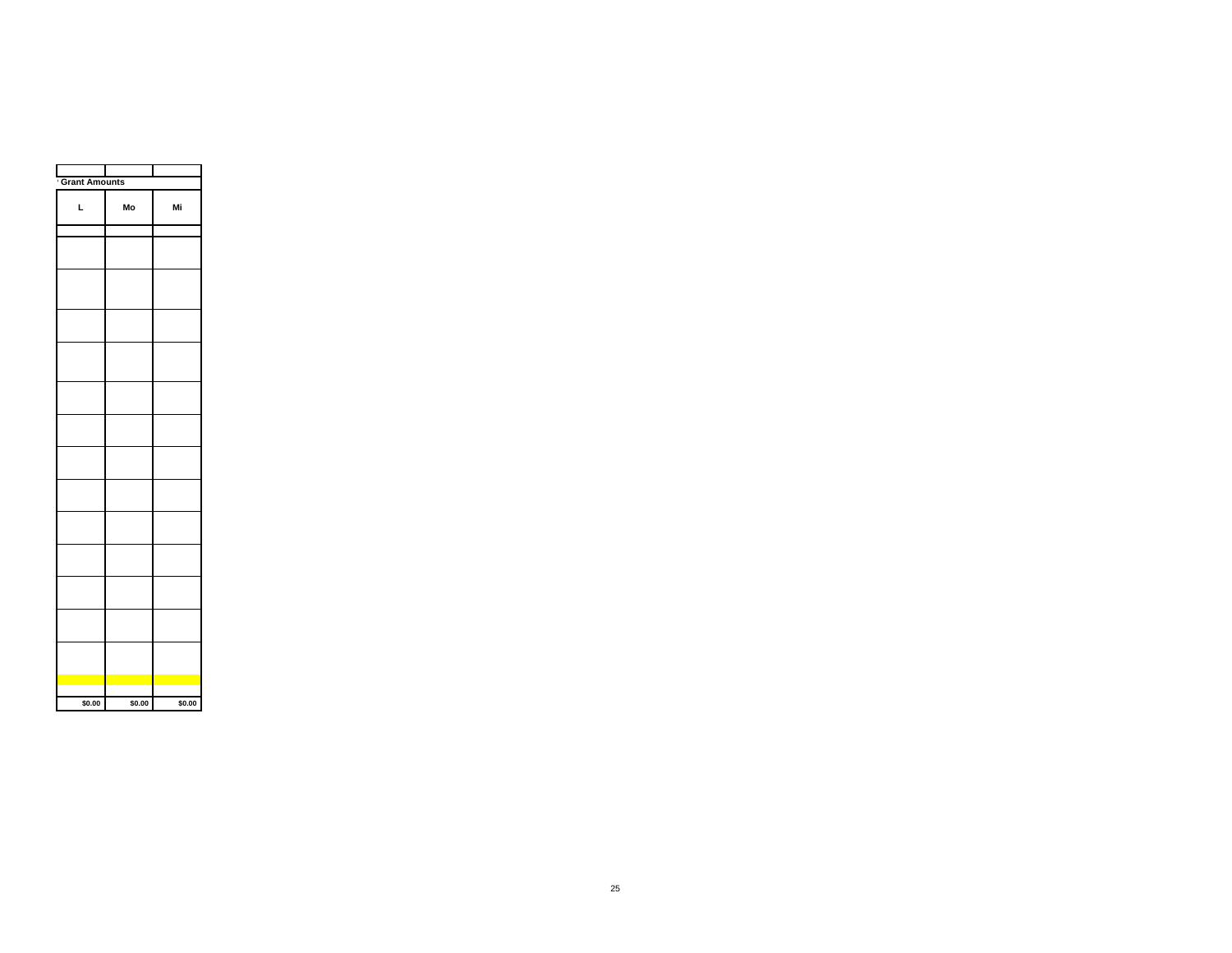| Grant Amounts | | |
|---|---|---|
| L | Mo | Mi |
| | | |
| | | |
| | | |
| | | |
| | | |
| | | |
| | | |
| | | |
| | | |
| | | |
| | | |
| | | |
| | | |
| | | |
| | | |
| | | |
| $0.00 | $0.00 | $0.00 |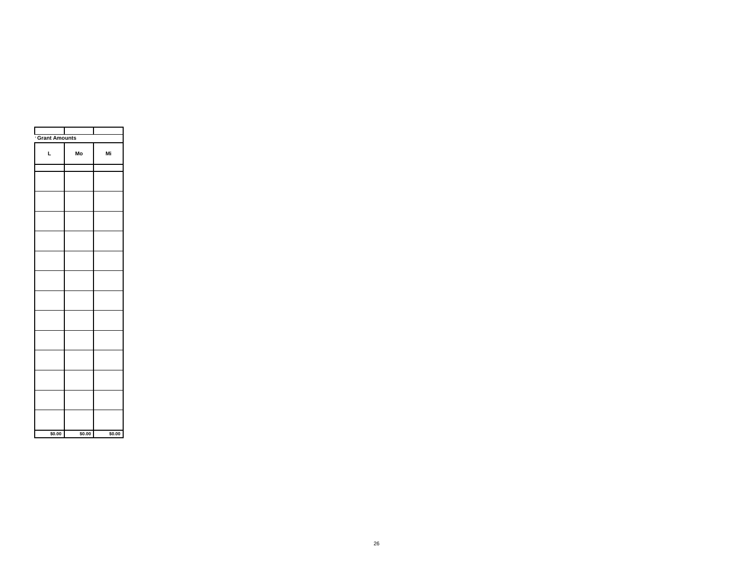| | | |
|---|---|---|
| Grant Amounts | | |
| L | Mo | Mi |
| | | |
| | | |
| | | |
| | | |
| | | |
| | | |
| | | |
| | | |
| | | |
| | | |
| | | |
| | | |
| | | |
| | | |
| $0.00 | $0.00 | $0.00 |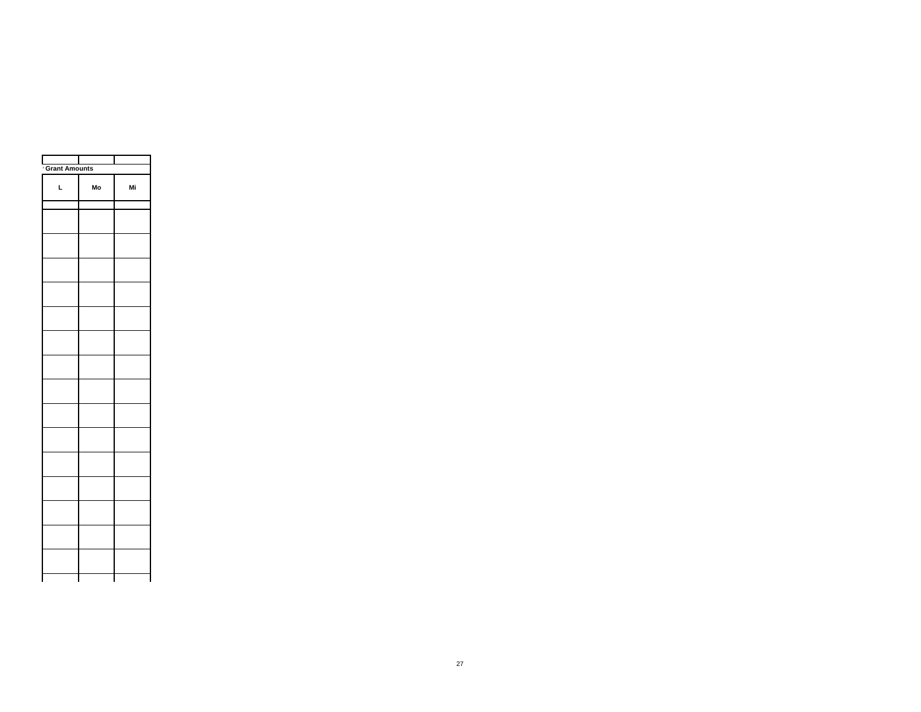| | | |
|---|---|---|
| Grant Amounts | | |
| **L** | **Mo** | **Mi** |
| | | |
| | | |
| | | |
| | | |
| | | |
| | | |
| | | |
| | | |
| | | |
| | | |
| | | |
| | | |
| | | |
| | | |
| | | |
| | | |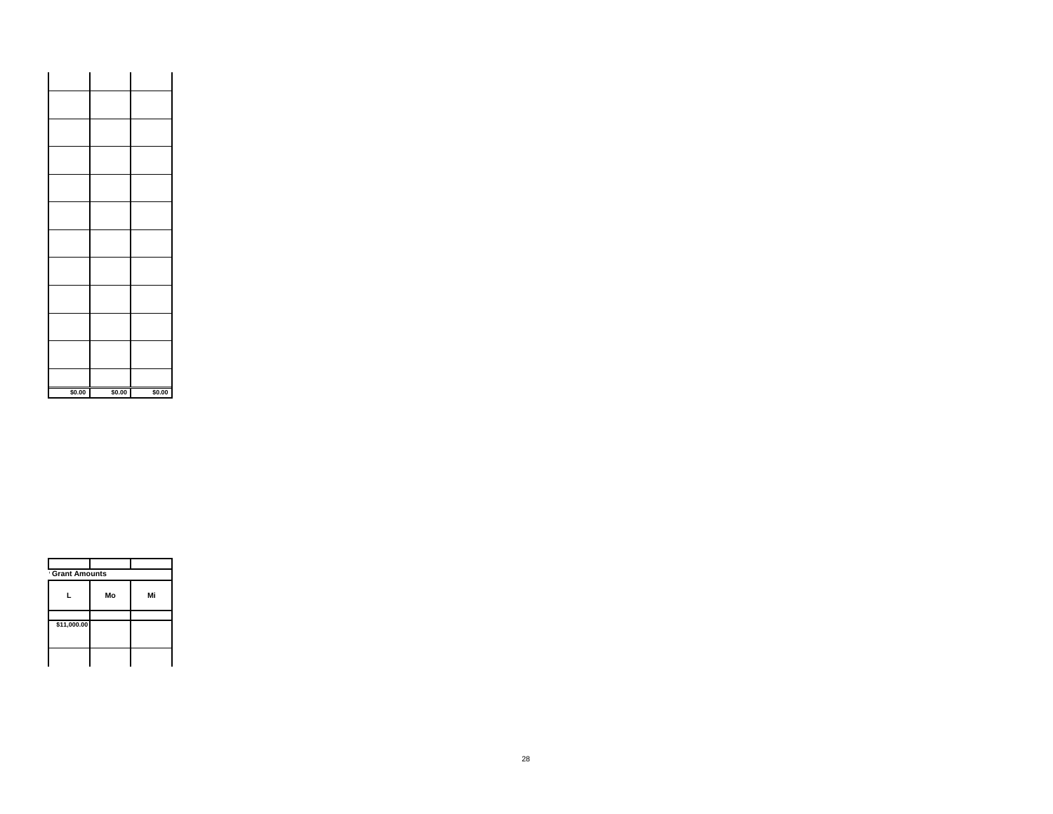| | | |
|---|---|---|
| | | |
| | | |
| | | |
| | | |
| | | |
| | | |
| | | |
| | | |
| | | |
| | | |
| | | |
| **$0.00** | **$0.00** | **$0.00** |

| | | |
|---|---|---|
| **Grant Amounts** | | |
| **L** | **Mo** | **Mi** |
| | | |
| **$11,000.00** | | |
| | | |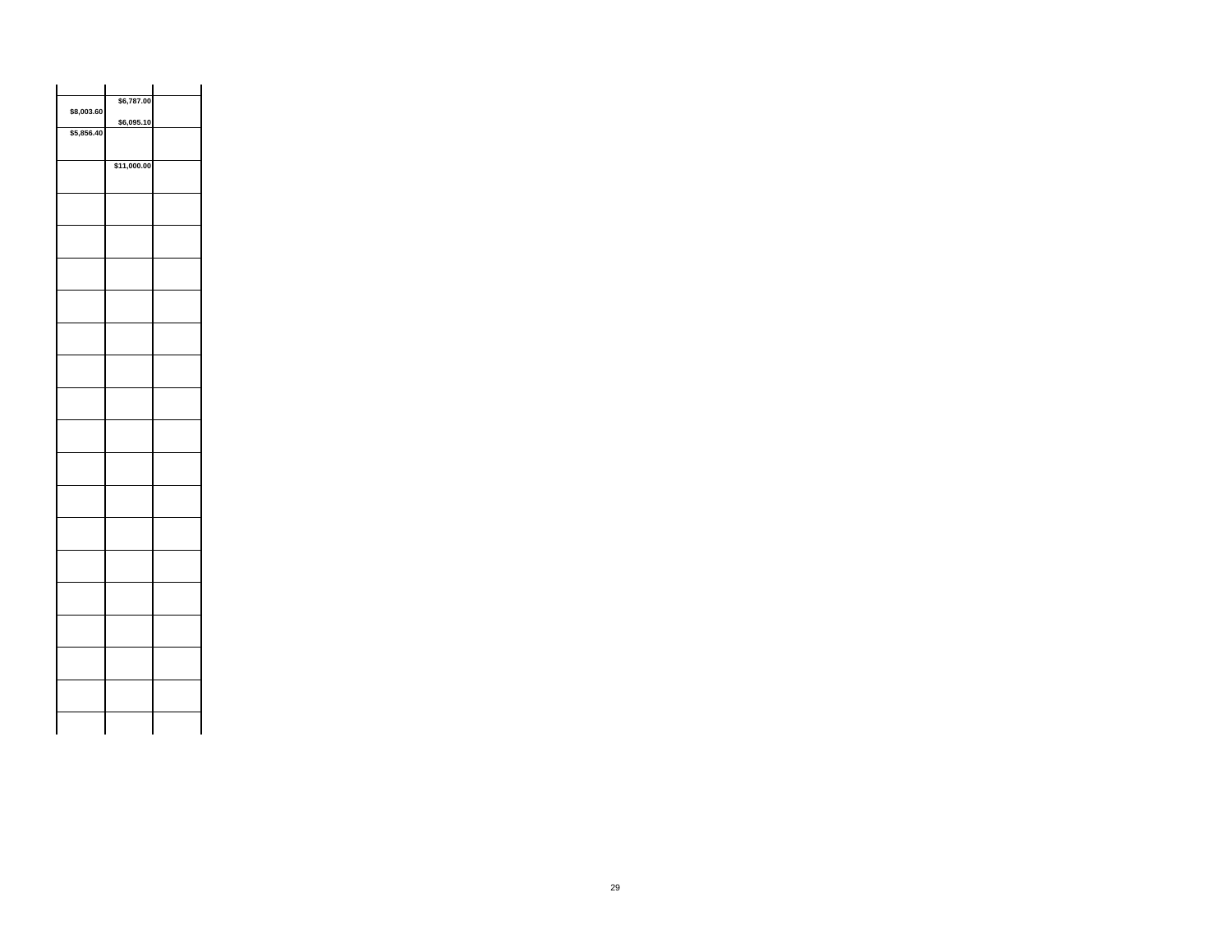| | | |
|---|---|---|
| $8,003.60 | $6,787.00<br>$6,095.10 | |
| $5,856.40 | | |
| | $11,000.00 | |
| | | |
| | | |
| | | |
| | | |
| | | |
| | | |
| | | |
| | | |
| | | |
| | | |
| | | |
| | | |
| | | |
| | | |
| | | |
| | | |
| | | |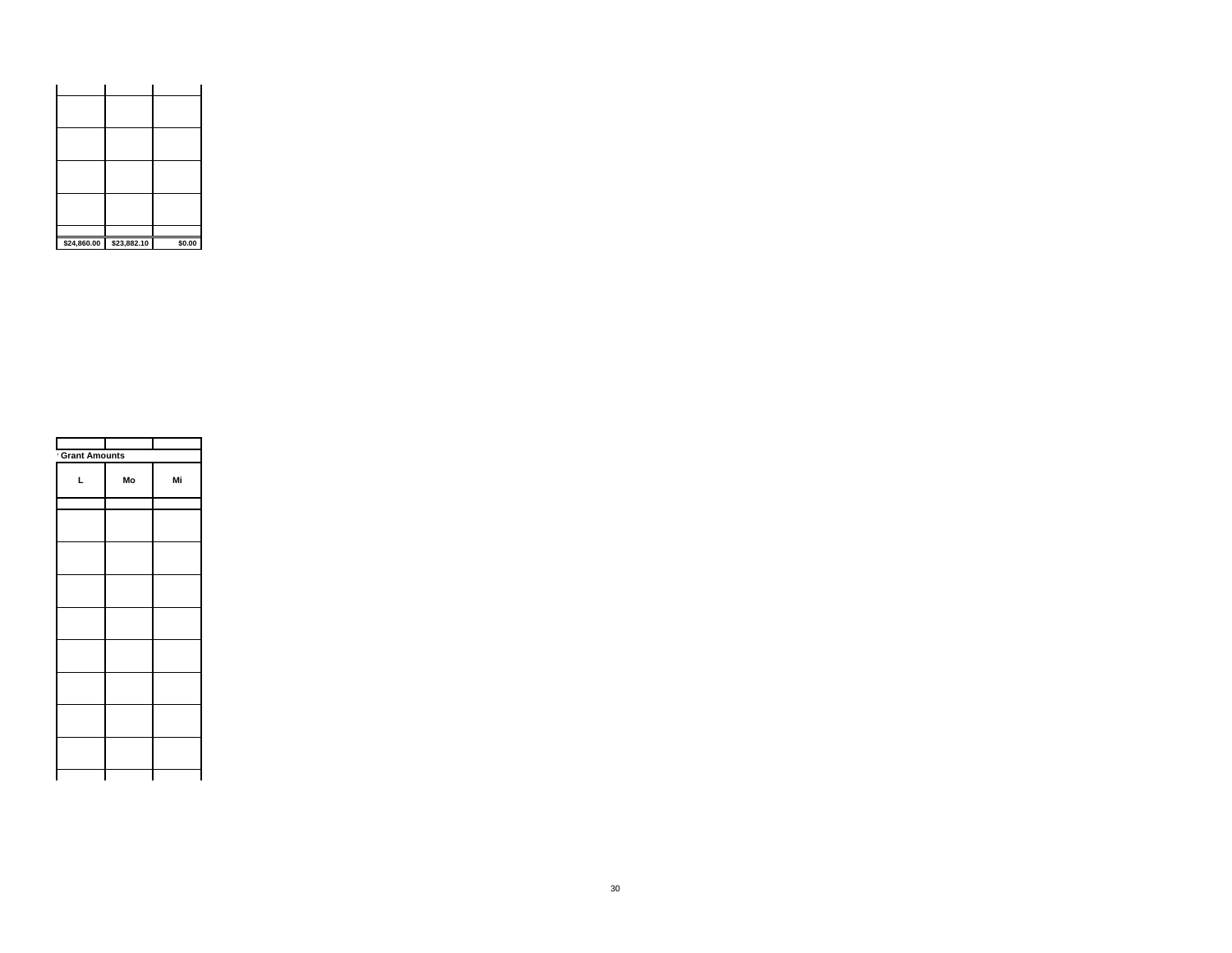| | | |
|---|---|---|
| | | |
| | | |
| | | |
| | | |
| | | |
| $24,860.00 | $23,882.10 | $0.00 |

| | | |
|---|---|---|
| Grant Amounts | | |
| L | Mo | Mi |
| | | |
| | | |
| | | |
| | | |
| | | |
| | | |
| | | |
| | | |
| | | |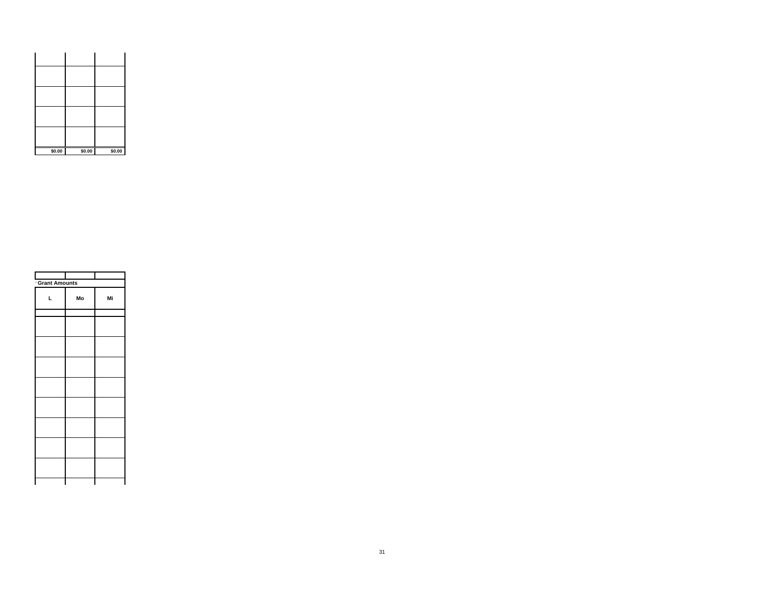| | | |
|---|---|---|
| | | |
| | | |
| | | |
| | | |
| | | |
| **$0.00** | **$0.00** | **$0.00** |

| **Grant Amounts** | | |
|---|---|---|
| **L** | **Mo** | **Mi** |
| | | |
| | | |
| | | |
| | | |
| | | |
| | | |
| | | |
| | | |
| | | |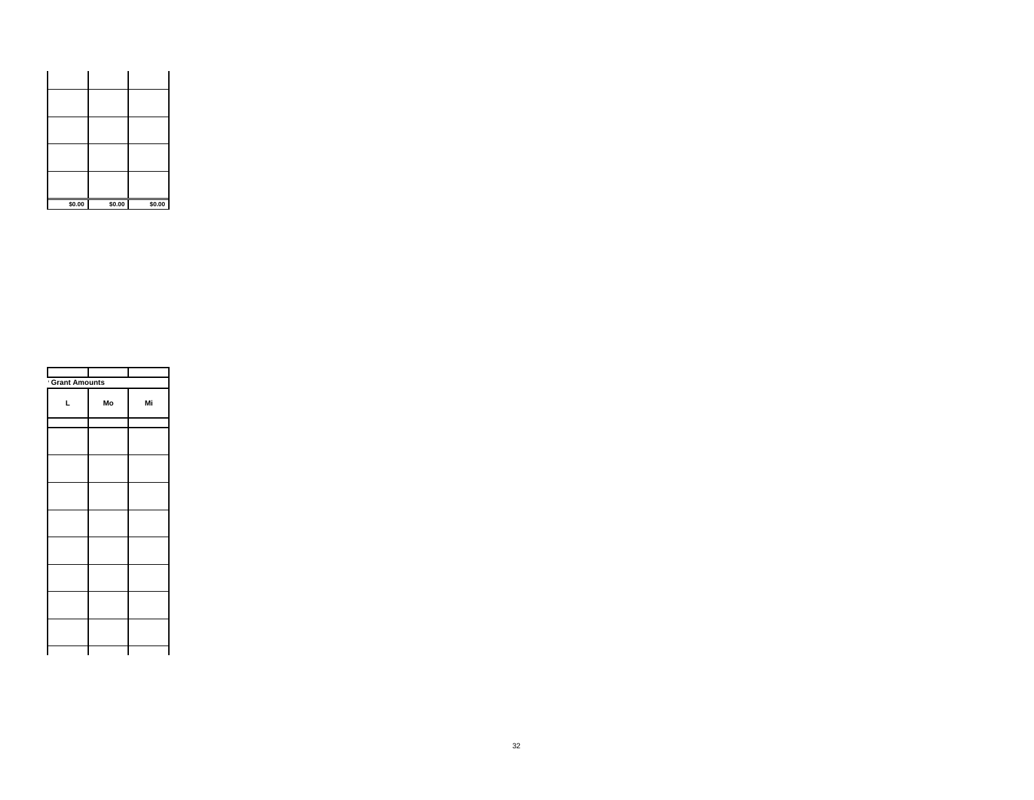| | | |
|---|---|---|
| | | |
| | | |
| | | |
| | | |
| | | |
| $0.00 | $0.00 | $0.00 |

| Grant Amounts | | |
|---|---|---|
| L | Mo | Mi |
| | | |
| | | |
| | | |
| | | |
| | | |
| | | |
| | | |
| | | |
| | | |
| | | |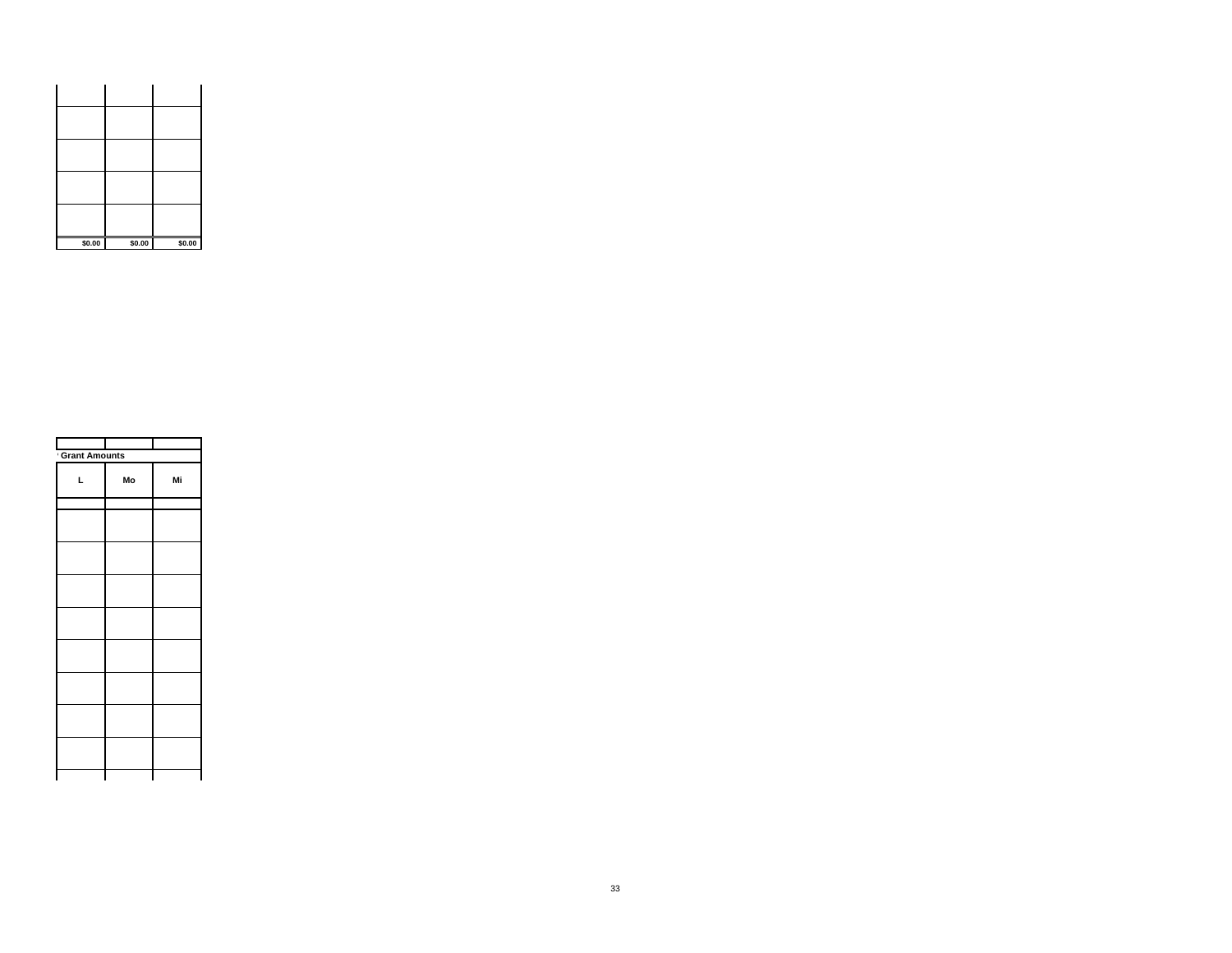| | | |
|---|---|---|
| | | |
| | | |
| | | |
| | | |
| $0.00 | $0.00 | $0.00 |

| | | |
|---|---|---|
| Grant Amounts | | |
| L | Mo | Mi |
| | | |
| | | |
| | | |
| | | |
| | | |
| | | |
| | | |
| | | |
| | | |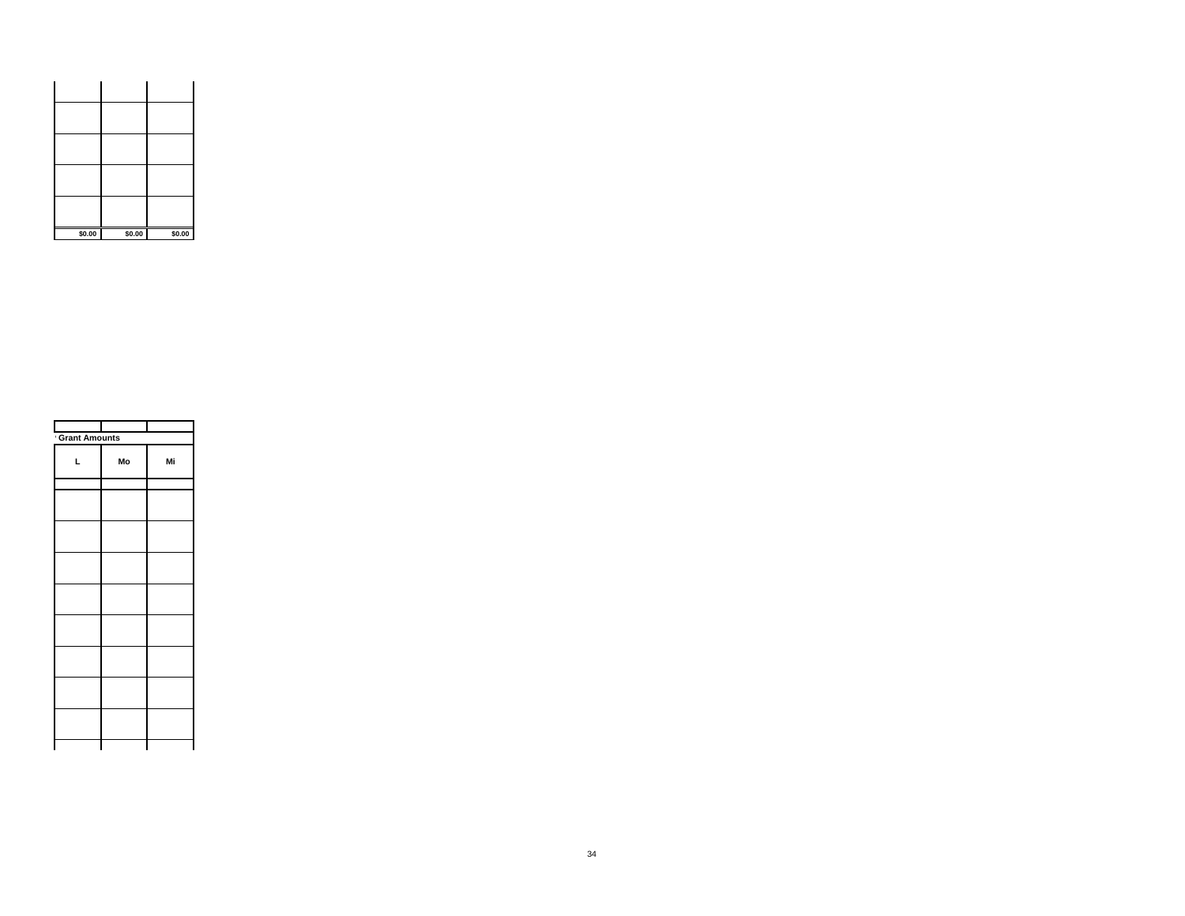| | | |
|---|---|---|
| | | |
| | | |
| | | |
| | | |
| | | |
| $0.00 | $0.00 | $0.00 |

| Grant Amounts | | |
|---|---|---|
| L | Mo | Mi |
| | | |
| | | |
| | | |
| | | |
| | | |
| | | |
| | | |
| | | |
| | | |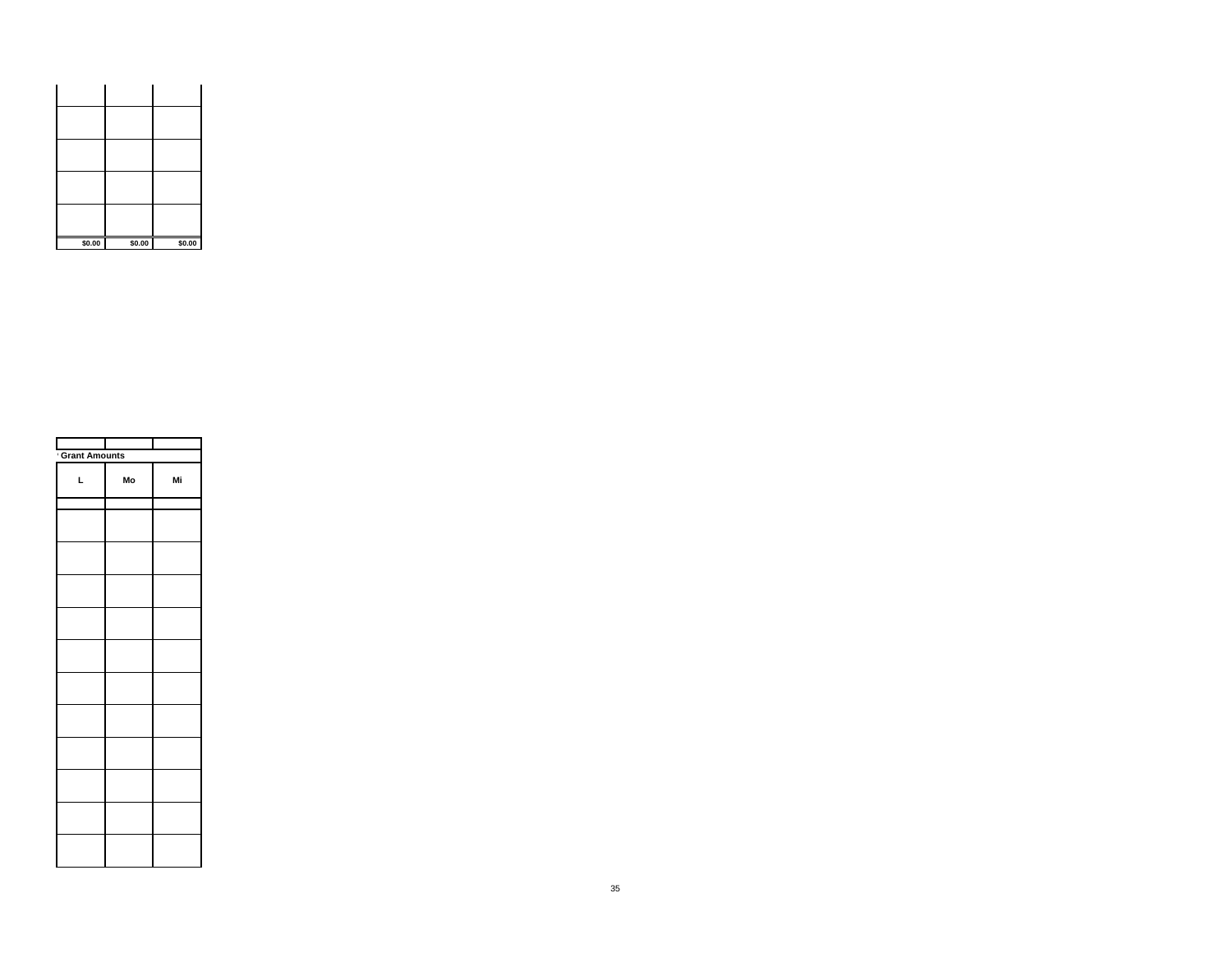| | | |
|---|---|---|
| | | |
| | | |
| | | |
| | | |
| | | |
| $0.00 | $0.00 | $0.00 |

| Grant Amounts | | |
|---|---|---|
| L | Mo | Mi |
| | | |
| | | |
| | | |
| | | |
| | | |
| | | |
| | | |
| | | |
| | | |
| | | |
| | | |
| | | |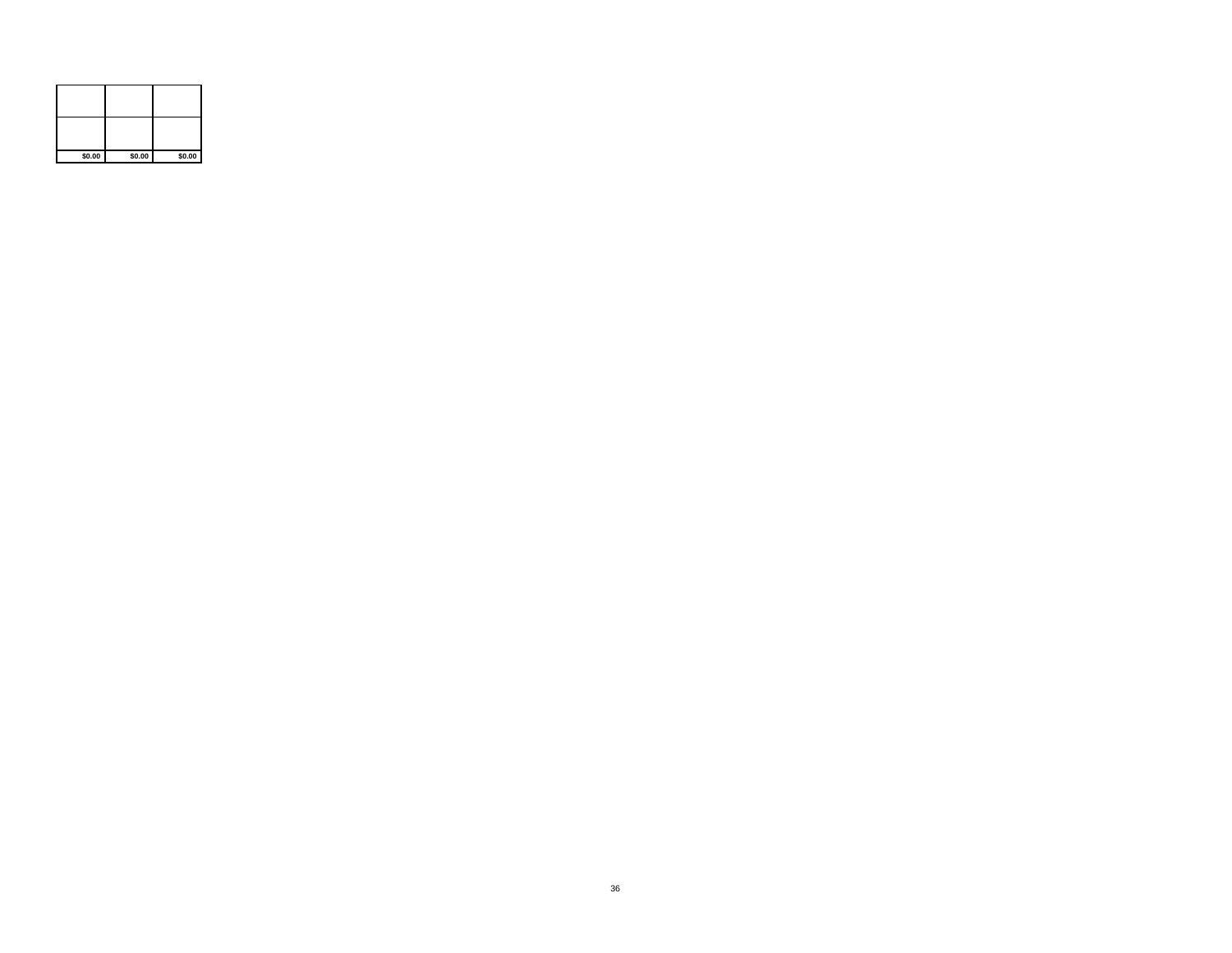| | | |
|---|---|---|
| | | |
| | | |
| **$0.00** | **$0.00** | **$0.00** |